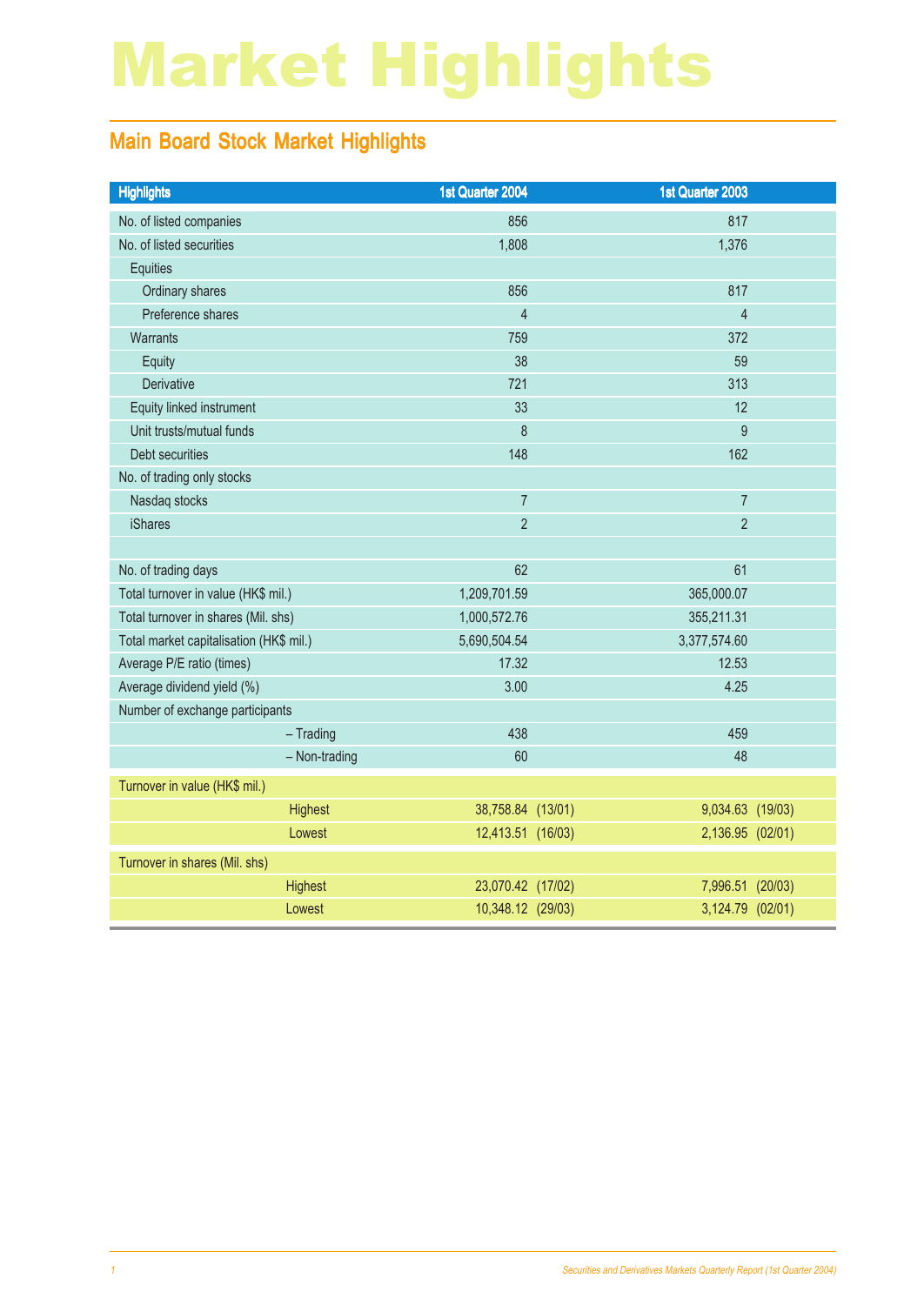# Market Highlights

## Main Board Stock Market Highlights

| Highlights | 1st Quarter 2004 | 1st Quarter 2003 |
|---|---|---|
| No. of listed companies | 856 | 817 |
| No. of listed securities | 1,808 | 1,376 |
| Equities | | |
| Ordinary shares | 856 | 817 |
| Preference shares | 4 | 4 |
| Warrants | 759 | 372 |
| Equity | 38 | 59 |
| Derivative | 721 | 313 |
| Equity linked instrument | 33 | 12 |
| Unit trusts/mutual funds | 8 | 9 |
| Debt securities | 148 | 162 |
| No. of trading only stocks | | |
| Nasdaq stocks | 7 | 7 |
| iShares | 2 | 2 |
| | | |
| No. of trading days | 62 | 61 |
| Total turnover in value (HK$ mil.) | 1,209,701.59 | 365,000.07 |
| Total turnover in shares (Mil. shs) | 1,000,572.76 | 355,211.31 |
| Total market capitalisation (HK$ mil.) | 5,690,504.54 | 3,377,574.60 |
| Average P/E ratio (times) | 17.32 | 12.53 |
| Average dividend yield (%) | 3.00 | 4.25 |
| Number of exchange participants | | |
| – Trading | 438 | 459 |
| – Non-trading | 60 | 48 |
| Turnover in value (HK$ mil.) | | |
| Highest | 38,758.84 (13/01) | 9,034.63 (19/03) |
| Lowest | 12,413.51 (16/03) | 2,136.95 (02/01) |
| Turnover in shares (Mil. shs) | | |
| Highest | 23,070.42 (17/02) | 7,996.51 (20/03) |
| Lowest | 10,348.12 (29/03) | 3,124.79 (02/01) |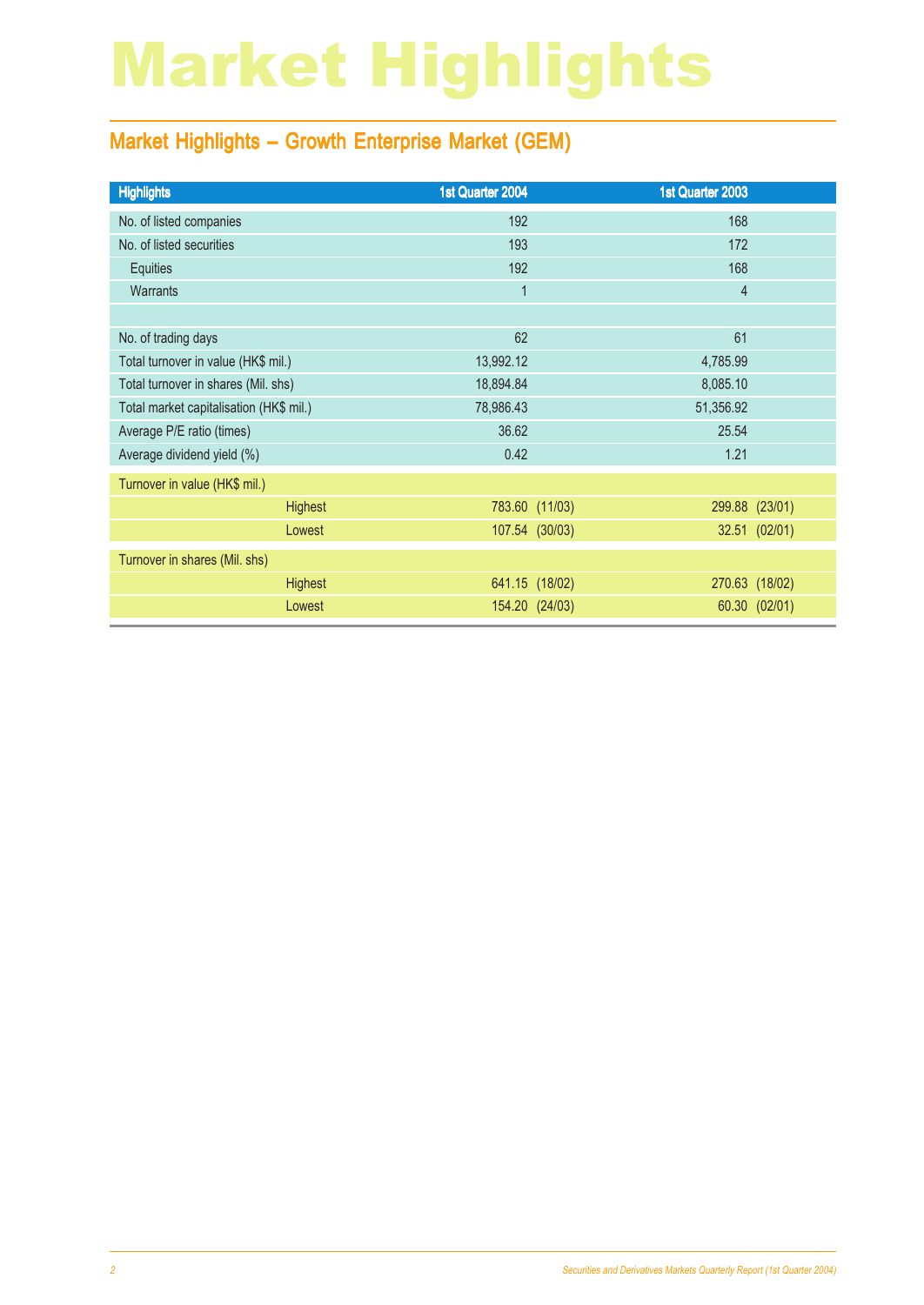# Market Highlights

## Market Highlights – Growth Enterprise Market (GEM)

| Highlights | | 1st Quarter 2004 | 1st Quarter 2003 |
|---|---|---|---|
| No. of listed companies | | 192 | 168 |
| No. of listed securities | | 193 | 172 |
| Equities | | 192 | 168 |
| Warrants | | 1 | 4 |
| | | | |
| No. of trading days | | 62 | 61 |
| Total turnover in value (HK$ mil.) | | 13,992.12 | 4,785.99 |
| Total turnover in shares (Mil. shs) | | 18,894.84 | 8,085.10 |
| Total market capitalisation (HK$ mil.) | | 78,986.43 | 51,356.92 |
| Average P/E ratio (times) | | 36.62 | 25.54 |
| Average dividend yield (%) | | 0.42 | 1.21 |
| Turnover in value (HK$ mil.) | | | |
| | Highest | 783.60 (11/03) | 299.88 (23/01) |
| | Lowest | 107.54 (30/03) | 32.51 (02/01) |
| Turnover in shares (Mil. shs) | | | |
| | Highest | 641.15 (18/02) | 270.63 (18/02) |
| | Lowest | 154.20 (24/03) | 60.30 (02/01) |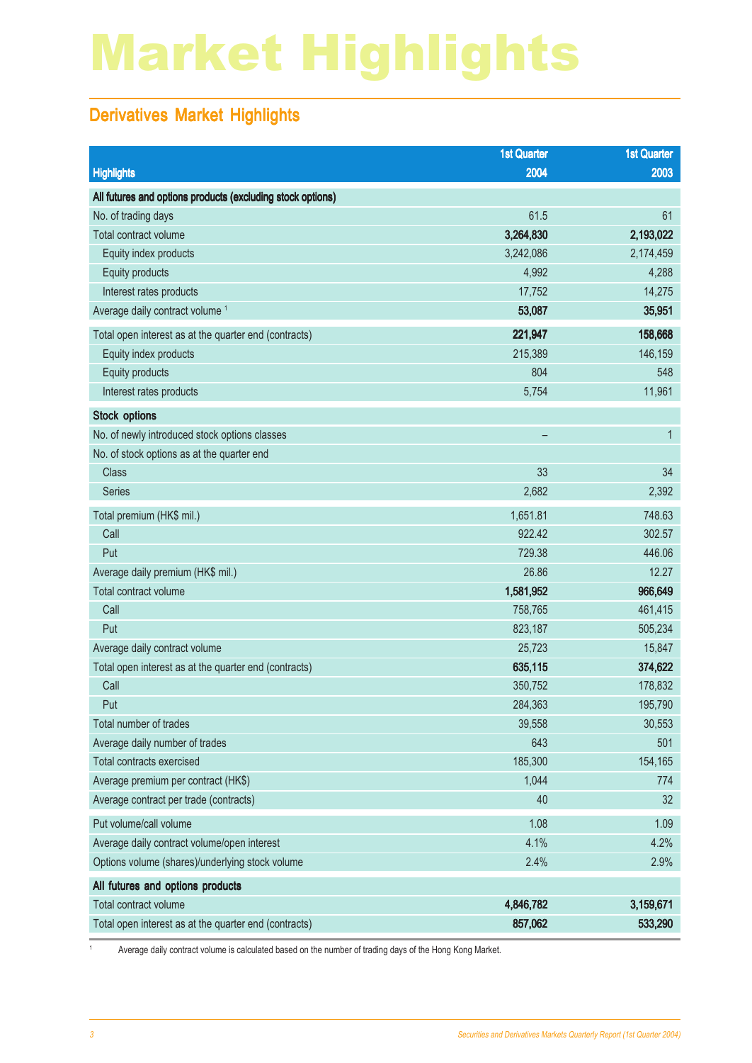# Market Highlights

## Derivatives Market Highlights

| Highlights | 1st Quarter 2004 | 1st Quarter 2003 |
|---|---|---|
| **All futures and options products (excluding stock options)** | | |
| No. of trading days | 61.5 | 61 |
| Total contract volume | **3,264,830** | **2,193,022** |
| Equity index products | 3,242,086 | 2,174,459 |
| Equity products | 4,992 | 4,288 |
| Interest rates products | 17,752 | 14,275 |
| Average daily contract volume [1] | **53,087** | **35,951** |
| Total open interest as at the quarter end (contracts) | **221,947** | **158,668** |
| Equity index products | 215,389 | 146,159 |
| Equity products | 804 | 548 |
| Interest rates products | 5,754 | 11,961 |
| **Stock options** | | |
| No. of newly introduced stock options classes | – | 1 |
| No. of stock options as at the quarter end | | |
| Class | 33 | 34 |
| Series | 2,682 | 2,392 |
| Total premium (HK$ mil.) | 1,651.81 | 748.63 |
| Call | 922.42 | 302.57 |
| Put | 729.38 | 446.06 |
| Average daily premium (HK$ mil.) | 26.86 | 12.27 |
| Total contract volume | **1,581,952** | **966,649** |
| Call | 758,765 | 461,415 |
| Put | 823,187 | 505,234 |
| Average daily contract volume | 25,723 | 15,847 |
| Total open interest as at the quarter end (contracts) | **635,115** | **374,622** |
| Call | 350,752 | 178,832 |
| Put | 284,363 | 195,790 |
| Total number of trades | 39,558 | 30,553 |
| Average daily number of trades | 643 | 501 |
| Total contracts exercised | 185,300 | 154,165 |
| Average premium per contract (HK$) | 1,044 | 774 |
| Average contract per trade (contracts) | 40 | 32 |
| Put volume/call volume | 1.08 | 1.09 |
| Average daily contract volume/open interest | 4.1% | 4.2% |
| Options volume (shares)/underlying stock volume | 2.4% | 2.9% |
| **All futures and options products** | | |
| Total contract volume | **4,846,782** | **3,159,671** |
| Total open interest as at the quarter end (contracts) | **857,062** | **533,290** |

[1] Average daily contract volume is calculated based on the number of trading days of the Hong Kong Market.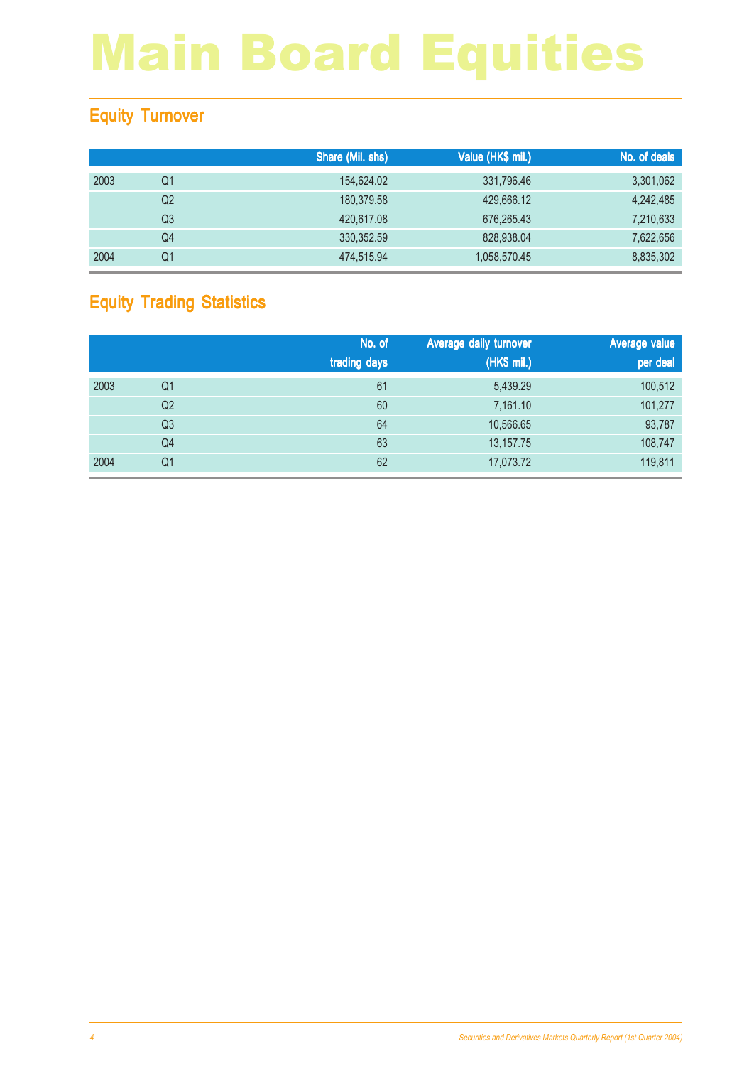# Main Board Equities

## Equity Turnover

| | | Share (Mil. shs) | Value (HK$ mil.) | No. of deals |
|---|---|---|---|---|
| 2003 | Q1 | 154,624.02 | 331,796.46 | 3,301,062 |
| | Q2 | 180,379.58 | 429,666.12 | 4,242,485 |
| | Q3 | 420,617.08 | 676,265.43 | 7,210,633 |
| | Q4 | 330,352.59 | 828,938.04 | 7,622,656 |
| 2004 | Q1 | 474,515.94 | 1,058,570.45 | 8,835,302 |

## Equity Trading Statistics

| | | No. of trading days | Average daily turnover (HK$ mil.) | Average value per deal |
|---|---|---|---|---|
| 2003 | Q1 | 61 | 5,439.29 | 100,512 |
| | Q2 | 60 | 7,161.10 | 101,277 |
| | Q3 | 64 | 10,566.65 | 93,787 |
| | Q4 | 63 | 13,157.75 | 108,747 |
| 2004 | Q1 | 62 | 17,073.72 | 119,811 |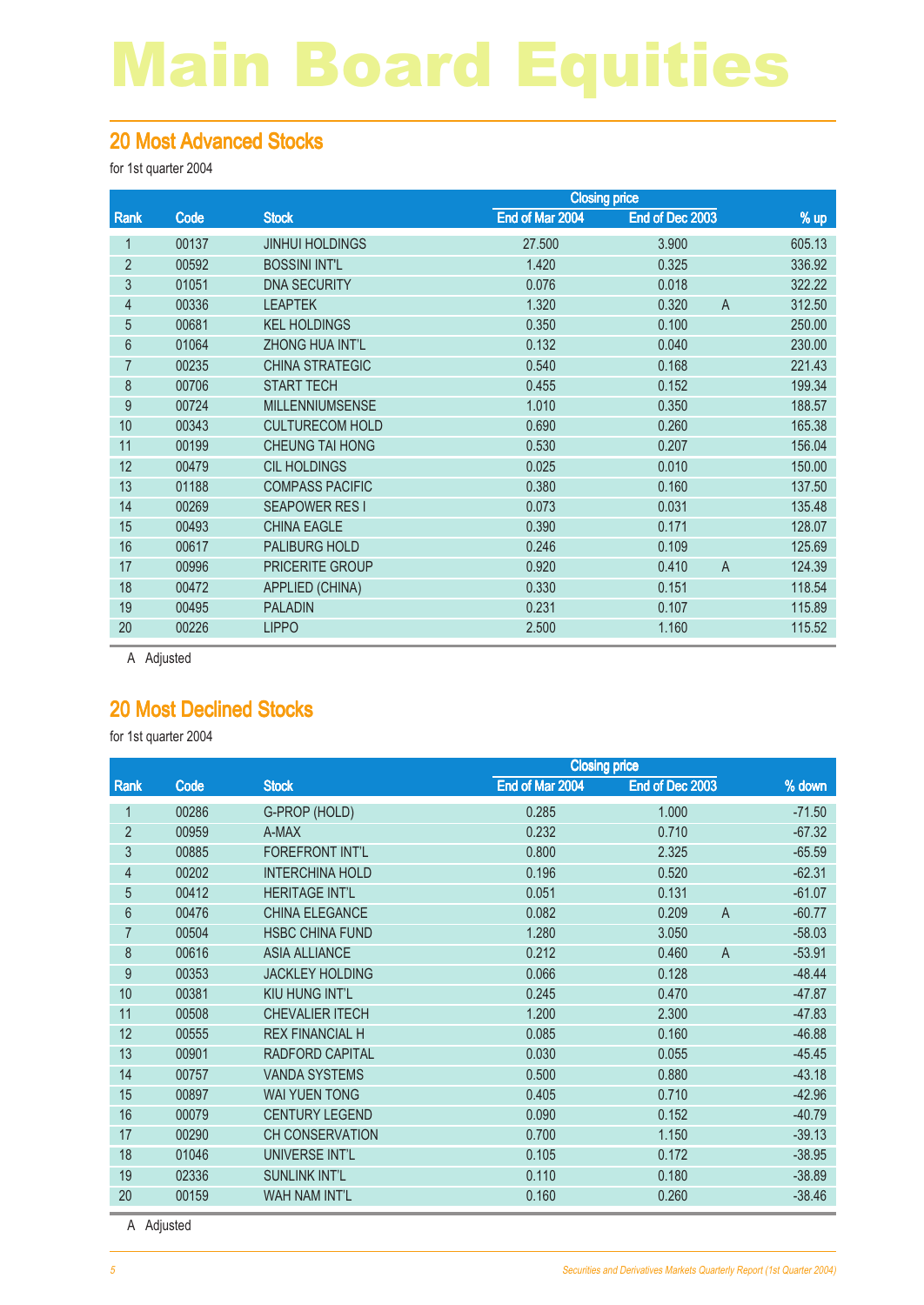# Main Board Equities

## 20 Most Advanced Stocks

for 1st quarter 2004

| Rank | Code | Stock | Closing price End of Mar 2004 | Closing price End of Dec 2003 | | % up |
|---|---|---|---|---|---|---|
| 1 | 00137 | JINHUI HOLDINGS | 27.500 | 3.900 | | 605.13 |
| 2 | 00592 | BOSSINI INT'L | 1.420 | 0.325 | | 336.92 |
| 3 | 01051 | DNA SECURITY | 0.076 | 0.018 | | 322.22 |
| 4 | 00336 | LEAPTEK | 1.320 | 0.320 | A | 312.50 |
| 5 | 00681 | KEL HOLDINGS | 0.350 | 0.100 | | 250.00 |
| 6 | 01064 | ZHONG HUA INT'L | 0.132 | 0.040 | | 230.00 |
| 7 | 00235 | CHINA STRATEGIC | 0.540 | 0.168 | | 221.43 |
| 8 | 00706 | START TECH | 0.455 | 0.152 | | 199.34 |
| 9 | 00724 | MILLENNIUMSENSE | 1.010 | 0.350 | | 188.57 |
| 10 | 00343 | CULTURECOM HOLD | 0.690 | 0.260 | | 165.38 |
| 11 | 00199 | CHEUNG TAI HONG | 0.530 | 0.207 | | 156.04 |
| 12 | 00479 | CIL HOLDINGS | 0.025 | 0.010 | | 150.00 |
| 13 | 01188 | COMPASS PACIFIC | 0.380 | 0.160 | | 137.50 |
| 14 | 00269 | SEAPOWER RES I | 0.073 | 0.031 | | 135.48 |
| 15 | 00493 | CHINA EAGLE | 0.390 | 0.171 | | 128.07 |
| 16 | 00617 | PALIBURG HOLD | 0.246 | 0.109 | | 125.69 |
| 17 | 00996 | PRICERITE GROUP | 0.920 | 0.410 | A | 124.39 |
| 18 | 00472 | APPLIED (CHINA) | 0.330 | 0.151 | | 118.54 |
| 19 | 00495 | PALADIN | 0.231 | 0.107 | | 115.89 |
| 20 | 00226 | LIPPO | 2.500 | 1.160 | | 115.52 |

A Adjusted

## 20 Most Declined Stocks

for 1st quarter 2004

| Rank | Code | Stock | Closing price End of Mar 2004 | Closing price End of Dec 2003 | | % down |
|---|---|---|---|---|---|---|
| 1 | 00286 | G-PROP (HOLD) | 0.285 | 1.000 | | -71.50 |
| 2 | 00959 | A-MAX | 0.232 | 0.710 | | -67.32 |
| 3 | 00885 | FOREFRONT INT'L | 0.800 | 2.325 | | -65.59 |
| 4 | 00202 | INTERCHINA HOLD | 0.196 | 0.520 | | -62.31 |
| 5 | 00412 | HERITAGE INT'L | 0.051 | 0.131 | | -61.07 |
| 6 | 00476 | CHINA ELEGANCE | 0.082 | 0.209 | A | -60.77 |
| 7 | 00504 | HSBC CHINA FUND | 1.280 | 3.050 | | -58.03 |
| 8 | 00616 | ASIA ALLIANCE | 0.212 | 0.460 | A | -53.91 |
| 9 | 00353 | JACKLEY HOLDING | 0.066 | 0.128 | | -48.44 |
| 10 | 00381 | KIU HUNG INT'L | 0.245 | 0.470 | | -47.87 |
| 11 | 00508 | CHEVALIER ITECH | 1.200 | 2.300 | | -47.83 |
| 12 | 00555 | REX FINANCIAL H | 0.085 | 0.160 | | -46.88 |
| 13 | 00901 | RADFORD CAPITAL | 0.030 | 0.055 | | -45.45 |
| 14 | 00757 | VANDA SYSTEMS | 0.500 | 0.880 | | -43.18 |
| 15 | 00897 | WAI YUEN TONG | 0.405 | 0.710 | | -42.96 |
| 16 | 00079 | CENTURY LEGEND | 0.090 | 0.152 | | -40.79 |
| 17 | 00290 | CH CONSERVATION | 0.700 | 1.150 | | -39.13 |
| 18 | 01046 | UNIVERSE INT'L | 0.105 | 0.172 | | -38.95 |
| 19 | 02336 | SUNLINK INT'L | 0.110 | 0.180 | | -38.89 |
| 20 | 00159 | WAH NAM INT'L | 0.160 | 0.260 | | -38.46 |

A Adjusted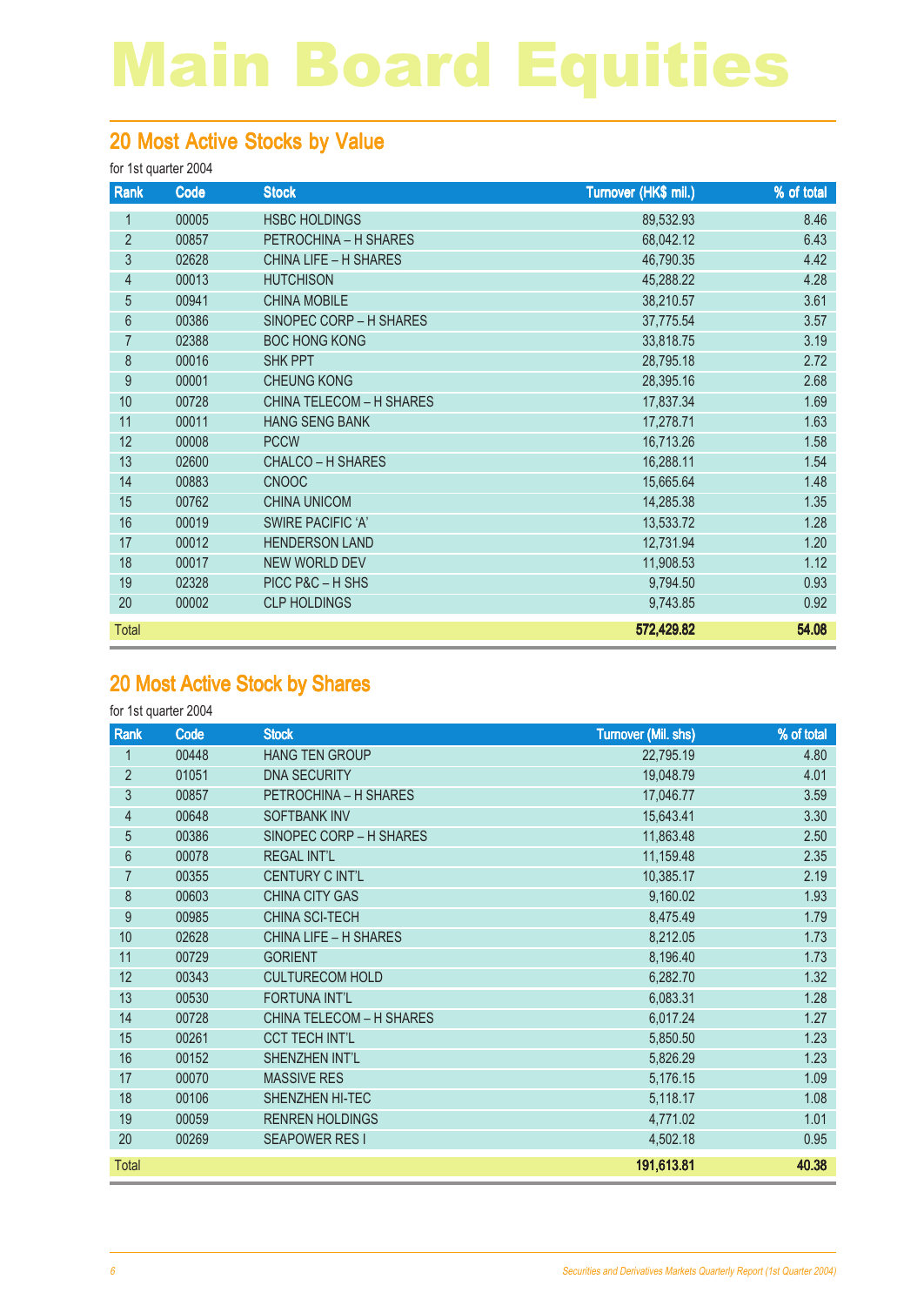# Main Board Equities

## 20 Most Active Stocks by Value

for 1st quarter 2004

| Rank | Code | Stock | Turnover (HK$ mil.) | % of total |
|---|---|---|---|---|
| 1 | 00005 | HSBC HOLDINGS | 89,532.93 | 8.46 |
| 2 | 00857 | PETROCHINA – H SHARES | 68,042.12 | 6.43 |
| 3 | 02628 | CHINA LIFE – H SHARES | 46,790.35 | 4.42 |
| 4 | 00013 | HUTCHISON | 45,288.22 | 4.28 |
| 5 | 00941 | CHINA MOBILE | 38,210.57 | 3.61 |
| 6 | 00386 | SINOPEC CORP – H SHARES | 37,775.54 | 3.57 |
| 7 | 02388 | BOC HONG KONG | 33,818.75 | 3.19 |
| 8 | 00016 | SHK PPT | 28,795.18 | 2.72 |
| 9 | 00001 | CHEUNG KONG | 28,395.16 | 2.68 |
| 10 | 00728 | CHINA TELECOM – H SHARES | 17,837.34 | 1.69 |
| 11 | 00011 | HANG SENG BANK | 17,278.71 | 1.63 |
| 12 | 00008 | PCCW | 16,713.26 | 1.58 |
| 13 | 02600 | CHALCO – H SHARES | 16,288.11 | 1.54 |
| 14 | 00883 | CNOOC | 15,665.64 | 1.48 |
| 15 | 00762 | CHINA UNICOM | 14,285.38 | 1.35 |
| 16 | 00019 | SWIRE PACIFIC 'A' | 13,533.72 | 1.28 |
| 17 | 00012 | HENDERSON LAND | 12,731.94 | 1.20 |
| 18 | 00017 | NEW WORLD DEV | 11,908.53 | 1.12 |
| 19 | 02328 | PICC P&C – H SHS | 9,794.50 | 0.93 |
| 20 | 00002 | CLP HOLDINGS | 9,743.85 | 0.92 |
| Total | | | **572,429.82** | **54.08** |

## 20 Most Active Stock by Shares

for 1st quarter 2004

| Rank | Code | Stock | Turnover (Mil. shs) | % of total |
|---|---|---|---|---|
| 1 | 00448 | HANG TEN GROUP | 22,795.19 | 4.80 |
| 2 | 01051 | DNA SECURITY | 19,048.79 | 4.01 |
| 3 | 00857 | PETROCHINA – H SHARES | 17,046.77 | 3.59 |
| 4 | 00648 | SOFTBANK INV | 15,643.41 | 3.30 |
| 5 | 00386 | SINOPEC CORP – H SHARES | 11,863.48 | 2.50 |
| 6 | 00078 | REGAL INT'L | 11,159.48 | 2.35 |
| 7 | 00355 | CENTURY C INT'L | 10,385.17 | 2.19 |
| 8 | 00603 | CHINA CITY GAS | 9,160.02 | 1.93 |
| 9 | 00985 | CHINA SCI-TECH | 8,475.49 | 1.79 |
| 10 | 02628 | CHINA LIFE – H SHARES | 8,212.05 | 1.73 |
| 11 | 00729 | GORIENT | 8,196.40 | 1.73 |
| 12 | 00343 | CULTURECOM HOLD | 6,282.70 | 1.32 |
| 13 | 00530 | FORTUNA INT'L | 6,083.31 | 1.28 |
| 14 | 00728 | CHINA TELECOM – H SHARES | 6,017.24 | 1.27 |
| 15 | 00261 | CCT TECH INT'L | 5,850.50 | 1.23 |
| 16 | 00152 | SHENZHEN INT'L | 5,826.29 | 1.23 |
| 17 | 00070 | MASSIVE RES | 5,176.15 | 1.09 |
| 18 | 00106 | SHENZHEN HI-TEC | 5,118.17 | 1.08 |
| 19 | 00059 | RENREN HOLDINGS | 4,771.02 | 1.01 |
| 20 | 00269 | SEAPOWER RES I | 4,502.18 | 0.95 |
| Total | | | **191,613.81** | **40.38** |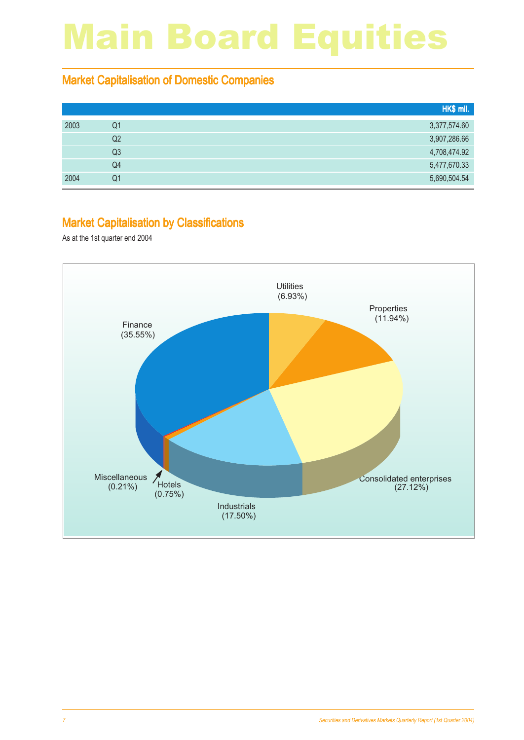# Main Board Equities

## Market Capitalisation of Domestic Companies

| | | HK$ mil. |
|---|---|---|
| 2003 | Q1 | 3,377,574.60 |
| | Q2 | 3,907,286.66 |
| | Q3 | 4,708,474.92 |
| | Q4 | 5,477,670.33 |
| 2004 | Q1 | 5,690,504.54 |

## Market Capitalisation by Classifications

As at the 1st quarter end 2004

Utilities (6.93%)
Properties (11.94%)
Consolidated enterprises (27.12%)
Industrials (17.50%)
Hotels (0.75%)
Miscellaneous (0.21%)
Finance (35.55%)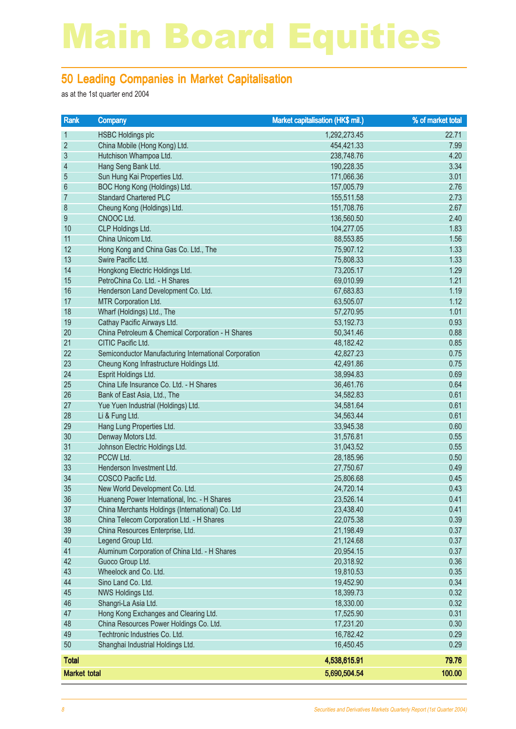# Main Board Equities

## 50 Leading Companies in Market Capitalisation

as at the 1st quarter end 2004

| Rank | Company | Market capitalisation (HK$ mil.) | % of market total |
|---|---|---|---|
| 1 | HSBC Holdings plc | 1,292,273.45 | 22.71 |
| 2 | China Mobile (Hong Kong) Ltd. | 454,421.33 | 7.99 |
| 3 | Hutchison Whampoa Ltd. | 238,748.76 | 4.20 |
| 4 | Hang Seng Bank Ltd. | 190,228.35 | 3.34 |
| 5 | Sun Hung Kai Properties Ltd. | 171,066.36 | 3.01 |
| 6 | BOC Hong Kong (Holdings) Ltd. | 157,005.79 | 2.76 |
| 7 | Standard Chartered PLC | 155,511.58 | 2.73 |
| 8 | Cheung Kong (Holdings) Ltd. | 151,708.76 | 2.67 |
| 9 | CNOOC Ltd. | 136,560.50 | 2.40 |
| 10 | CLP Holdings Ltd. | 104,277.05 | 1.83 |
| 11 | China Unicom Ltd. | 88,553.85 | 1.56 |
| 12 | Hong Kong and China Gas Co. Ltd., The | 75,907.12 | 1.33 |
| 13 | Swire Pacific Ltd. | 75,808.33 | 1.33 |
| 14 | Hongkong Electric Holdings Ltd. | 73,205.17 | 1.29 |
| 15 | PetroChina Co. Ltd. - H Shares | 69,010.99 | 1.21 |
| 16 | Henderson Land Development Co. Ltd. | 67,683.83 | 1.19 |
| 17 | MTR Corporation Ltd. | 63,505.07 | 1.12 |
| 18 | Wharf (Holdings) Ltd., The | 57,270.95 | 1.01 |
| 19 | Cathay Pacific Airways Ltd. | 53,192.73 | 0.93 |
| 20 | China Petroleum & Chemical Corporation - H Shares | 50,341.46 | 0.88 |
| 21 | CITIC Pacific Ltd. | 48,182.42 | 0.85 |
| 22 | Semiconductor Manufacturing International Corporation | 42,827.23 | 0.75 |
| 23 | Cheung Kong Infrastructure Holdings Ltd. | 42,491.86 | 0.75 |
| 24 | Esprit Holdings Ltd. | 38,994.83 | 0.69 |
| 25 | China Life Insurance Co. Ltd. - H Shares | 36,461.76 | 0.64 |
| 26 | Bank of East Asia, Ltd., The | 34,582.83 | 0.61 |
| 27 | Yue Yuen Industrial (Holdings) Ltd. | 34,581.64 | 0.61 |
| 28 | Li & Fung Ltd. | 34,563.44 | 0.61 |
| 29 | Hang Lung Properties Ltd. | 33,945.38 | 0.60 |
| 30 | Denway Motors Ltd. | 31,576.81 | 0.55 |
| 31 | Johnson Electric Holdings Ltd. | 31,043.52 | 0.55 |
| 32 | PCCW Ltd. | 28,185.96 | 0.50 |
| 33 | Henderson Investment Ltd. | 27,750.67 | 0.49 |
| 34 | COSCO Pacific Ltd. | 25,806.68 | 0.45 |
| 35 | New World Development Co. Ltd. | 24,720.14 | 0.43 |
| 36 | Huaneng Power International, Inc. - H Shares | 23,526.14 | 0.41 |
| 37 | China Merchants Holdings (International) Co. Ltd | 23,438.40 | 0.41 |
| 38 | China Telecom Corporation Ltd. - H Shares | 22,075.38 | 0.39 |
| 39 | China Resources Enterprise, Ltd. | 21,198.49 | 0.37 |
| 40 | Legend Group Ltd. | 21,124.68 | 0.37 |
| 41 | Aluminum Corporation of China Ltd. - H Shares | 20,954.15 | 0.37 |
| 42 | Guoco Group Ltd. | 20,318.92 | 0.36 |
| 43 | Wheelock and Co. Ltd. | 19,810.53 | 0.35 |
| 44 | Sino Land Co. Ltd. | 19,452.90 | 0.34 |
| 45 | NWS Holdings Ltd. | 18,399.73 | 0.32 |
| 46 | Shangri-La Asia Ltd. | 18,330.00 | 0.32 |
| 47 | Hong Kong Exchanges and Clearing Ltd. | 17,525.90 | 0.31 |
| 48 | China Resources Power Holdings Co. Ltd. | 17,231.20 | 0.30 |
| 49 | Techtronic Industries Co. Ltd. | 16,782.42 | 0.29 |
| 50 | Shanghai Industrial Holdings Ltd. | 16,450.45 | 0.29 |
| **Total** | | **4,538,615.91** | **79.76** |
| **Market total** | | **5,690,504.54** | **100.00** |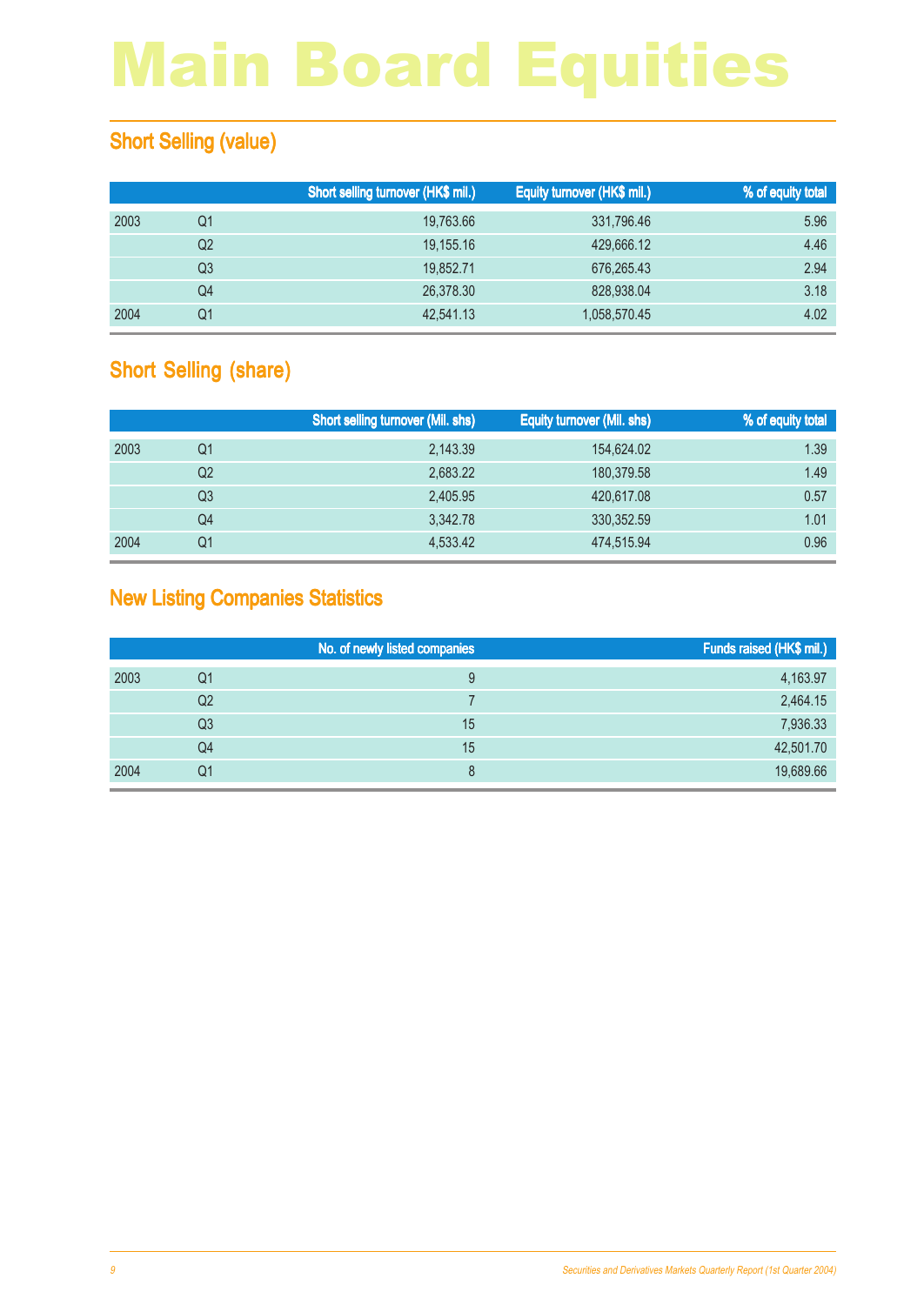# Main Board Equities

## Short Selling (value)

| | | Short selling turnover (HK$ mil.) | Equity turnover (HK$ mil.) | % of equity total |
|---|---|---|---|---|
| 2003 | Q1 | 19,763.66 | 331,796.46 | 5.96 |
| | Q2 | 19,155.16 | 429,666.12 | 4.46 |
| | Q3 | 19,852.71 | 676,265.43 | 2.94 |
| | Q4 | 26,378.30 | 828,938.04 | 3.18 |
| 2004 | Q1 | 42,541.13 | 1,058,570.45 | 4.02 |

## Short Selling (share)

| | | Short selling turnover (Mil. shs) | Equity turnover (Mil. shs) | % of equity total |
|---|---|---|---|---|
| 2003 | Q1 | 2,143.39 | 154,624.02 | 1.39 |
| | Q2 | 2,683.22 | 180,379.58 | 1.49 |
| | Q3 | 2,405.95 | 420,617.08 | 0.57 |
| | Q4 | 3,342.78 | 330,352.59 | 1.01 |
| 2004 | Q1 | 4,533.42 | 474,515.94 | 0.96 |

## New Listing Companies Statistics

| | | No. of newly listed companies | Funds raised (HK$ mil.) |
|---|---|---|---|
| 2003 | Q1 | 9 | 4,163.97 |
| | Q2 | 7 | 2,464.15 |
| | Q3 | 15 | 7,936.33 |
| | Q4 | 15 | 42,501.70 |
| 2004 | Q1 | 8 | 19,689.66 |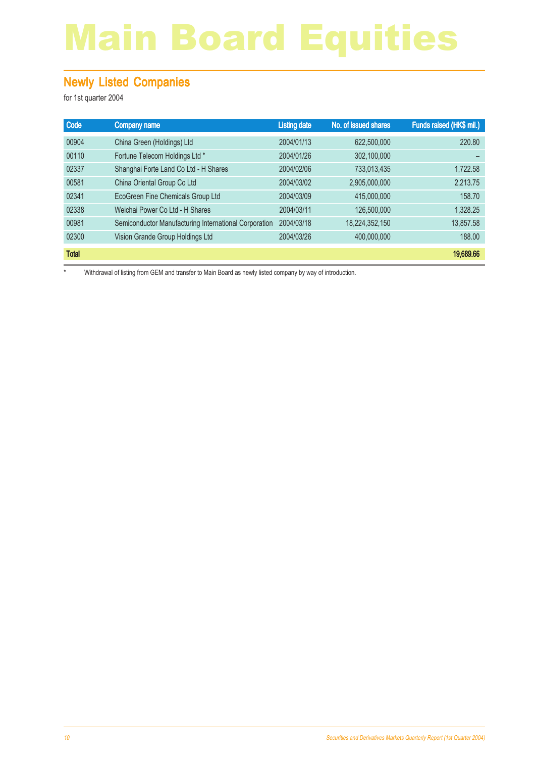# Main Board Equities

## Newly Listed Companies

for 1st quarter 2004

| Code | Company name | Listing date | No. of issued shares | Funds raised (HK$ mil.) |
|---|---|---|---|---|
| 00904 | China Green (Holdings) Ltd | 2004/01/13 | 622,500,000 | 220.80 |
| 00110 | Fortune Telecom Holdings Ltd * | 2004/01/26 | 302,100,000 | – |
| 02337 | Shanghai Forte Land Co Ltd - H Shares | 2004/02/06 | 733,013,435 | 1,722.58 |
| 00581 | China Oriental Group Co Ltd | 2004/03/02 | 2,905,000,000 | 2,213.75 |
| 02341 | EcoGreen Fine Chemicals Group Ltd | 2004/03/09 | 415,000,000 | 158.70 |
| 02338 | Weichai Power Co Ltd - H Shares | 2004/03/11 | 126,500,000 | 1,328.25 |
| 00981 | Semiconductor Manufacturing International Corporation | 2004/03/18 | 18,224,352,150 | 13,857.58 |
| 02300 | Vision Grande Group Holdings Ltd | 2004/03/26 | 400,000,000 | 188.00 |
| **Total** | | | | **19,689.66** |

\* Withdrawal of listing from GEM and transfer to Main Board as newly listed company by way of introduction.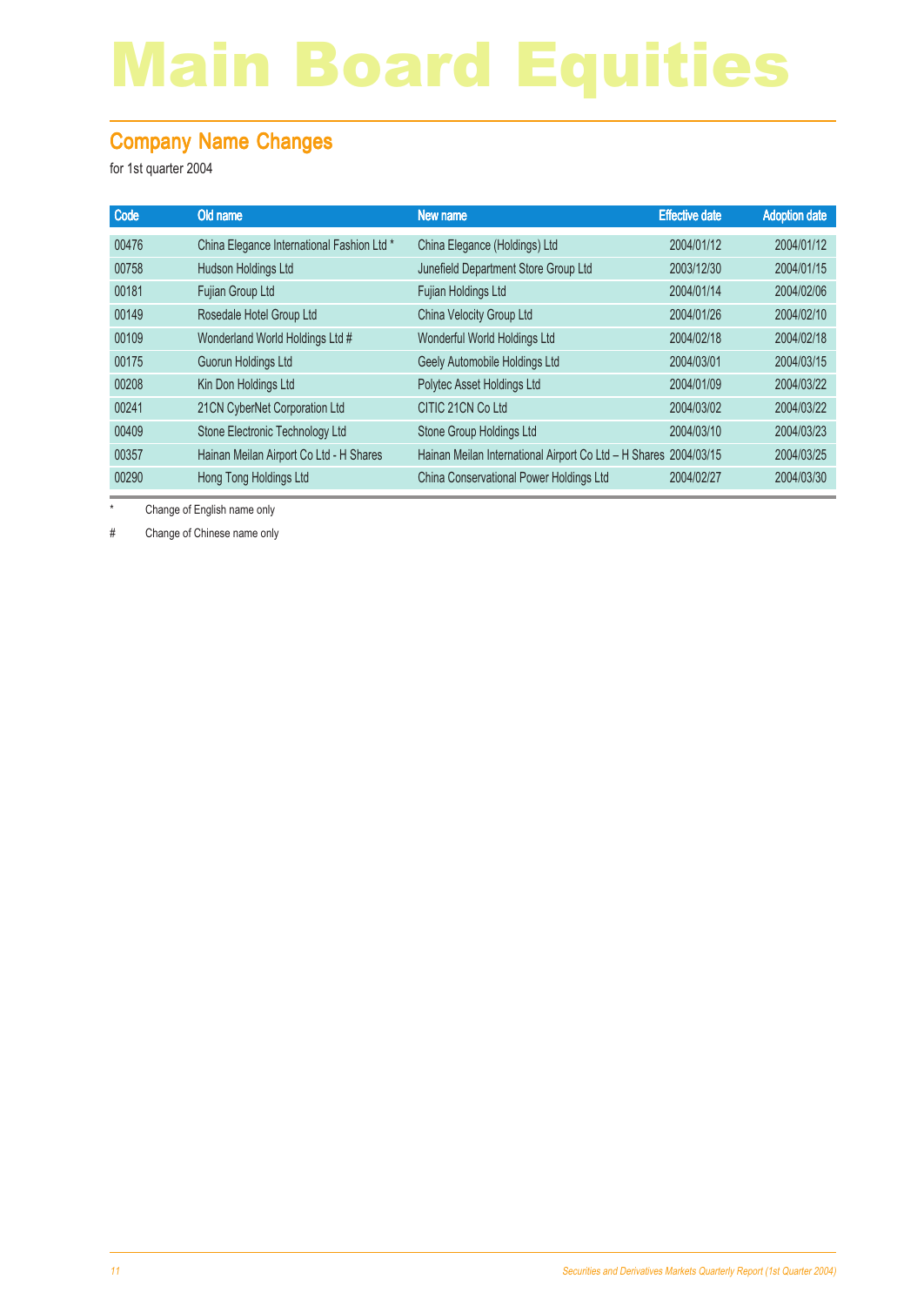# Main Board Equities

## Company Name Changes

for 1st quarter 2004

| Code | Old name | New name | Effective date | Adoption date |
|---|---|---|---|---|
| 00476 | China Elegance International Fashion Ltd * | China Elegance (Holdings) Ltd | 2004/01/12 | 2004/01/12 |
| 00758 | Hudson Holdings Ltd | Junefield Department Store Group Ltd | 2003/12/30 | 2004/01/15 |
| 00181 | Fujian Group Ltd | Fujian Holdings Ltd | 2004/01/14 | 2004/02/06 |
| 00149 | Rosedale Hotel Group Ltd | China Velocity Group Ltd | 2004/01/26 | 2004/02/10 |
| 00109 | Wonderland World Holdings Ltd # | Wonderful World Holdings Ltd | 2004/02/18 | 2004/02/18 |
| 00175 | Guorun Holdings Ltd | Geely Automobile Holdings Ltd | 2004/03/01 | 2004/03/15 |
| 00208 | Kin Don Holdings Ltd | Polytec Asset Holdings Ltd | 2004/01/09 | 2004/03/22 |
| 00241 | 21CN CyberNet Corporation Ltd | CITIC 21CN Co Ltd | 2004/03/02 | 2004/03/22 |
| 00409 | Stone Electronic Technology Ltd | Stone Group Holdings Ltd | 2004/03/10 | 2004/03/23 |
| 00357 | Hainan Meilan Airport Co Ltd - H Shares | Hainan Meilan International Airport Co Ltd – H Shares | 2004/03/15 | 2004/03/25 |
| 00290 | Hong Tong Holdings Ltd | China Conservational Power Holdings Ltd | 2004/02/27 | 2004/03/30 |

\* Change of English name only

\# Change of Chinese name only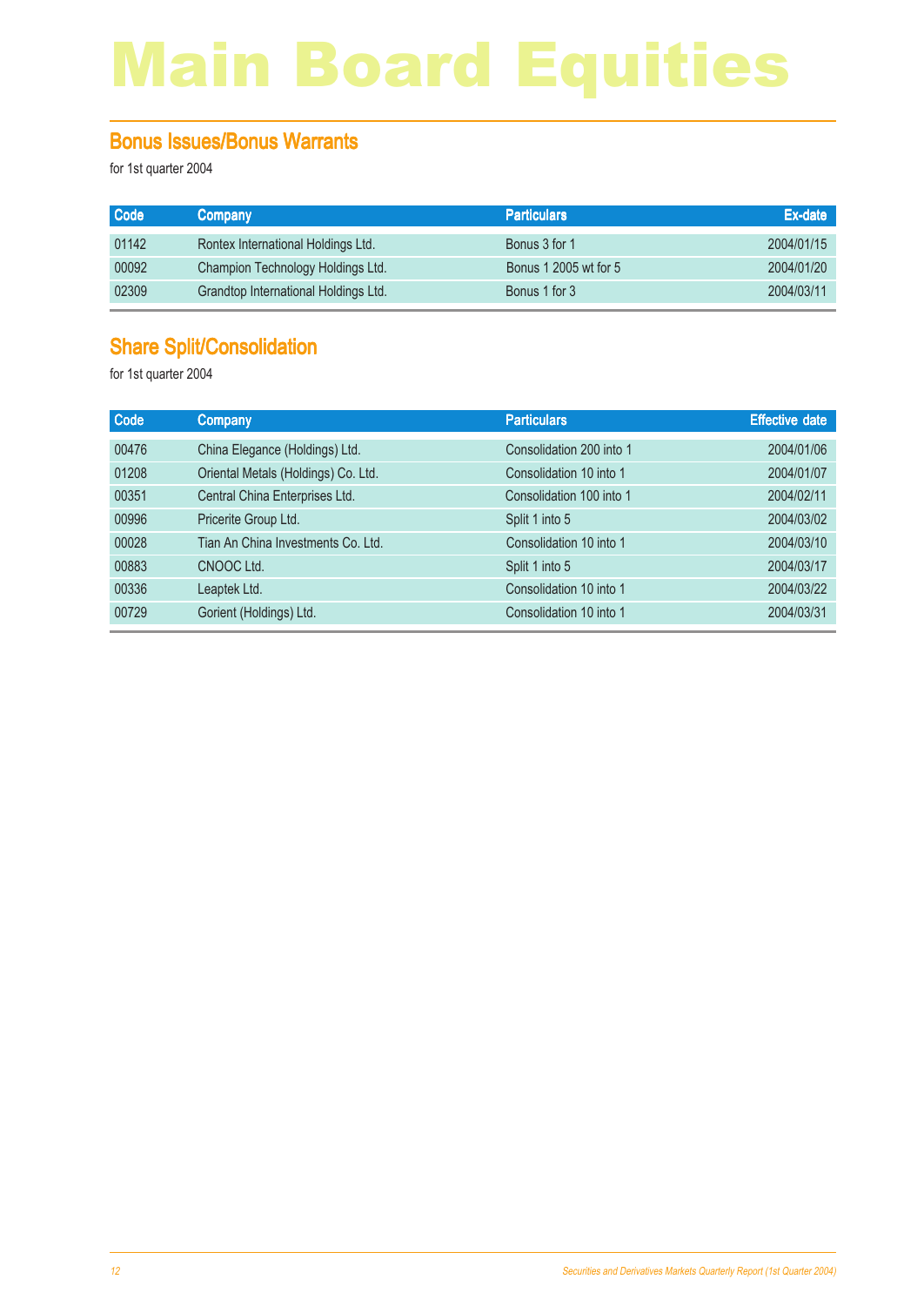# Main Board Equities

## Bonus Issues/Bonus Warrants

for 1st quarter 2004

| Code | Company | Particulars | Ex-date |
|---|---|---|---|
| 01142 | Rontex International Holdings Ltd. | Bonus 3 for 1 | 2004/01/15 |
| 00092 | Champion Technology Holdings Ltd. | Bonus 1 2005 wt for 5 | 2004/01/20 |
| 02309 | Grandtop International Holdings Ltd. | Bonus 1 for 3 | 2004/03/11 |

## Share Split/Consolidation

for 1st quarter 2004

| Code | Company | Particulars | Effective date |
|---|---|---|---|
| 00476 | China Elegance (Holdings) Ltd. | Consolidation 200 into 1 | 2004/01/06 |
| 01208 | Oriental Metals (Holdings) Co. Ltd. | Consolidation 10 into 1 | 2004/01/07 |
| 00351 | Central China Enterprises Ltd. | Consolidation 100 into 1 | 2004/02/11 |
| 00996 | Pricerite Group Ltd. | Split 1 into 5 | 2004/03/02 |
| 00028 | Tian An China Investments Co. Ltd. | Consolidation 10 into 1 | 2004/03/10 |
| 00883 | CNOOC Ltd. | Split 1 into 5 | 2004/03/17 |
| 00336 | Leaptek Ltd. | Consolidation 10 into 1 | 2004/03/22 |
| 00729 | Gorient (Holdings) Ltd. | Consolidation 10 into 1 | 2004/03/31 |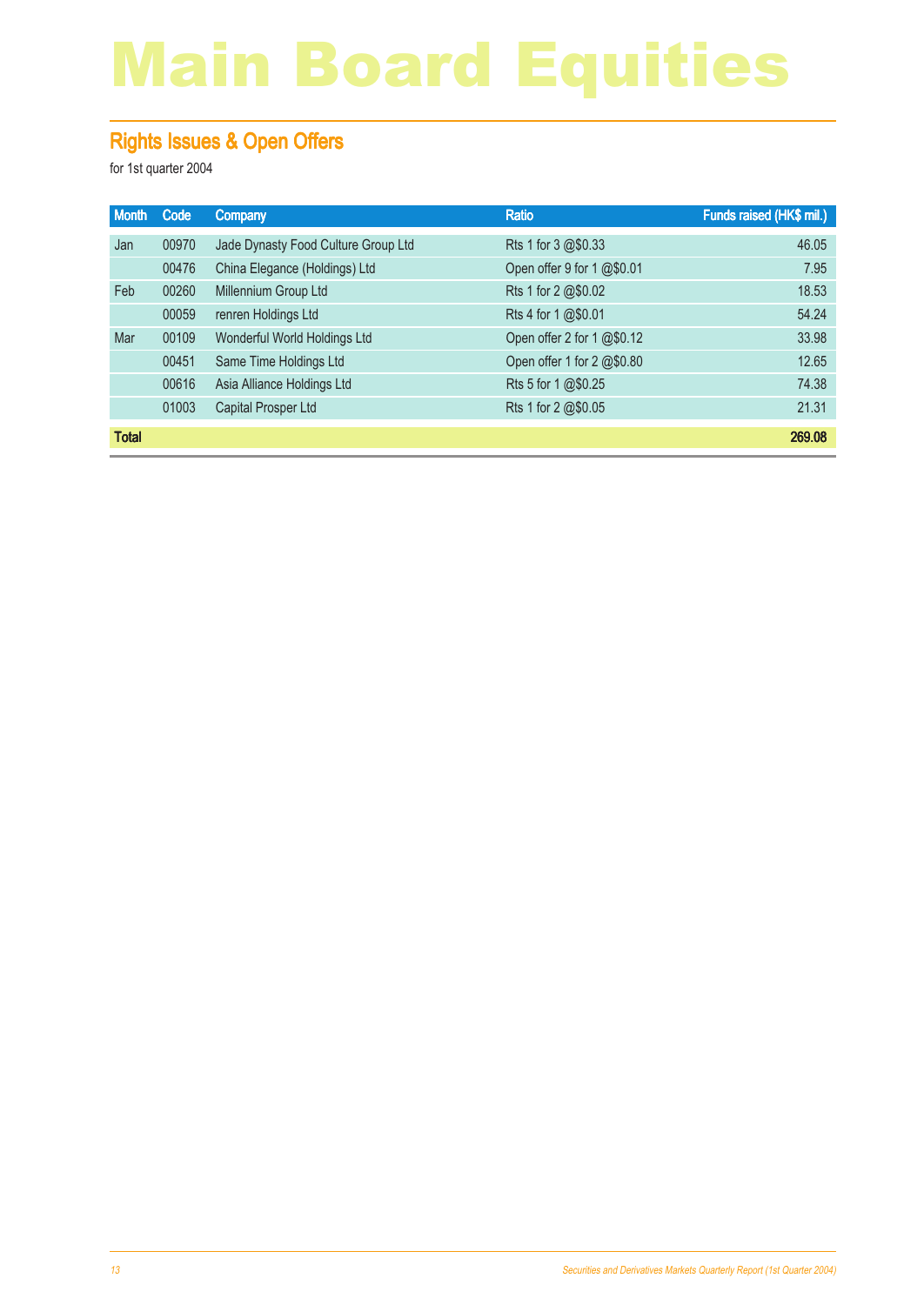# Main Board Equities

## Rights Issues & Open Offers

for 1st quarter 2004

| Month | Code | Company | Ratio | Funds raised (HK$ mil.) |
|---|---|---|---|---|
| Jan | 00970 | Jade Dynasty Food Culture Group Ltd | Rts 1 for 3 @$0.33 | 46.05 |
| | 00476 | China Elegance (Holdings) Ltd | Open offer 9 for 1 @$0.01 | 7.95 |
| Feb | 00260 | Millennium Group Ltd | Rts 1 for 2 @$0.02 | 18.53 |
| | 00059 | renren Holdings Ltd | Rts 4 for 1 @$0.01 | 54.24 |
| Mar | 00109 | Wonderful World Holdings Ltd | Open offer 2 for 1 @$0.12 | 33.98 |
| | 00451 | Same Time Holdings Ltd | Open offer 1 for 2 @$0.80 | 12.65 |
| | 00616 | Asia Alliance Holdings Ltd | Rts 5 for 1 @$0.25 | 74.38 |
| | 01003 | Capital Prosper Ltd | Rts 1 for 2 @$0.05 | 21.31 |
| **Total** | | | | **269.08** |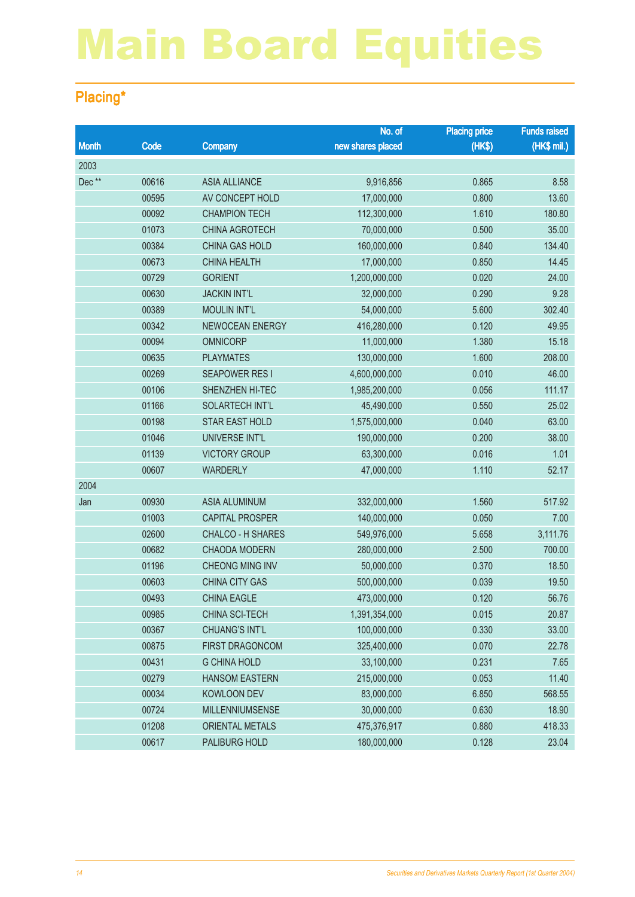# Main Board Equities

## Placing*

| Month | Code | Company | No. of new shares placed | Placing price (HK$) | Funds raised (HK$ mil.) |
|---|---|---|---|---|---|
| 2003 | | | | | |
| Dec ** | 00616 | ASIA ALLIANCE | 9,916,856 | 0.865 | 8.58 |
| | 00595 | AV CONCEPT HOLD | 17,000,000 | 0.800 | 13.60 |
| | 00092 | CHAMPION TECH | 112,300,000 | 1.610 | 180.80 |
| | 01073 | CHINA AGROTECH | 70,000,000 | 0.500 | 35.00 |
| | 00384 | CHINA GAS HOLD | 160,000,000 | 0.840 | 134.40 |
| | 00673 | CHINA HEALTH | 17,000,000 | 0.850 | 14.45 |
| | 00729 | GORIENT | 1,200,000,000 | 0.020 | 24.00 |
| | 00630 | JACKIN INT'L | 32,000,000 | 0.290 | 9.28 |
| | 00389 | MOULIN INT'L | 54,000,000 | 5.600 | 302.40 |
| | 00342 | NEWOCEAN ENERGY | 416,280,000 | 0.120 | 49.95 |
| | 00094 | OMNICORP | 11,000,000 | 1.380 | 15.18 |
| | 00635 | PLAYMATES | 130,000,000 | 1.600 | 208.00 |
| | 00269 | SEAPOWER RES I | 4,600,000,000 | 0.010 | 46.00 |
| | 00106 | SHENZHEN HI-TEC | 1,985,200,000 | 0.056 | 111.17 |
| | 01166 | SOLARTECH INT'L | 45,490,000 | 0.550 | 25.02 |
| | 00198 | STAR EAST HOLD | 1,575,000,000 | 0.040 | 63.00 |
| | 01046 | UNIVERSE INT'L | 190,000,000 | 0.200 | 38.00 |
| | 01139 | VICTORY GROUP | 63,300,000 | 0.016 | 1.01 |
| | 00607 | WARDERLY | 47,000,000 | 1.110 | 52.17 |
| 2004 | | | | | |
| Jan | 00930 | ASIA ALUMINUM | 332,000,000 | 1.560 | 517.92 |
| | 01003 | CAPITAL PROSPER | 140,000,000 | 0.050 | 7.00 |
| | 02600 | CHALCO - H SHARES | 549,976,000 | 5.658 | 3,111.76 |
| | 00682 | CHAODA MODERN | 280,000,000 | 2.500 | 700.00 |
| | 01196 | CHEONG MING INV | 50,000,000 | 0.370 | 18.50 |
| | 00603 | CHINA CITY GAS | 500,000,000 | 0.039 | 19.50 |
| | 00493 | CHINA EAGLE | 473,000,000 | 0.120 | 56.76 |
| | 00985 | CHINA SCI-TECH | 1,391,354,000 | 0.015 | 20.87 |
| | 00367 | CHUANG'S INT'L | 100,000,000 | 0.330 | 33.00 |
| | 00875 | FIRST DRAGONCOM | 325,400,000 | 0.070 | 22.78 |
| | 00431 | G CHINA HOLD | 33,100,000 | 0.231 | 7.65 |
| | 00279 | HANSOM EASTERN | 215,000,000 | 0.053 | 11.40 |
| | 00034 | KOWLOON DEV | 83,000,000 | 6.850 | 568.55 |
| | 00724 | MILLENNIUMSENSE | 30,000,000 | 0.630 | 18.90 |
| | 01208 | ORIENTAL METALS | 475,376,917 | 0.880 | 418.33 |
| | 00617 | PALIBURG HOLD | 180,000,000 | 0.128 | 23.04 |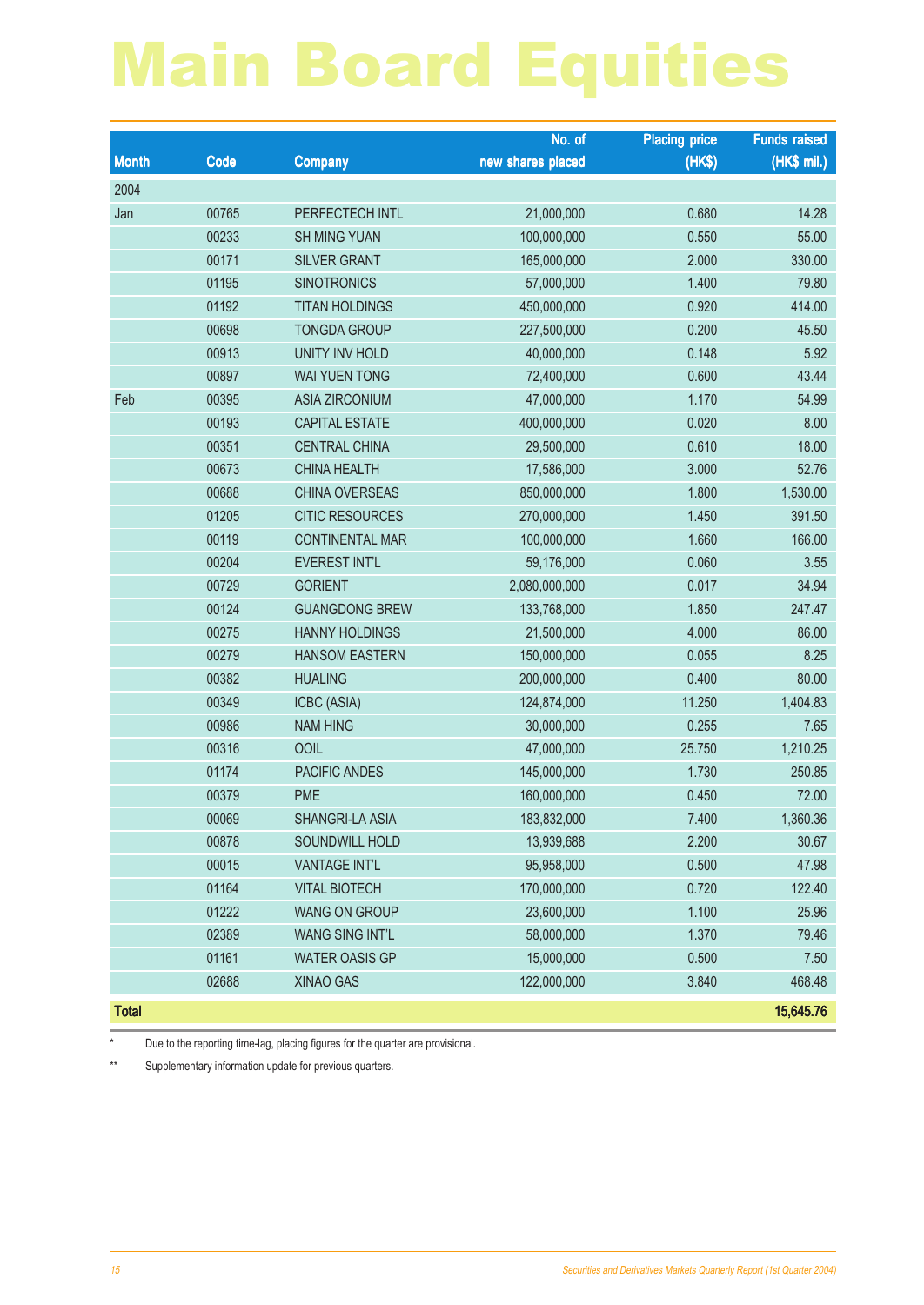# Main Board Equities

| Month | Code | Company | No. of new shares placed | Placing price (HK$) | Funds raised (HK$ mil.) |
|---|---|---|---|---|---|
| 2004 | | | | | |
| Jan | 00765 | PERFECTECH INTL | 21,000,000 | 0.680 | 14.28 |
| | 00233 | SH MING YUAN | 100,000,000 | 0.550 | 55.00 |
| | 00171 | SILVER GRANT | 165,000,000 | 2.000 | 330.00 |
| | 01195 | SINOTRONICS | 57,000,000 | 1.400 | 79.80 |
| | 01192 | TITAN HOLDINGS | 450,000,000 | 0.920 | 414.00 |
| | 00698 | TONGDA GROUP | 227,500,000 | 0.200 | 45.50 |
| | 00913 | UNITY INV HOLD | 40,000,000 | 0.148 | 5.92 |
| | 00897 | WAI YUEN TONG | 72,400,000 | 0.600 | 43.44 |
| Feb | 00395 | ASIA ZIRCONIUM | 47,000,000 | 1.170 | 54.99 |
| | 00193 | CAPITAL ESTATE | 400,000,000 | 0.020 | 8.00 |
| | 00351 | CENTRAL CHINA | 29,500,000 | 0.610 | 18.00 |
| | 00673 | CHINA HEALTH | 17,586,000 | 3.000 | 52.76 |
| | 00688 | CHINA OVERSEAS | 850,000,000 | 1.800 | 1,530.00 |
| | 01205 | CITIC RESOURCES | 270,000,000 | 1.450 | 391.50 |
| | 00119 | CONTINENTAL MAR | 100,000,000 | 1.660 | 166.00 |
| | 00204 | EVEREST INT'L | 59,176,000 | 0.060 | 3.55 |
| | 00729 | GORIENT | 2,080,000,000 | 0.017 | 34.94 |
| | 00124 | GUANGDONG BREW | 133,768,000 | 1.850 | 247.47 |
| | 00275 | HANNY HOLDINGS | 21,500,000 | 4.000 | 86.00 |
| | 00279 | HANSOM EASTERN | 150,000,000 | 0.055 | 8.25 |
| | 00382 | HUALING | 200,000,000 | 0.400 | 80.00 |
| | 00349 | ICBC (ASIA) | 124,874,000 | 11.250 | 1,404.83 |
| | 00986 | NAM HING | 30,000,000 | 0.255 | 7.65 |
| | 00316 | OOIL | 47,000,000 | 25.750 | 1,210.25 |
| | 01174 | PACIFIC ANDES | 145,000,000 | 1.730 | 250.85 |
| | 00379 | PME | 160,000,000 | 0.450 | 72.00 |
| | 00069 | SHANGRI-LA ASIA | 183,832,000 | 7.400 | 1,360.36 |
| | 00878 | SOUNDWILL HOLD | 13,939,688 | 2.200 | 30.67 |
| | 00015 | VANTAGE INT'L | 95,958,000 | 0.500 | 47.98 |
| | 01164 | VITAL BIOTECH | 170,000,000 | 0.720 | 122.40 |
| | 01222 | WANG ON GROUP | 23,600,000 | 1.100 | 25.96 |
| | 02389 | WANG SING INT'L | 58,000,000 | 1.370 | 79.46 |
| | 01161 | WATER OASIS GP | 15,000,000 | 0.500 | 7.50 |
| | 02688 | XINAO GAS | 122,000,000 | 3.840 | 468.48 |
| **Total** | | | | | **15,645.76** |

\* Due to the reporting time-lag, placing figures for the quarter are provisional.

\*\* Supplementary information update for previous quarters.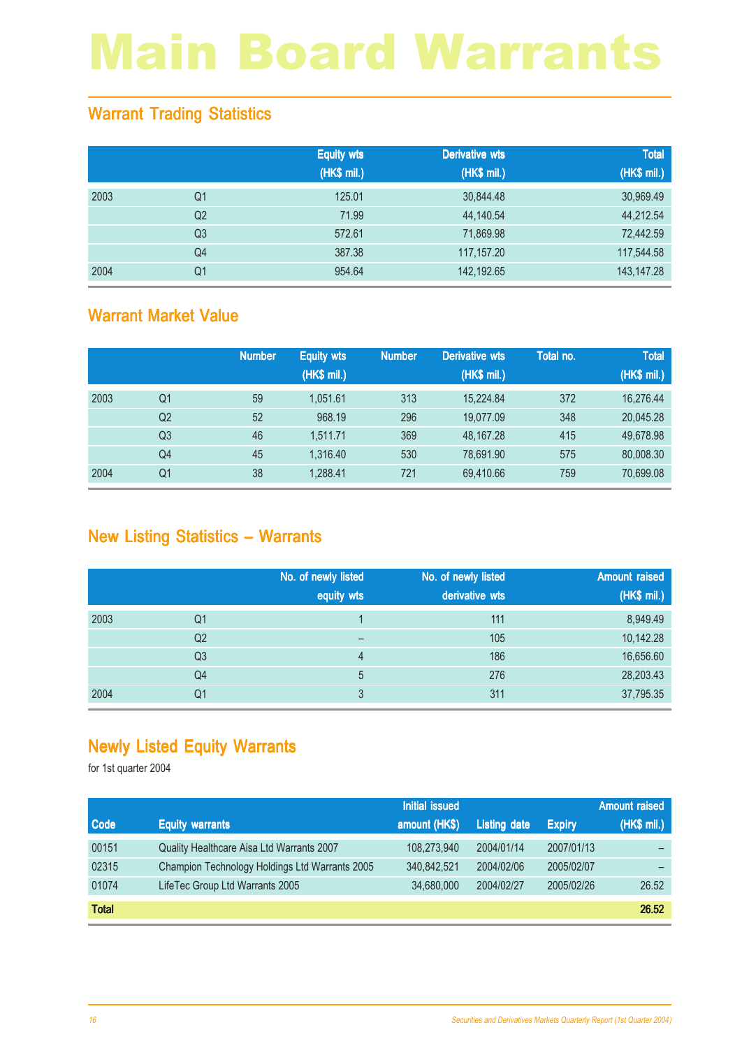# Main Board Warrants

## Warrant Trading Statistics

| | | Equity wts (HK$ mil.) | Derivative wts (HK$ mil.) | Total (HK$ mil.) |
|---|---|---|---|---|
| 2003 | Q1 | 125.01 | 30,844.48 | 30,969.49 |
| | Q2 | 71.99 | 44,140.54 | 44,212.54 |
| | Q3 | 572.61 | 71,869.98 | 72,442.59 |
| | Q4 | 387.38 | 117,157.20 | 117,544.58 |
| 2004 | Q1 | 954.64 | 142,192.65 | 143,147.28 |

## Warrant Market Value

| | | Number | Equity wts (HK$ mil.) | Number | Derivative wts (HK$ mil.) | Total no. | Total (HK$ mil.) |
|---|---|---|---|---|---|---|---|
| 2003 | Q1 | 59 | 1,051.61 | 313 | 15,224.84 | 372 | 16,276.44 |
| | Q2 | 52 | 968.19 | 296 | 19,077.09 | 348 | 20,045.28 |
| | Q3 | 46 | 1,511.71 | 369 | 48,167.28 | 415 | 49,678.98 |
| | Q4 | 45 | 1,316.40 | 530 | 78,691.90 | 575 | 80,008.30 |
| 2004 | Q1 | 38 | 1,288.41 | 721 | 69,410.66 | 759 | 70,699.08 |

## New Listing Statistics – Warrants

| | | No. of newly listed equity wts | No. of newly listed derivative wts | Amount raised (HK$ mil.) |
|---|---|---|---|---|
| 2003 | Q1 | 1 | 111 | 8,949.49 |
| | Q2 | – | 105 | 10,142.28 |
| | Q3 | 4 | 186 | 16,656.60 |
| | Q4 | 5 | 276 | 28,203.43 |
| 2004 | Q1 | 3 | 311 | 37,795.35 |

## Newly Listed Equity Warrants

for 1st quarter 2004

| Code | Equity warrants | Initial issued amount (HK$) | Listing date | Expiry | Amount raised (HK$ mil.) |
|---|---|---|---|---|---|
| 00151 | Quality Healthcare Aisa Ltd Warrants 2007 | 108,273,940 | 2004/01/14 | 2007/01/13 | – |
| 02315 | Champion Technology Holdings Ltd Warrants 2005 | 340,842,521 | 2004/02/06 | 2005/02/07 | – |
| 01074 | LifeTec Group Ltd Warrants 2005 | 34,680,000 | 2004/02/27 | 2005/02/26 | 26.52 |
| **Total** | | | | | **26.52** |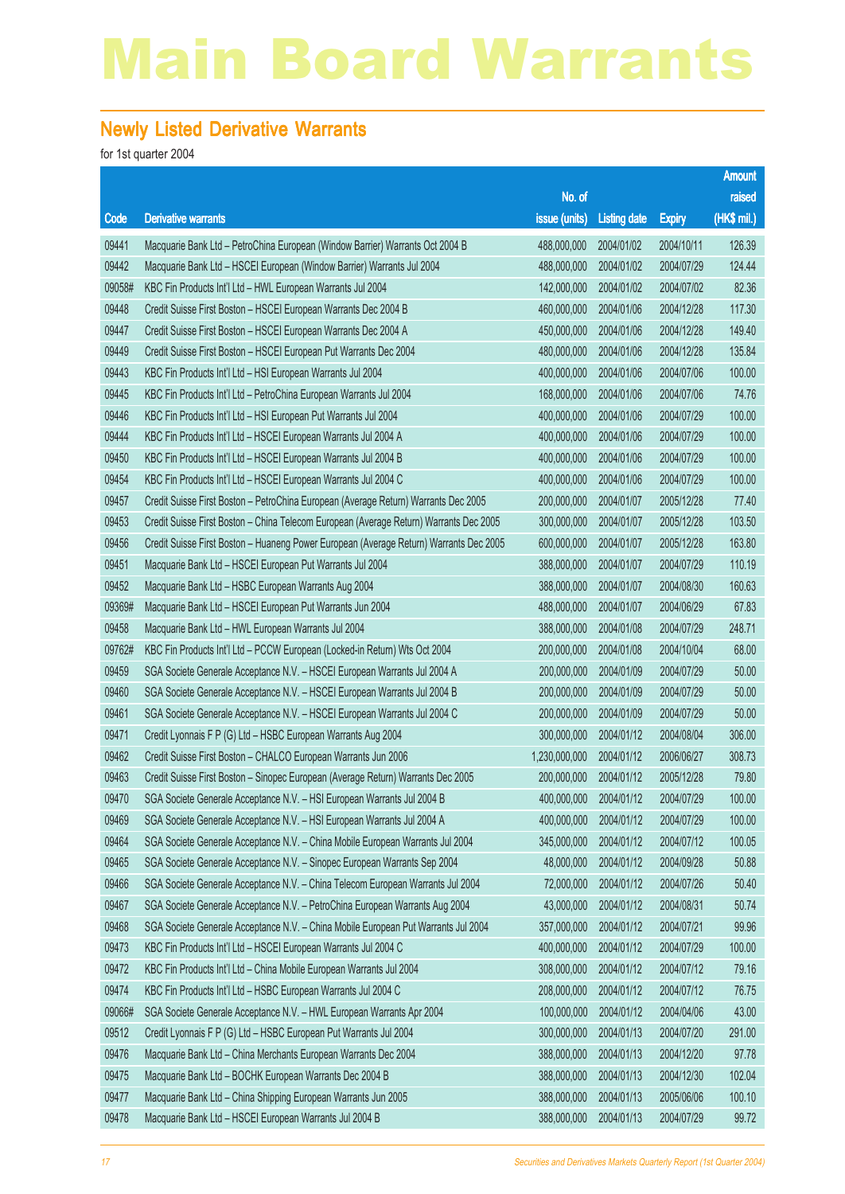# Main Board Warrants

## Newly Listed Derivative Warrants

for 1st quarter 2004

| Code | Derivative warrants | No. of issue (units) | Listing date | Expiry | Amount raised (HK$ mil.) |
|---|---|---|---|---|---|
| 09441 | Macquarie Bank Ltd – PetroChina European (Window Barrier) Warrants Oct 2004 B | 488,000,000 | 2004/01/02 | 2004/10/11 | 126.39 |
| 09442 | Macquarie Bank Ltd – HSCEI European (Window Barrier) Warrants Jul 2004 | 488,000,000 | 2004/01/02 | 2004/07/29 | 124.44 |
| 09058# | KBC Fin Products Int'l Ltd – HWL European Warrants Jul 2004 | 142,000,000 | 2004/01/02 | 2004/07/02 | 82.36 |
| 09448 | Credit Suisse First Boston – HSCEI European Warrants Dec 2004 B | 460,000,000 | 2004/01/06 | 2004/12/28 | 117.30 |
| 09447 | Credit Suisse First Boston – HSCEI European Warrants Dec 2004 A | 450,000,000 | 2004/01/06 | 2004/12/28 | 149.40 |
| 09449 | Credit Suisse First Boston – HSCEI European Put Warrants Dec 2004 | 480,000,000 | 2004/01/06 | 2004/12/28 | 135.84 |
| 09443 | KBC Fin Products Int'l Ltd – HSI European Warrants Jul 2004 | 400,000,000 | 2004/01/06 | 2004/07/06 | 100.00 |
| 09445 | KBC Fin Products Int'l Ltd – PetroChina European Warrants Jul 2004 | 168,000,000 | 2004/01/06 | 2004/07/06 | 74.76 |
| 09446 | KBC Fin Products Int'l Ltd – HSI European Put Warrants Jul 2004 | 400,000,000 | 2004/01/06 | 2004/07/29 | 100.00 |
| 09444 | KBC Fin Products Int'l Ltd – HSCEI European Warrants Jul 2004 A | 400,000,000 | 2004/01/06 | 2004/07/29 | 100.00 |
| 09450 | KBC Fin Products Int'l Ltd – HSCEI European Warrants Jul 2004 B | 400,000,000 | 2004/01/06 | 2004/07/29 | 100.00 |
| 09454 | KBC Fin Products Int'l Ltd – HSCEI European Warrants Jul 2004 C | 400,000,000 | 2004/01/06 | 2004/07/29 | 100.00 |
| 09457 | Credit Suisse First Boston – PetroChina European (Average Return) Warrants Dec 2005 | 200,000,000 | 2004/01/07 | 2005/12/28 | 77.40 |
| 09453 | Credit Suisse First Boston – China Telecom European (Average Return) Warrants Dec 2005 | 300,000,000 | 2004/01/07 | 2005/12/28 | 103.50 |
| 09456 | Credit Suisse First Boston – Huaneng Power European (Average Return) Warrants Dec 2005 | 600,000,000 | 2004/01/07 | 2005/12/28 | 163.80 |
| 09451 | Macquarie Bank Ltd – HSCEI European Put Warrants Jul 2004 | 388,000,000 | 2004/01/07 | 2004/07/29 | 110.19 |
| 09452 | Macquarie Bank Ltd – HSBC European Warrants Aug 2004 | 388,000,000 | 2004/01/07 | 2004/08/30 | 160.63 |
| 09369# | Macquarie Bank Ltd – HSCEI European Put Warrants Jun 2004 | 488,000,000 | 2004/01/07 | 2004/06/29 | 67.83 |
| 09458 | Macquarie Bank Ltd – HWL European Warrants Jul 2004 | 388,000,000 | 2004/01/08 | 2004/07/29 | 248.71 |
| 09762# | KBC Fin Products Int'l Ltd – PCCW European (Locked-in Return) Wts Oct 2004 | 200,000,000 | 2004/01/08 | 2004/10/04 | 68.00 |
| 09459 | SGA Societe Generale Acceptance N.V. – HSCEI European Warrants Jul 2004 A | 200,000,000 | 2004/01/09 | 2004/07/29 | 50.00 |
| 09460 | SGA Societe Generale Acceptance N.V. – HSCEI European Warrants Jul 2004 B | 200,000,000 | 2004/01/09 | 2004/07/29 | 50.00 |
| 09461 | SGA Societe Generale Acceptance N.V. – HSCEI European Warrants Jul 2004 C | 200,000,000 | 2004/01/09 | 2004/07/29 | 50.00 |
| 09471 | Credit Lyonnais F P (G) Ltd – HSBC European Warrants Aug 2004 | 300,000,000 | 2004/01/12 | 2004/08/04 | 306.00 |
| 09462 | Credit Suisse First Boston – CHALCO European Warrants Jun 2006 | 1,230,000,000 | 2004/01/12 | 2006/06/27 | 308.73 |
| 09463 | Credit Suisse First Boston – Sinopec European (Average Return) Warrants Dec 2005 | 200,000,000 | 2004/01/12 | 2005/12/28 | 79.80 |
| 09470 | SGA Societe Generale Acceptance N.V. – HSI European Warrants Jul 2004 B | 400,000,000 | 2004/01/12 | 2004/07/29 | 100.00 |
| 09469 | SGA Societe Generale Acceptance N.V. – HSI European Warrants Jul 2004 A | 400,000,000 | 2004/01/12 | 2004/07/29 | 100.00 |
| 09464 | SGA Societe Generale Acceptance N.V. – China Mobile European Warrants Jul 2004 | 345,000,000 | 2004/01/12 | 2004/07/12 | 100.05 |
| 09465 | SGA Societe Generale Acceptance N.V. – Sinopec European Warrants Sep 2004 | 48,000,000 | 2004/01/12 | 2004/09/28 | 50.88 |
| 09466 | SGA Societe Generale Acceptance N.V. – China Telecom European Warrants Jul 2004 | 72,000,000 | 2004/01/12 | 2004/07/26 | 50.40 |
| 09467 | SGA Societe Generale Acceptance N.V. – PetroChina European Warrants Aug 2004 | 43,000,000 | 2004/01/12 | 2004/08/31 | 50.74 |
| 09468 | SGA Societe Generale Acceptance N.V. – China Mobile European Put Warrants Jul 2004 | 357,000,000 | 2004/01/12 | 2004/07/21 | 99.96 |
| 09473 | KBC Fin Products Int'l Ltd – HSCEI European Warrants Jul 2004 C | 400,000,000 | 2004/01/12 | 2004/07/29 | 100.00 |
| 09472 | KBC Fin Products Int'l Ltd – China Mobile European Warrants Jul 2004 | 308,000,000 | 2004/01/12 | 2004/07/12 | 79.16 |
| 09474 | KBC Fin Products Int'l Ltd – HSBC European Warrants Jul 2004 C | 208,000,000 | 2004/01/12 | 2004/07/12 | 76.75 |
| 09066# | SGA Societe Generale Acceptance N.V. – HWL European Warrants Apr 2004 | 100,000,000 | 2004/01/12 | 2004/04/06 | 43.00 |
| 09512 | Credit Lyonnais F P (G) Ltd – HSBC European Put Warrants Jul 2004 | 300,000,000 | 2004/01/13 | 2004/07/20 | 291.00 |
| 09476 | Macquarie Bank Ltd – China Merchants European Warrants Dec 2004 | 388,000,000 | 2004/01/13 | 2004/12/20 | 97.78 |
| 09475 | Macquarie Bank Ltd – BOCHK European Warrants Dec 2004 B | 388,000,000 | 2004/01/13 | 2004/12/30 | 102.04 |
| 09477 | Macquarie Bank Ltd – China Shipping European Warrants Jun 2005 | 388,000,000 | 2004/01/13 | 2005/06/06 | 100.10 |
| 09478 | Macquarie Bank Ltd – HSCEI European Warrants Jul 2004 B | 388,000,000 | 2004/01/13 | 2004/07/29 | 99.72 |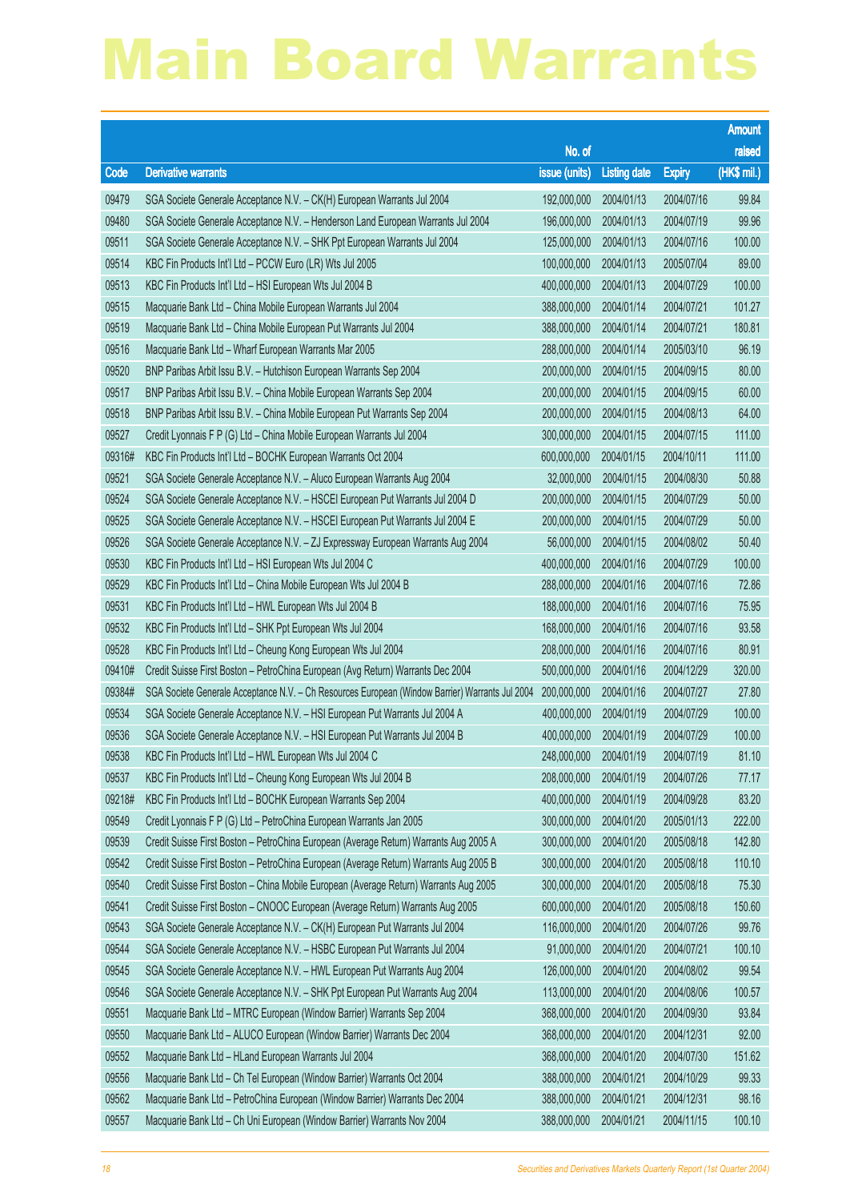# Main Board Warrants

| Code | Derivative warrants | No. of issue (units) | Listing date | Expiry | Amount raised (HK$ mil.) |
|---|---|---|---|---|---|
| 09479 | SGA Societe Generale Acceptance N.V. – CK(H) European Warrants Jul 2004 | 192,000,000 | 2004/01/13 | 2004/07/16 | 99.84 |
| 09480 | SGA Societe Generale Acceptance N.V. – Henderson Land European Warrants Jul 2004 | 196,000,000 | 2004/01/13 | 2004/07/19 | 99.96 |
| 09511 | SGA Societe Generale Acceptance N.V. – SHK Ppt European Warrants Jul 2004 | 125,000,000 | 2004/01/13 | 2004/07/16 | 100.00 |
| 09514 | KBC Fin Products Int'l Ltd – PCCW Euro (LR) Wts Jul 2005 | 100,000,000 | 2004/01/13 | 2005/07/04 | 89.00 |
| 09513 | KBC Fin Products Int'l Ltd – HSI European Wts Jul 2004 B | 400,000,000 | 2004/01/13 | 2004/07/29 | 100.00 |
| 09515 | Macquarie Bank Ltd – China Mobile European Warrants Jul 2004 | 388,000,000 | 2004/01/14 | 2004/07/21 | 101.27 |
| 09519 | Macquarie Bank Ltd – China Mobile European Put Warrants Jul 2004 | 388,000,000 | 2004/01/14 | 2004/07/21 | 180.81 |
| 09516 | Macquarie Bank Ltd – Wharf European Warrants Mar 2005 | 288,000,000 | 2004/01/14 | 2005/03/10 | 96.19 |
| 09520 | BNP Paribas Arbit Issu B.V. – Hutchison European Warrants Sep 2004 | 200,000,000 | 2004/01/15 | 2004/09/15 | 80.00 |
| 09517 | BNP Paribas Arbit Issu B.V. – China Mobile European Warrants Sep 2004 | 200,000,000 | 2004/01/15 | 2004/09/15 | 60.00 |
| 09518 | BNP Paribas Arbit Issu B.V. – China Mobile European Put Warrants Sep 2004 | 200,000,000 | 2004/01/15 | 2004/08/13 | 64.00 |
| 09527 | Credit Lyonnais F P (G) Ltd – China Mobile European Warrants Jul 2004 | 300,000,000 | 2004/01/15 | 2004/07/15 | 111.00 |
| 09316# | KBC Fin Products Int'l Ltd – BOCHK European Warrants Oct 2004 | 600,000,000 | 2004/01/15 | 2004/10/11 | 111.00 |
| 09521 | SGA Societe Generale Acceptance N.V. – Aluco European Warrants Aug 2004 | 32,000,000 | 2004/01/15 | 2004/08/30 | 50.88 |
| 09524 | SGA Societe Generale Acceptance N.V. – HSCEI European Put Warrants Jul 2004 D | 200,000,000 | 2004/01/15 | 2004/07/29 | 50.00 |
| 09525 | SGA Societe Generale Acceptance N.V. – HSCEI European Put Warrants Jul 2004 E | 200,000,000 | 2004/01/15 | 2004/07/29 | 50.00 |
| 09526 | SGA Societe Generale Acceptance N.V. – ZJ Expressway European Warrants Aug 2004 | 56,000,000 | 2004/01/15 | 2004/08/02 | 50.40 |
| 09530 | KBC Fin Products Int'l Ltd – HSI European Wts Jul 2004 C | 400,000,000 | 2004/01/16 | 2004/07/29 | 100.00 |
| 09529 | KBC Fin Products Int'l Ltd – China Mobile European Wts Jul 2004 B | 288,000,000 | 2004/01/16 | 2004/07/16 | 72.86 |
| 09531 | KBC Fin Products Int'l Ltd – HWL European Wts Jul 2004 B | 188,000,000 | 2004/01/16 | 2004/07/16 | 75.95 |
| 09532 | KBC Fin Products Int'l Ltd – SHK Ppt European Wts Jul 2004 | 168,000,000 | 2004/01/16 | 2004/07/16 | 93.58 |
| 09528 | KBC Fin Products Int'l Ltd – Cheung Kong European Wts Jul 2004 | 208,000,000 | 2004/01/16 | 2004/07/16 | 80.91 |
| 09410# | Credit Suisse First Boston – PetroChina European (Avg Return) Warrants Dec 2004 | 500,000,000 | 2004/01/16 | 2004/12/29 | 320.00 |
| 09384# | SGA Societe Generale Acceptance N.V. – Ch Resources European (Window Barrier) Warrants Jul 2004 | 200,000,000 | 2004/01/16 | 2004/07/27 | 27.80 |
| 09534 | SGA Societe Generale Acceptance N.V. – HSI European Put Warrants Jul 2004 A | 400,000,000 | 2004/01/19 | 2004/07/29 | 100.00 |
| 09536 | SGA Societe Generale Acceptance N.V. – HSI European Put Warrants Jul 2004 B | 400,000,000 | 2004/01/19 | 2004/07/29 | 100.00 |
| 09538 | KBC Fin Products Int'l Ltd – HWL European Wts Jul 2004 C | 248,000,000 | 2004/01/19 | 2004/07/19 | 81.10 |
| 09537 | KBC Fin Products Int'l Ltd – Cheung Kong European Wts Jul 2004 B | 208,000,000 | 2004/01/19 | 2004/07/26 | 77.17 |
| 09218# | KBC Fin Products Int'l Ltd – BOCHK European Warrants Sep 2004 | 400,000,000 | 2004/01/19 | 2004/09/28 | 83.20 |
| 09549 | Credit Lyonnais F P (G) Ltd – PetroChina European Warrants Jan 2005 | 300,000,000 | 2004/01/20 | 2005/01/13 | 222.00 |
| 09539 | Credit Suisse First Boston – PetroChina European (Average Return) Warrants Aug 2005 A | 300,000,000 | 2004/01/20 | 2005/08/18 | 142.80 |
| 09542 | Credit Suisse First Boston – PetroChina European (Average Return) Warrants Aug 2005 B | 300,000,000 | 2004/01/20 | 2005/08/18 | 110.10 |
| 09540 | Credit Suisse First Boston – China Mobile European (Average Return) Warrants Aug 2005 | 300,000,000 | 2004/01/20 | 2005/08/18 | 75.30 |
| 09541 | Credit Suisse First Boston – CNOOC European (Average Return) Warrants Aug 2005 | 600,000,000 | 2004/01/20 | 2005/08/18 | 150.60 |
| 09543 | SGA Societe Generale Acceptance N.V. – CK(H) European Put Warrants Jul 2004 | 116,000,000 | 2004/01/20 | 2004/07/26 | 99.76 |
| 09544 | SGA Societe Generale Acceptance N.V. – HSBC European Put Warrants Jul 2004 | 91,000,000 | 2004/01/20 | 2004/07/21 | 100.10 |
| 09545 | SGA Societe Generale Acceptance N.V. – HWL European Put Warrants Aug 2004 | 126,000,000 | 2004/01/20 | 2004/08/02 | 99.54 |
| 09546 | SGA Societe Generale Acceptance N.V. – SHK Ppt European Put Warrants Aug 2004 | 113,000,000 | 2004/01/20 | 2004/08/06 | 100.57 |
| 09551 | Macquarie Bank Ltd – MTRC European (Window Barrier) Warrants Sep 2004 | 368,000,000 | 2004/01/20 | 2004/09/30 | 93.84 |
| 09550 | Macquarie Bank Ltd – ALUCO European (Window Barrier) Warrants Dec 2004 | 368,000,000 | 2004/01/20 | 2004/12/31 | 92.00 |
| 09552 | Macquarie Bank Ltd – HLand European Warrants Jul 2004 | 368,000,000 | 2004/01/20 | 2004/07/30 | 151.62 |
| 09556 | Macquarie Bank Ltd – Ch Tel European (Window Barrier) Warrants Oct 2004 | 388,000,000 | 2004/01/21 | 2004/10/29 | 99.33 |
| 09562 | Macquarie Bank Ltd – PetroChina European (Window Barrier) Warrants Dec 2004 | 388,000,000 | 2004/01/21 | 2004/12/31 | 98.16 |
| 09557 | Macquarie Bank Ltd – Ch Uni European (Window Barrier) Warrants Nov 2004 | 388,000,000 | 2004/01/21 | 2004/11/15 | 100.10 |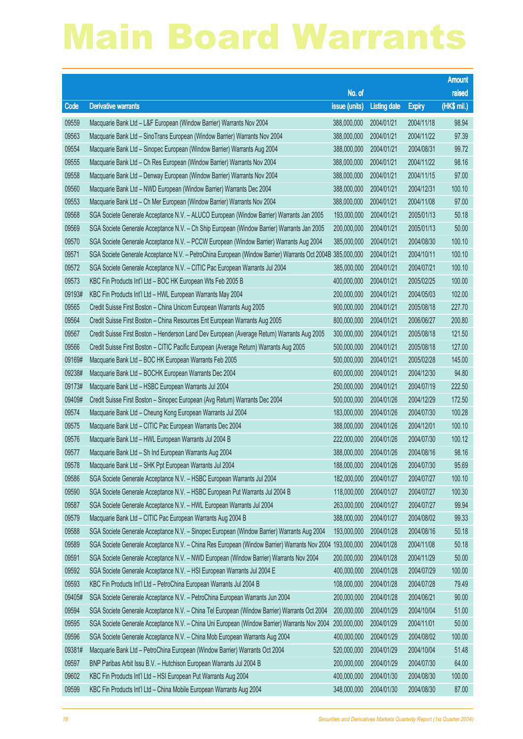# Main Board Warrants

| Code | Derivative warrants | No. of issue (units) | Listing date | Expiry | Amount raised (HK$ mil.) |
|---|---|---|---|---|---|
| 09559 | Macquarie Bank Ltd – L&F European (Window Barrier) Warrants Nov 2004 | 388,000,000 | 2004/01/21 | 2004/11/18 | 98.94 |
| 09563 | Macquarie Bank Ltd – SinoTrans European (Window Barrier) Warrants Nov 2004 | 388,000,000 | 2004/01/21 | 2004/11/22 | 97.39 |
| 09554 | Macquarie Bank Ltd – Sinopec European (Window Barrier) Warrants Aug 2004 | 388,000,000 | 2004/01/21 | 2004/08/31 | 99.72 |
| 09555 | Macquarie Bank Ltd – Ch Res European (Window Barrier) Warrants Nov 2004 | 388,000,000 | 2004/01/21 | 2004/11/22 | 98.16 |
| 09558 | Macquarie Bank Ltd – Denway European (Window Barrier) Warrants Nov 2004 | 388,000,000 | 2004/01/21 | 2004/11/15 | 97.00 |
| 09560 | Macquarie Bank Ltd – NWD European (Window Barrier) Warrants Dec 2004 | 388,000,000 | 2004/01/21 | 2004/12/31 | 100.10 |
| 09553 | Macquarie Bank Ltd – Ch Mer European (Window Barrier) Warrants Nov 2004 | 388,000,000 | 2004/01/21 | 2004/11/08 | 97.00 |
| 09568 | SGA Societe Generale Acceptance N.V. – ALUCO European (Window Barrier) Warrants Jan 2005 | 193,000,000 | 2004/01/21 | 2005/01/13 | 50.18 |
| 09569 | SGA Societe Generale Acceptance N.V. – Ch Ship European (Window Barrier) Warrants Jan 2005 | 200,000,000 | 2004/01/21 | 2005/01/13 | 50.00 |
| 09570 | SGA Societe Generale Acceptance N.V. – PCCW European (Window Barrier) Warrants Aug 2004 | 385,000,000 | 2004/01/21 | 2004/08/30 | 100.10 |
| 09571 | SGA Societe Generale Acceptance N.V. – PetroChina European (Window Barrier) Warrants Oct 2004B | 385,000,000 | 2004/01/21 | 2004/10/11 | 100.10 |
| 09572 | SGA Societe Generale Acceptance N.V. – CITIC Pac European Warrants Jul 2004 | 385,000,000 | 2004/01/21 | 2004/07/21 | 100.10 |
| 09573 | KBC Fin Products Int'l Ltd – BOC HK European Wts Feb 2005 B | 400,000,000 | 2004/01/21 | 2005/02/25 | 100.00 |
| 09193# | KBC Fin Products Int'l Ltd – HWL European Warrants May 2004 | 200,000,000 | 2004/01/21 | 2004/05/03 | 102.00 |
| 09565 | Credit Suisse First Boston – China Unicom European Warrants Aug 2005 | 900,000,000 | 2004/01/21 | 2005/08/18 | 227.70 |
| 09564 | Credit Suisse First Boston – China Resources Ent European Warrants Aug 2005 | 800,000,000 | 2004/01/21 | 2006/06/27 | 200.80 |
| 09567 | Credit Suisse First Boston – Henderson Land Dev European (Average Return) Warrants Aug 2005 | 300,000,000 | 2004/01/21 | 2005/08/18 | 121.50 |
| 09566 | Credit Suisse First Boston – CITIC Pacific European (Average Return) Warrants Aug 2005 | 500,000,000 | 2004/01/21 | 2005/08/18 | 127.00 |
| 09169# | Macquarie Bank Ltd – BOC HK European Warrants Feb 2005 | 500,000,000 | 2004/01/21 | 2005/02/28 | 145.00 |
| 09238# | Macquarie Bank Ltd – BOCHK European Warrants Dec 2004 | 600,000,000 | 2004/01/21 | 2004/12/30 | 94.80 |
| 09173# | Macquarie Bank Ltd – HSBC European Warrants Jul 2004 | 250,000,000 | 2004/01/21 | 2004/07/19 | 222.50 |
| 09409# | Credit Suisse First Boston – Sinopec European (Avg Return) Warrants Dec 2004 | 500,000,000 | 2004/01/26 | 2004/12/29 | 172.50 |
| 09574 | Macquarie Bank Ltd – Cheung Kong European Warrants Jul 2004 | 183,000,000 | 2004/01/26 | 2004/07/30 | 100.28 |
| 09575 | Macquarie Bank Ltd – CITIC Pac European Warrants Dec 2004 | 388,000,000 | 2004/01/26 | 2004/12/01 | 100.10 |
| 09576 | Macquarie Bank Ltd – HWL European Warrants Jul 2004 B | 222,000,000 | 2004/01/26 | 2004/07/30 | 100.12 |
| 09577 | Macquarie Bank Ltd – Sh Ind European Warrants Aug 2004 | 388,000,000 | 2004/01/26 | 2004/08/16 | 98.16 |
| 09578 | Macquarie Bank Ltd – SHK Ppt European Warrants Jul 2004 | 188,000,000 | 2004/01/26 | 2004/07/30 | 95.69 |
| 09586 | SGA Societe Generale Acceptance N.V. – HSBC European Warrants Jul 2004 | 182,000,000 | 2004/01/27 | 2004/07/27 | 100.10 |
| 09590 | SGA Societe Generale Acceptance N.V. – HSBC European Put Warrants Jul 2004 B | 118,000,000 | 2004/01/27 | 2004/07/27 | 100.30 |
| 09587 | SGA Societe Generale Acceptance N.V. – HWL European Warrants Jul 2004 | 263,000,000 | 2004/01/27 | 2004/07/27 | 99.94 |
| 09579 | Macquarie Bank Ltd – CITIC Pac European Warrants Aug 2004 B | 388,000,000 | 2004/01/27 | 2004/08/02 | 99.33 |
| 09588 | SGA Societe Generale Acceptance N.V. – Sinopec European (Window Barrier) Warrants Aug 2004 | 193,000,000 | 2004/01/28 | 2004/08/16 | 50.18 |
| 09589 | SGA Societe Generale Acceptance N.V. – China Res European (Window Barrier) Warrants Nov 2004 | 193,000,000 | 2004/01/28 | 2004/11/08 | 50.18 |
| 09591 | SGA Societe Generale Acceptance N.V. – NWD European (Window Barrier) Warrants Nov 2004 | 200,000,000 | 2004/01/28 | 2004/11/29 | 50.00 |
| 09592 | SGA Societe Generale Acceptance N.V. – HSI European Warrants Jul 2004 E | 400,000,000 | 2004/01/28 | 2004/07/29 | 100.00 |
| 09593 | KBC Fin Products Int'l Ltd – PetroChina European Warrants Jul 2004 B | 108,000,000 | 2004/01/28 | 2004/07/28 | 79.49 |
| 09405# | SGA Societe Generale Acceptance N.V. – PetroChina European Warrants Jun 2004 | 200,000,000 | 2004/01/28 | 2004/06/21 | 90.00 |
| 09594 | SGA Societe Generale Acceptance N.V. – China Tel European (Window Barrier) Warrants Oct 2004 | 200,000,000 | 2004/01/29 | 2004/10/04 | 51.00 |
| 09595 | SGA Societe Generale Acceptance N.V. – China Uni European (Window Barrier) Warrants Nov 2004 | 200,000,000 | 2004/01/29 | 2004/11/01 | 50.00 |
| 09596 | SGA Societe Generale Acceptance N.V. – China Mob European Warrants Aug 2004 | 400,000,000 | 2004/01/29 | 2004/08/02 | 100.00 |
| 09381# | Macquarie Bank Ltd – PetroChina European (Window Barrier) Warrants Oct 2004 | 520,000,000 | 2004/01/29 | 2004/10/04 | 51.48 |
| 09597 | BNP Paribas Arbit Issu B.V. – Hutchison European Warrants Jul 2004 B | 200,000,000 | 2004/01/29 | 2004/07/30 | 64.00 |
| 09602 | KBC Fin Products Int'l Ltd – HSI European Put Warrants Aug 2004 | 400,000,000 | 2004/01/30 | 2004/08/30 | 100.00 |
| 09599 | KBC Fin Products Int'l Ltd – China Mobile European Warrants Aug 2004 | 348,000,000 | 2004/01/30 | 2004/08/30 | 87.00 |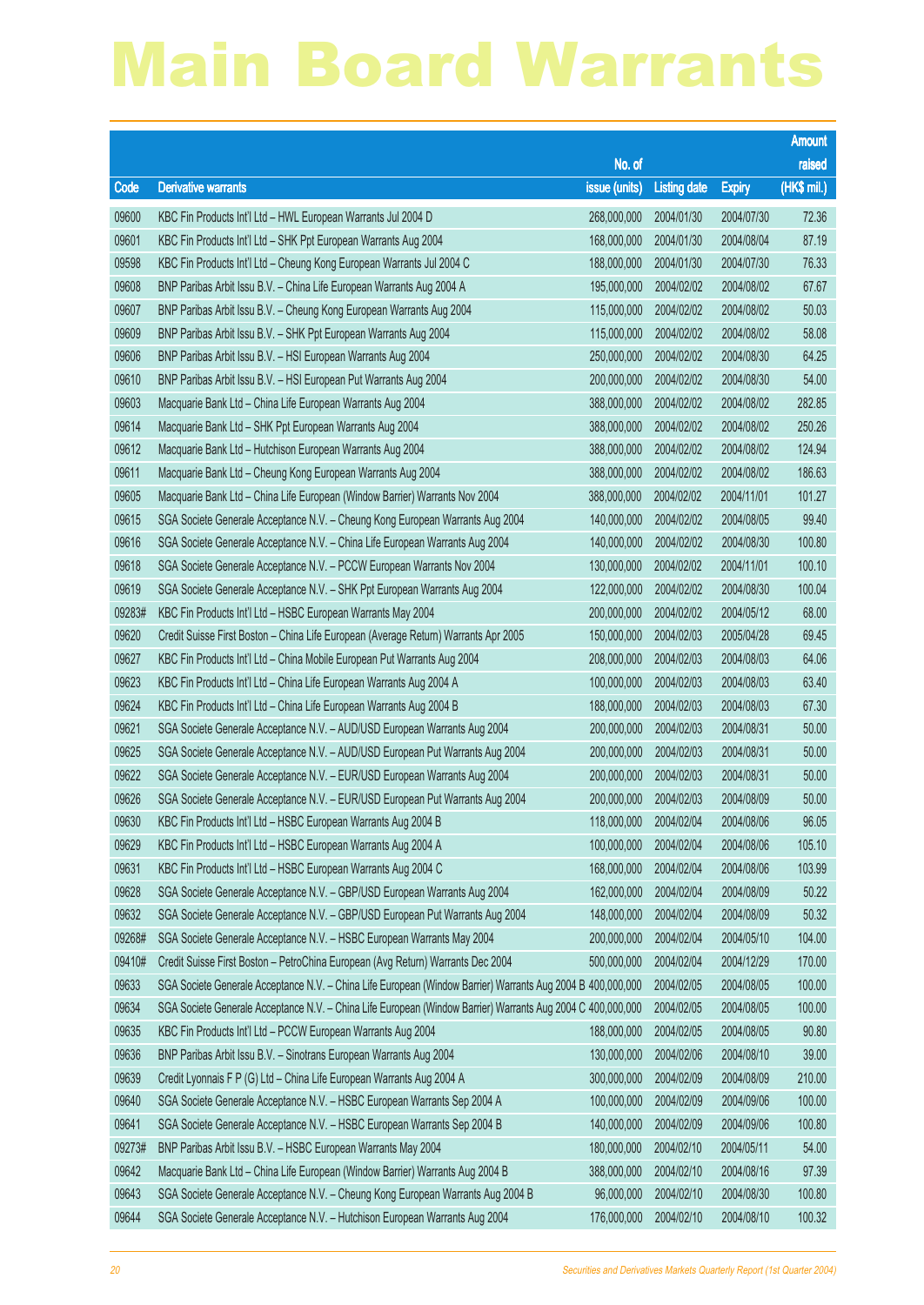# Main Board Warrants

| Code | Derivative warrants | No. of issue (units) | Listing date | Expiry | Amount raised (HK$ mil.) |
|---|---|---|---|---|---|
| 09600 | KBC Fin Products Int'l Ltd – HWL European Warrants Jul 2004 D | 268,000,000 | 2004/01/30 | 2004/07/30 | 72.36 |
| 09601 | KBC Fin Products Int'l Ltd – SHK Ppt European Warrants Aug 2004 | 168,000,000 | 2004/01/30 | 2004/08/04 | 87.19 |
| 09598 | KBC Fin Products Int'l Ltd – Cheung Kong European Warrants Jul 2004 C | 188,000,000 | 2004/01/30 | 2004/07/30 | 76.33 |
| 09608 | BNP Paribas Arbit Issu B.V. – China Life European Warrants Aug 2004 A | 195,000,000 | 2004/02/02 | 2004/08/02 | 67.67 |
| 09607 | BNP Paribas Arbit Issu B.V. – Cheung Kong European Warrants Aug 2004 | 115,000,000 | 2004/02/02 | 2004/08/02 | 50.03 |
| 09609 | BNP Paribas Arbit Issu B.V. – SHK Ppt European Warrants Aug 2004 | 115,000,000 | 2004/02/02 | 2004/08/02 | 58.08 |
| 09606 | BNP Paribas Arbit Issu B.V. – HSI European Warrants Aug 2004 | 250,000,000 | 2004/02/02 | 2004/08/30 | 64.25 |
| 09610 | BNP Paribas Arbit Issu B.V. – HSI European Put Warrants Aug 2004 | 200,000,000 | 2004/02/02 | 2004/08/30 | 54.00 |
| 09603 | Macquarie Bank Ltd – China Life European Warrants Aug 2004 | 388,000,000 | 2004/02/02 | 2004/08/02 | 282.85 |
| 09614 | Macquarie Bank Ltd – SHK Ppt European Warrants Aug 2004 | 388,000,000 | 2004/02/02 | 2004/08/02 | 250.26 |
| 09612 | Macquarie Bank Ltd – Hutchison European Warrants Aug 2004 | 388,000,000 | 2004/02/02 | 2004/08/02 | 124.94 |
| 09611 | Macquarie Bank Ltd – Cheung Kong European Warrants Aug 2004 | 388,000,000 | 2004/02/02 | 2004/08/02 | 186.63 |
| 09605 | Macquarie Bank Ltd – China Life European (Window Barrier) Warrants Nov 2004 | 388,000,000 | 2004/02/02 | 2004/11/01 | 101.27 |
| 09615 | SGA Societe Generale Acceptance N.V. – Cheung Kong European Warrants Aug 2004 | 140,000,000 | 2004/02/02 | 2004/08/05 | 99.40 |
| 09616 | SGA Societe Generale Acceptance N.V. – China Life European Warrants Aug 2004 | 140,000,000 | 2004/02/02 | 2004/08/30 | 100.80 |
| 09618 | SGA Societe Generale Acceptance N.V. – PCCW European Warrants Nov 2004 | 130,000,000 | 2004/02/02 | 2004/11/01 | 100.10 |
| 09619 | SGA Societe Generale Acceptance N.V. – SHK Ppt European Warrants Aug 2004 | 122,000,000 | 2004/02/02 | 2004/08/30 | 100.04 |
| 09283# | KBC Fin Products Int'l Ltd – HSBC European Warrants May 2004 | 200,000,000 | 2004/02/02 | 2004/05/12 | 68.00 |
| 09620 | Credit Suisse First Boston – China Life European (Average Return) Warrants Apr 2005 | 150,000,000 | 2004/02/03 | 2005/04/28 | 69.45 |
| 09627 | KBC Fin Products Int'l Ltd – China Mobile European Put Warrants Aug 2004 | 208,000,000 | 2004/02/03 | 2004/08/03 | 64.06 |
| 09623 | KBC Fin Products Int'l Ltd – China Life European Warrants Aug 2004 A | 100,000,000 | 2004/02/03 | 2004/08/03 | 63.40 |
| 09624 | KBC Fin Products Int'l Ltd – China Life European Warrants Aug 2004 B | 188,000,000 | 2004/02/03 | 2004/08/03 | 67.30 |
| 09621 | SGA Societe Generale Acceptance N.V. – AUD/USD European Warrants Aug 2004 | 200,000,000 | 2004/02/03 | 2004/08/31 | 50.00 |
| 09625 | SGA Societe Generale Acceptance N.V. – AUD/USD European Put Warrants Aug 2004 | 200,000,000 | 2004/02/03 | 2004/08/31 | 50.00 |
| 09622 | SGA Societe Generale Acceptance N.V. – EUR/USD European Warrants Aug 2004 | 200,000,000 | 2004/02/03 | 2004/08/31 | 50.00 |
| 09626 | SGA Societe Generale Acceptance N.V. – EUR/USD European Put Warrants Aug 2004 | 200,000,000 | 2004/02/03 | 2004/08/09 | 50.00 |
| 09630 | KBC Fin Products Int'l Ltd – HSBC European Warrants Aug 2004 B | 118,000,000 | 2004/02/04 | 2004/08/06 | 96.05 |
| 09629 | KBC Fin Products Int'l Ltd – HSBC European Warrants Aug 2004 A | 100,000,000 | 2004/02/04 | 2004/08/06 | 105.10 |
| 09631 | KBC Fin Products Int'l Ltd – HSBC European Warrants Aug 2004 C | 168,000,000 | 2004/02/04 | 2004/08/06 | 103.99 |
| 09628 | SGA Societe Generale Acceptance N.V. – GBP/USD European Warrants Aug 2004 | 162,000,000 | 2004/02/04 | 2004/08/09 | 50.22 |
| 09632 | SGA Societe Generale Acceptance N.V. – GBP/USD European Put Warrants Aug 2004 | 148,000,000 | 2004/02/04 | 2004/08/09 | 50.32 |
| 09268# | SGA Societe Generale Acceptance N.V. – HSBC European Warrants May 2004 | 200,000,000 | 2004/02/04 | 2004/05/10 | 104.00 |
| 09410# | Credit Suisse First Boston – PetroChina European (Avg Return) Warrants Dec 2004 | 500,000,000 | 2004/02/04 | 2004/12/29 | 170.00 |
| 09633 | SGA Societe Generale Acceptance N.V. – China Life European (Window Barrier) Warrants Aug 2004 B | 400,000,000 | 2004/02/05 | 2004/08/05 | 100.00 |
| 09634 | SGA Societe Generale Acceptance N.V. – China Life European (Window Barrier) Warrants Aug 2004 C | 400,000,000 | 2004/02/05 | 2004/08/05 | 100.00 |
| 09635 | KBC Fin Products Int'l Ltd – PCCW European Warrants Aug 2004 | 188,000,000 | 2004/02/05 | 2004/08/05 | 90.80 |
| 09636 | BNP Paribas Arbit Issu B.V. – Sinotrans European Warrants Aug 2004 | 130,000,000 | 2004/02/06 | 2004/08/10 | 39.00 |
| 09639 | Credit Lyonnais F P (G) Ltd – China Life European Warrants Aug 2004 A | 300,000,000 | 2004/02/09 | 2004/08/09 | 210.00 |
| 09640 | SGA Societe Generale Acceptance N.V. – HSBC European Warrants Sep 2004 A | 100,000,000 | 2004/02/09 | 2004/09/06 | 100.00 |
| 09641 | SGA Societe Generale Acceptance N.V. – HSBC European Warrants Sep 2004 B | 140,000,000 | 2004/02/09 | 2004/09/06 | 100.80 |
| 09273# | BNP Paribas Arbit Issu B.V. – HSBC European Warrants May 2004 | 180,000,000 | 2004/02/10 | 2004/05/11 | 54.00 |
| 09642 | Macquarie Bank Ltd – China Life European (Window Barrier) Warrants Aug 2004 B | 388,000,000 | 2004/02/10 | 2004/08/16 | 97.39 |
| 09643 | SGA Societe Generale Acceptance N.V. – Cheung Kong European Warrants Aug 2004 B | 96,000,000 | 2004/02/10 | 2004/08/30 | 100.80 |
| 09644 | SGA Societe Generale Acceptance N.V. – Hutchison European Warrants Aug 2004 | 176,000,000 | 2004/02/10 | 2004/08/10 | 100.32 |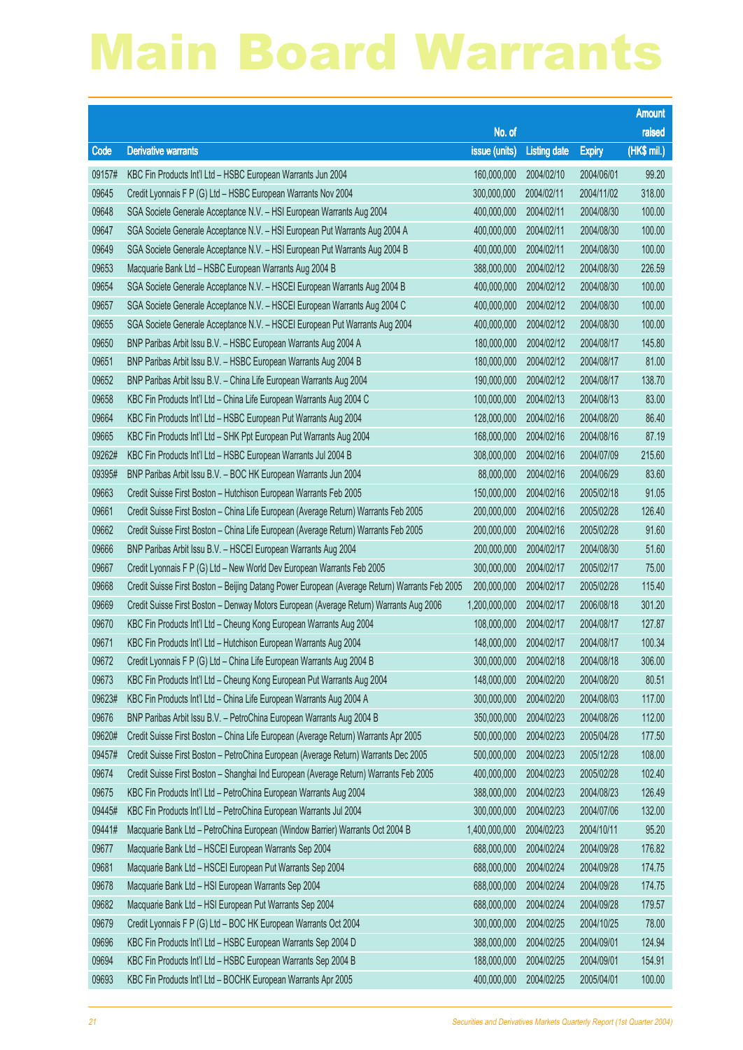# Main Board Warrants

| Code | Derivative warrants | No. of issue (units) | Listing date | Expiry | Amount raised (HK$ mil.) |
|---|---|---|---|---|---|
| 09157# | KBC Fin Products Int'l Ltd – HSBC European Warrants Jun 2004 | 160,000,000 | 2004/02/10 | 2004/06/01 | 99.20 |
| 09645 | Credit Lyonnais F P (G) Ltd – HSBC European Warrants Nov 2004 | 300,000,000 | 2004/02/11 | 2004/11/02 | 318.00 |
| 09648 | SGA Societe Generale Acceptance N.V. – HSI European Warrants Aug 2004 | 400,000,000 | 2004/02/11 | 2004/08/30 | 100.00 |
| 09647 | SGA Societe Generale Acceptance N.V. – HSI European Put Warrants Aug 2004 A | 400,000,000 | 2004/02/11 | 2004/08/30 | 100.00 |
| 09649 | SGA Societe Generale Acceptance N.V. – HSI European Put Warrants Aug 2004 B | 400,000,000 | 2004/02/11 | 2004/08/30 | 100.00 |
| 09653 | Macquarie Bank Ltd – HSBC European Warrants Aug 2004 B | 388,000,000 | 2004/02/12 | 2004/08/30 | 226.59 |
| 09654 | SGA Societe Generale Acceptance N.V. – HSCEI European Warrants Aug 2004 B | 400,000,000 | 2004/02/12 | 2004/08/30 | 100.00 |
| 09657 | SGA Societe Generale Acceptance N.V. – HSCEI European Warrants Aug 2004 C | 400,000,000 | 2004/02/12 | 2004/08/30 | 100.00 |
| 09655 | SGA Societe Generale Acceptance N.V. – HSCEI European Put Warrants Aug 2004 | 400,000,000 | 2004/02/12 | 2004/08/30 | 100.00 |
| 09650 | BNP Paribas Arbit Issu B.V. – HSBC European Warrants Aug 2004 A | 180,000,000 | 2004/02/12 | 2004/08/17 | 145.80 |
| 09651 | BNP Paribas Arbit Issu B.V. – HSBC European Warrants Aug 2004 B | 180,000,000 | 2004/02/12 | 2004/08/17 | 81.00 |
| 09652 | BNP Paribas Arbit Issu B.V. – China Life European Warrants Aug 2004 | 190,000,000 | 2004/02/12 | 2004/08/17 | 138.70 |
| 09658 | KBC Fin Products Int'l Ltd – China Life European Warrants Aug 2004 C | 100,000,000 | 2004/02/13 | 2004/08/13 | 83.00 |
| 09664 | KBC Fin Products Int'l Ltd – HSBC European Put Warrants Aug 2004 | 128,000,000 | 2004/02/16 | 2004/08/20 | 86.40 |
| 09665 | KBC Fin Products Int'l Ltd – SHK Ppt European Put Warrants Aug 2004 | 168,000,000 | 2004/02/16 | 2004/08/16 | 87.19 |
| 09262# | KBC Fin Products Int'l Ltd – HSBC European Warrants Jul 2004 B | 308,000,000 | 2004/02/16 | 2004/07/09 | 215.60 |
| 09395# | BNP Paribas Arbit Issu B.V. – BOC HK European Warrants Jun 2004 | 88,000,000 | 2004/02/16 | 2004/06/29 | 83.60 |
| 09663 | Credit Suisse First Boston – Hutchison European Warrants Feb 2005 | 150,000,000 | 2004/02/16 | 2005/02/18 | 91.05 |
| 09661 | Credit Suisse First Boston – China Life European (Average Return) Warrants Feb 2005 | 200,000,000 | 2004/02/16 | 2005/02/28 | 126.40 |
| 09662 | Credit Suisse First Boston – China Life European (Average Return) Warrants Feb 2005 | 200,000,000 | 2004/02/16 | 2005/02/28 | 91.60 |
| 09666 | BNP Paribas Arbit Issu B.V. – HSCEI European Warrants Aug 2004 | 200,000,000 | 2004/02/17 | 2004/08/30 | 51.60 |
| 09667 | Credit Lyonnais F P (G) Ltd – New World Dev European Warrants Feb 2005 | 300,000,000 | 2004/02/17 | 2005/02/17 | 75.00 |
| 09668 | Credit Suisse First Boston – Beijing Datang Power European (Average Return) Warrants Feb 2005 | 200,000,000 | 2004/02/17 | 2005/02/28 | 115.40 |
| 09669 | Credit Suisse First Boston – Denway Motors European (Average Return) Warrants Aug 2006 | 1,200,000,000 | 2004/02/17 | 2006/08/18 | 301.20 |
| 09670 | KBC Fin Products Int'l Ltd – Cheung Kong European Warrants Aug 2004 | 108,000,000 | 2004/02/17 | 2004/08/17 | 127.87 |
| 09671 | KBC Fin Products Int'l Ltd – Hutchison European Warrants Aug 2004 | 148,000,000 | 2004/02/17 | 2004/08/17 | 100.34 |
| 09672 | Credit Lyonnais F P (G) Ltd – China Life European Warrants Aug 2004 B | 300,000,000 | 2004/02/18 | 2004/08/18 | 306.00 |
| 09673 | KBC Fin Products Int'l Ltd – Cheung Kong European Put Warrants Aug 2004 | 148,000,000 | 2004/02/20 | 2004/08/20 | 80.51 |
| 09623# | KBC Fin Products Int'l Ltd – China Life European Warrants Aug 2004 A | 300,000,000 | 2004/02/20 | 2004/08/03 | 117.00 |
| 09676 | BNP Paribas Arbit Issu B.V. – PetroChina European Warrants Aug 2004 B | 350,000,000 | 2004/02/23 | 2004/08/26 | 112.00 |
| 09620# | Credit Suisse First Boston – China Life European (Average Return) Warrants Apr 2005 | 500,000,000 | 2004/02/23 | 2005/04/28 | 177.50 |
| 09457# | Credit Suisse First Boston – PetroChina European (Average Return) Warrants Dec 2005 | 500,000,000 | 2004/02/23 | 2005/12/28 | 108.00 |
| 09674 | Credit Suisse First Boston – Shanghai Ind European (Average Return) Warrants Feb 2005 | 400,000,000 | 2004/02/23 | 2005/02/28 | 102.40 |
| 09675 | KBC Fin Products Int'l Ltd – PetroChina European Warrants Aug 2004 | 388,000,000 | 2004/02/23 | 2004/08/23 | 126.49 |
| 09445# | KBC Fin Products Int'l Ltd – PetroChina European Warrants Jul 2004 | 300,000,000 | 2004/02/23 | 2004/07/06 | 132.00 |
| 09441# | Macquarie Bank Ltd – PetroChina European (Window Barrier) Warrants Oct 2004 B | 1,400,000,000 | 2004/02/23 | 2004/10/11 | 95.20 |
| 09677 | Macquarie Bank Ltd – HSCEI European Warrants Sep 2004 | 688,000,000 | 2004/02/24 | 2004/09/28 | 176.82 |
| 09681 | Macquarie Bank Ltd – HSCEI European Put Warrants Sep 2004 | 688,000,000 | 2004/02/24 | 2004/09/28 | 174.75 |
| 09678 | Macquarie Bank Ltd – HSI European Warrants Sep 2004 | 688,000,000 | 2004/02/24 | 2004/09/28 | 174.75 |
| 09682 | Macquarie Bank Ltd – HSI European Put Warrants Sep 2004 | 688,000,000 | 2004/02/24 | 2004/09/28 | 179.57 |
| 09679 | Credit Lyonnais F P (G) Ltd – BOC HK European Warrants Oct 2004 | 300,000,000 | 2004/02/25 | 2004/10/25 | 78.00 |
| 09696 | KBC Fin Products Int'l Ltd – HSBC European Warrants Sep 2004 D | 388,000,000 | 2004/02/25 | 2004/09/01 | 124.94 |
| 09694 | KBC Fin Products Int'l Ltd – HSBC European Warrants Sep 2004 B | 188,000,000 | 2004/02/25 | 2004/09/01 | 154.91 |
| 09693 | KBC Fin Products Int'l Ltd – BOCHK European Warrants Apr 2005 | 400,000,000 | 2004/02/25 | 2005/04/01 | 100.00 |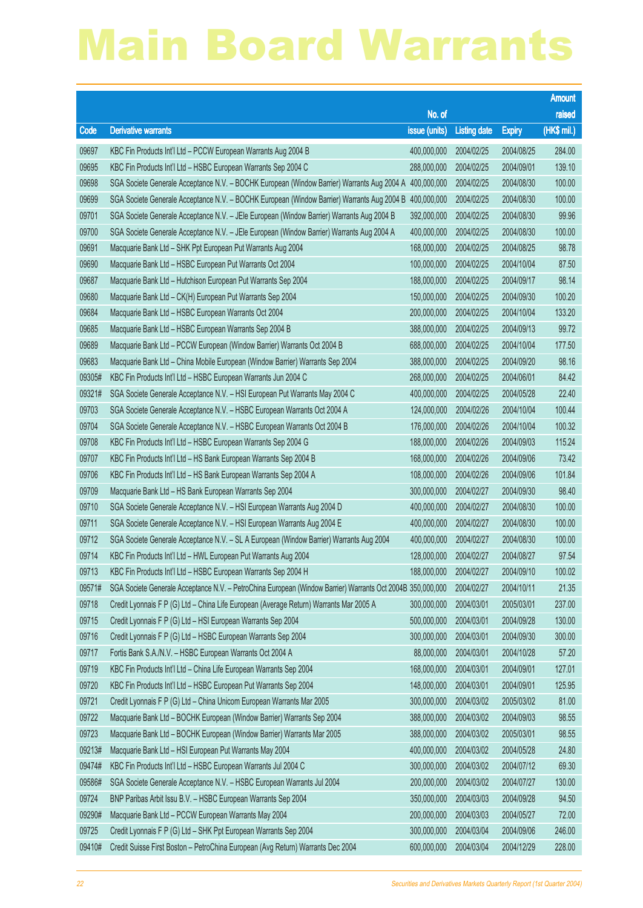# Main Board Warrants

| Code | Derivative warrants | No. of issue (units) | Listing date | Expiry | Amount raised (HK$ mil.) |
|---|---|---|---|---|---|
| 09697 | KBC Fin Products Int'l Ltd – PCCW European Warrants Aug 2004 B | 400,000,000 | 2004/02/25 | 2004/08/25 | 284.00 |
| 09695 | KBC Fin Products Int'l Ltd – HSBC European Warrants Sep 2004 C | 288,000,000 | 2004/02/25 | 2004/09/01 | 139.10 |
| 09698 | SGA Societe Generale Acceptance N.V. – BOCHK European (Window Barrier) Warrants Aug 2004 A | 400,000,000 | 2004/02/25 | 2004/08/30 | 100.00 |
| 09699 | SGA Societe Generale Acceptance N.V. – BOCHK European (Window Barrier) Warrants Aug 2004 B | 400,000,000 | 2004/02/25 | 2004/08/30 | 100.00 |
| 09701 | SGA Societe Generale Acceptance N.V. – JEle European (Window Barrier) Warrants Aug 2004 B | 392,000,000 | 2004/02/25 | 2004/08/30 | 99.96 |
| 09700 | SGA Societe Generale Acceptance N.V. – JEle European (Window Barrier) Warrants Aug 2004 A | 400,000,000 | 2004/02/25 | 2004/08/30 | 100.00 |
| 09691 | Macquarie Bank Ltd – SHK Ppt European Put Warrants Aug 2004 | 168,000,000 | 2004/02/25 | 2004/08/25 | 98.78 |
| 09690 | Macquarie Bank Ltd – HSBC European Put Warrants Oct 2004 | 100,000,000 | 2004/02/25 | 2004/10/04 | 87.50 |
| 09687 | Macquarie Bank Ltd – Hutchison European Put Warrants Sep 2004 | 188,000,000 | 2004/02/25 | 2004/09/17 | 98.14 |
| 09680 | Macquarie Bank Ltd – CK(H) European Put Warrants Sep 2004 | 150,000,000 | 2004/02/25 | 2004/09/30 | 100.20 |
| 09684 | Macquarie Bank Ltd – HSBC European Warrants Oct 2004 | 200,000,000 | 2004/02/25 | 2004/10/04 | 133.20 |
| 09685 | Macquarie Bank Ltd – HSBC European Warrants Sep 2004 B | 388,000,000 | 2004/02/25 | 2004/09/13 | 99.72 |
| 09689 | Macquarie Bank Ltd – PCCW European (Window Barrier) Warrants Oct 2004 B | 688,000,000 | 2004/02/25 | 2004/10/04 | 177.50 |
| 09683 | Macquarie Bank Ltd – China Mobile European (Window Barrier) Warrants Sep 2004 | 388,000,000 | 2004/02/25 | 2004/09/20 | 98.16 |
| 09305# | KBC Fin Products Int'l Ltd – HSBC European Warrants Jun 2004 C | 268,000,000 | 2004/02/25 | 2004/06/01 | 84.42 |
| 09321# | SGA Societe Generale Acceptance N.V. – HSI European Put Warrants May 2004 C | 400,000,000 | 2004/02/25 | 2004/05/28 | 22.40 |
| 09703 | SGA Societe Generale Acceptance N.V. – HSBC European Warrants Oct 2004 A | 124,000,000 | 2004/02/26 | 2004/10/04 | 100.44 |
| 09704 | SGA Societe Generale Acceptance N.V. – HSBC European Warrants Oct 2004 B | 176,000,000 | 2004/02/26 | 2004/10/04 | 100.32 |
| 09708 | KBC Fin Products Int'l Ltd – HSBC European Warrants Sep 2004 G | 188,000,000 | 2004/02/26 | 2004/09/03 | 115.24 |
| 09707 | KBC Fin Products Int'l Ltd – HS Bank European Warrants Sep 2004 B | 168,000,000 | 2004/02/26 | 2004/09/06 | 73.42 |
| 09706 | KBC Fin Products Int'l Ltd – HS Bank European Warrants Sep 2004 A | 108,000,000 | 2004/02/26 | 2004/09/06 | 101.84 |
| 09709 | Macquarie Bank Ltd – HS Bank European Warrants Sep 2004 | 300,000,000 | 2004/02/27 | 2004/09/30 | 98.40 |
| 09710 | SGA Societe Generale Acceptance N.V. – HSI European Warrants Aug 2004 D | 400,000,000 | 2004/02/27 | 2004/08/30 | 100.00 |
| 09711 | SGA Societe Generale Acceptance N.V. – HSI European Warrants Aug 2004 E | 400,000,000 | 2004/02/27 | 2004/08/30 | 100.00 |
| 09712 | SGA Societe Generale Acceptance N.V. – SL A European (Window Barrier) Warrants Aug 2004 | 400,000,000 | 2004/02/27 | 2004/08/30 | 100.00 |
| 09714 | KBC Fin Products Int'l Ltd – HWL European Put Warrants Aug 2004 | 128,000,000 | 2004/02/27 | 2004/08/27 | 97.54 |
| 09713 | KBC Fin Products Int'l Ltd – HSBC European Warrants Sep 2004 H | 188,000,000 | 2004/02/27 | 2004/09/10 | 100.02 |
| 09571# | SGA Societe Generale Acceptance N.V. – PetroChina European (Window Barrier) Warrants Oct 2004B | 350,000,000 | 2004/02/27 | 2004/10/11 | 21.35 |
| 09718 | Credit Lyonnais F P (G) Ltd – China Life European (Average Return) Warrants Mar 2005 A | 300,000,000 | 2004/03/01 | 2005/03/01 | 237.00 |
| 09715 | Credit Lyonnais F P (G) Ltd – HSI European Warrants Sep 2004 | 500,000,000 | 2004/03/01 | 2004/09/28 | 130.00 |
| 09716 | Credit Lyonnais F P (G) Ltd – HSBC European Warrants Sep 2004 | 300,000,000 | 2004/03/01 | 2004/09/30 | 300.00 |
| 09717 | Fortis Bank S.A./N.V. – HSBC European Warrants Oct 2004 A | 88,000,000 | 2004/03/01 | 2004/10/28 | 57.20 |
| 09719 | KBC Fin Products Int'l Ltd – China Life European Warrants Sep 2004 | 168,000,000 | 2004/03/01 | 2004/09/01 | 127.01 |
| 09720 | KBC Fin Products Int'l Ltd – HSBC European Put Warrants Sep 2004 | 148,000,000 | 2004/03/01 | 2004/09/01 | 125.95 |
| 09721 | Credit Lyonnais F P (G) Ltd – China Unicom European Warrants Mar 2005 | 300,000,000 | 2004/03/02 | 2005/03/02 | 81.00 |
| 09722 | Macquarie Bank Ltd – BOCHK European (Window Barrier) Warrants Sep 2004 | 388,000,000 | 2004/03/02 | 2004/09/03 | 98.55 |
| 09723 | Macquarie Bank Ltd – BOCHK European (Window Barrier) Warrants Mar 2005 | 388,000,000 | 2004/03/02 | 2005/03/01 | 98.55 |
| 09213# | Macquarie Bank Ltd – HSI European Put Warrants May 2004 | 400,000,000 | 2004/03/02 | 2004/05/28 | 24.80 |
| 09474# | KBC Fin Products Int'l Ltd – HSBC European Warrants Jul 2004 C | 300,000,000 | 2004/03/02 | 2004/07/12 | 69.30 |
| 09586# | SGA Societe Generale Acceptance N.V. – HSBC European Warrants Jul 2004 | 200,000,000 | 2004/03/02 | 2004/07/27 | 130.00 |
| 09724 | BNP Paribas Arbit Issu B.V. – HSBC European Warrants Sep 2004 | 350,000,000 | 2004/03/03 | 2004/09/28 | 94.50 |
| 09290# | Macquarie Bank Ltd – PCCW European Warrants May 2004 | 200,000,000 | 2004/03/03 | 2004/05/27 | 72.00 |
| 09725 | Credit Lyonnais F P (G) Ltd – SHK Ppt European Warrants Sep 2004 | 300,000,000 | 2004/03/04 | 2004/09/06 | 246.00 |
| 09410# | Credit Suisse First Boston – PetroChina European (Avg Return) Warrants Dec 2004 | 600,000,000 | 2004/03/04 | 2004/12/29 | 228.00 |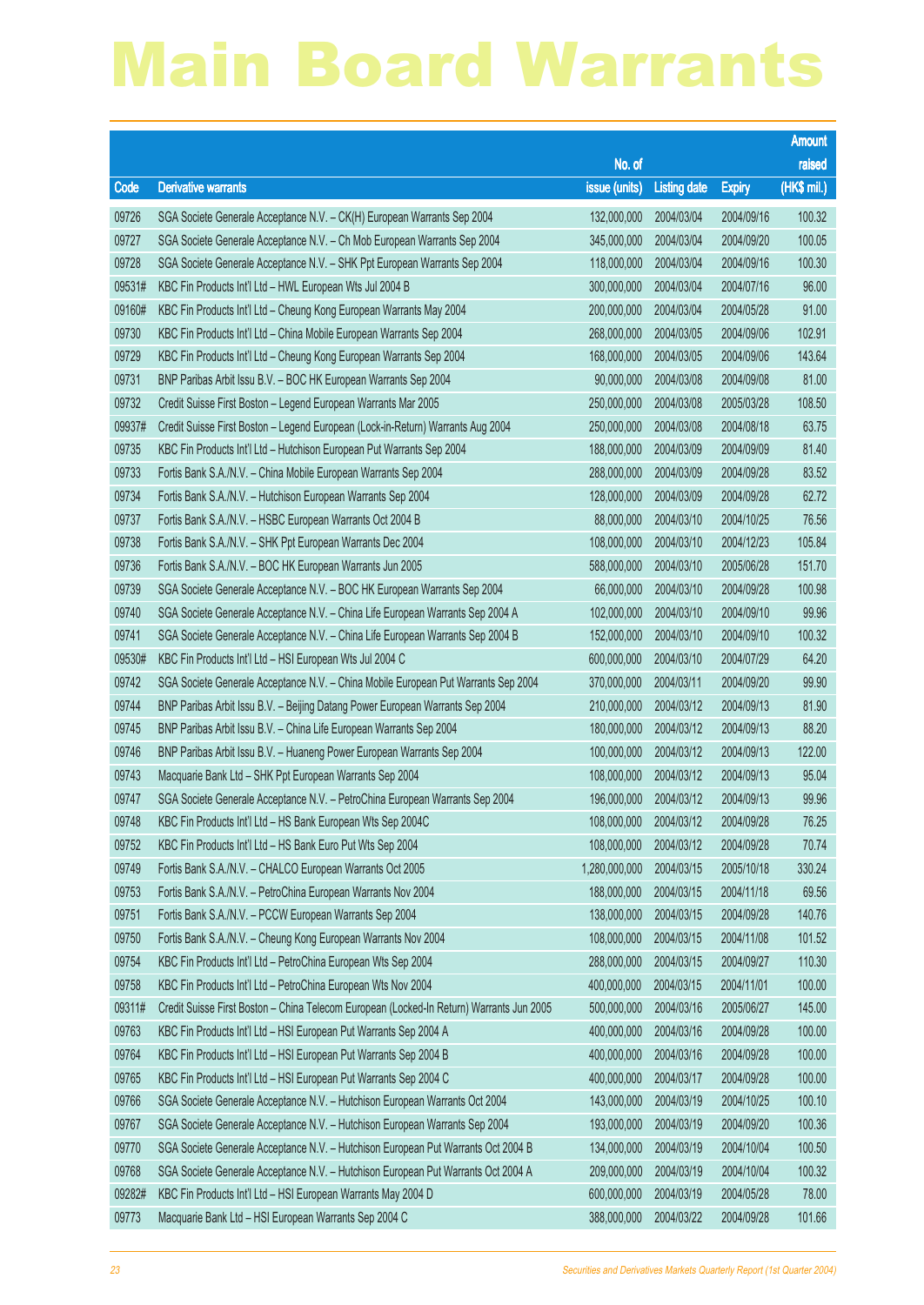# Main Board Warrants

| Code | Derivative warrants | No. of issue (units) | Listing date | Expiry | Amount raised (HK$ mil.) |
|---|---|---|---|---|---|
| 09726 | SGA Societe Generale Acceptance N.V. – CK(H) European Warrants Sep 2004 | 132,000,000 | 2004/03/04 | 2004/09/16 | 100.32 |
| 09727 | SGA Societe Generale Acceptance N.V. – Ch Mob European Warrants Sep 2004 | 345,000,000 | 2004/03/04 | 2004/09/20 | 100.05 |
| 09728 | SGA Societe Generale Acceptance N.V. – SHK Ppt European Warrants Sep 2004 | 118,000,000 | 2004/03/04 | 2004/09/16 | 100.30 |
| 09531# | KBC Fin Products Int'l Ltd – HWL European Wts Jul 2004 B | 300,000,000 | 2004/03/04 | 2004/07/16 | 96.00 |
| 09160# | KBC Fin Products Int'l Ltd – Cheung Kong European Warrants May 2004 | 200,000,000 | 2004/03/04 | 2004/05/28 | 91.00 |
| 09730 | KBC Fin Products Int'l Ltd – China Mobile European Warrants Sep 2004 | 268,000,000 | 2004/03/05 | 2004/09/06 | 102.91 |
| 09729 | KBC Fin Products Int'l Ltd – Cheung Kong European Warrants Sep 2004 | 168,000,000 | 2004/03/05 | 2004/09/06 | 143.64 |
| 09731 | BNP Paribas Arbit Issu B.V. – BOC HK European Warrants Sep 2004 | 90,000,000 | 2004/03/08 | 2004/09/08 | 81.00 |
| 09732 | Credit Suisse First Boston – Legend European Warrants Mar 2005 | 250,000,000 | 2004/03/08 | 2005/03/28 | 108.50 |
| 09937# | Credit Suisse First Boston – Legend European (Lock-in-Return) Warrants Aug 2004 | 250,000,000 | 2004/03/08 | 2004/08/18 | 63.75 |
| 09735 | KBC Fin Products Int'l Ltd – Hutchison European Put Warrants Sep 2004 | 188,000,000 | 2004/03/09 | 2004/09/09 | 81.40 |
| 09733 | Fortis Bank S.A./N.V. – China Mobile European Warrants Sep 2004 | 288,000,000 | 2004/03/09 | 2004/09/28 | 83.52 |
| 09734 | Fortis Bank S.A./N.V. – Hutchison European Warrants Sep 2004 | 128,000,000 | 2004/03/09 | 2004/09/28 | 62.72 |
| 09737 | Fortis Bank S.A./N.V. – HSBC European Warrants Oct 2004 B | 88,000,000 | 2004/03/10 | 2004/10/25 | 76.56 |
| 09738 | Fortis Bank S.A./N.V. – SHK Ppt European Warrants Dec 2004 | 108,000,000 | 2004/03/10 | 2004/12/23 | 105.84 |
| 09736 | Fortis Bank S.A./N.V. – BOC HK European Warrants Jun 2005 | 588,000,000 | 2004/03/10 | 2005/06/28 | 151.70 |
| 09739 | SGA Societe Generale Acceptance N.V. – BOC HK European Warrants Sep 2004 | 66,000,000 | 2004/03/10 | 2004/09/28 | 100.98 |
| 09740 | SGA Societe Generale Acceptance N.V. – China Life European Warrants Sep 2004 A | 102,000,000 | 2004/03/10 | 2004/09/10 | 99.96 |
| 09741 | SGA Societe Generale Acceptance N.V. – China Life European Warrants Sep 2004 B | 152,000,000 | 2004/03/10 | 2004/09/10 | 100.32 |
| 09530# | KBC Fin Products Int'l Ltd – HSI European Wts Jul 2004 C | 600,000,000 | 2004/03/10 | 2004/07/29 | 64.20 |
| 09742 | SGA Societe Generale Acceptance N.V. – China Mobile European Put Warrants Sep 2004 | 370,000,000 | 2004/03/11 | 2004/09/20 | 99.90 |
| 09744 | BNP Paribas Arbit Issu B.V. – Beijing Datang Power European Warrants Sep 2004 | 210,000,000 | 2004/03/12 | 2004/09/13 | 81.90 |
| 09745 | BNP Paribas Arbit Issu B.V. – China Life European Warrants Sep 2004 | 180,000,000 | 2004/03/12 | 2004/09/13 | 88.20 |
| 09746 | BNP Paribas Arbit Issu B.V. – Huaneng Power European Warrants Sep 2004 | 100,000,000 | 2004/03/12 | 2004/09/13 | 122.00 |
| 09743 | Macquarie Bank Ltd – SHK Ppt European Warrants Sep 2004 | 108,000,000 | 2004/03/12 | 2004/09/13 | 95.04 |
| 09747 | SGA Societe Generale Acceptance N.V. – PetroChina European Warrants Sep 2004 | 196,000,000 | 2004/03/12 | 2004/09/13 | 99.96 |
| 09748 | KBC Fin Products Int'l Ltd – HS Bank European Wts Sep 2004C | 108,000,000 | 2004/03/12 | 2004/09/28 | 76.25 |
| 09752 | KBC Fin Products Int'l Ltd – HS Bank Euro Put Wts Sep 2004 | 108,000,000 | 2004/03/12 | 2004/09/28 | 70.74 |
| 09749 | Fortis Bank S.A./N.V. – CHALCO European Warrants Oct 2005 | 1,280,000,000 | 2004/03/15 | 2005/10/18 | 330.24 |
| 09753 | Fortis Bank S.A./N.V. – PetroChina European Warrants Nov 2004 | 188,000,000 | 2004/03/15 | 2004/11/18 | 69.56 |
| 09751 | Fortis Bank S.A./N.V. – PCCW European Warrants Sep 2004 | 138,000,000 | 2004/03/15 | 2004/09/28 | 140.76 |
| 09750 | Fortis Bank S.A./N.V. – Cheung Kong European Warrants Nov 2004 | 108,000,000 | 2004/03/15 | 2004/11/08 | 101.52 |
| 09754 | KBC Fin Products Int'l Ltd – PetroChina European Wts Sep 2004 | 288,000,000 | 2004/03/15 | 2004/09/27 | 110.30 |
| 09758 | KBC Fin Products Int'l Ltd – PetroChina European Wts Nov 2004 | 400,000,000 | 2004/03/15 | 2004/11/01 | 100.00 |
| 09311# | Credit Suisse First Boston – China Telecom European (Locked-In Return) Warrants Jun 2005 | 500,000,000 | 2004/03/16 | 2005/06/27 | 145.00 |
| 09763 | KBC Fin Products Int'l Ltd – HSI European Put Warrants Sep 2004 A | 400,000,000 | 2004/03/16 | 2004/09/28 | 100.00 |
| 09764 | KBC Fin Products Int'l Ltd – HSI European Put Warrants Sep 2004 B | 400,000,000 | 2004/03/16 | 2004/09/28 | 100.00 |
| 09765 | KBC Fin Products Int'l Ltd – HSI European Put Warrants Sep 2004 C | 400,000,000 | 2004/03/17 | 2004/09/28 | 100.00 |
| 09766 | SGA Societe Generale Acceptance N.V. – Hutchison European Warrants Oct 2004 | 143,000,000 | 2004/03/19 | 2004/10/25 | 100.10 |
| 09767 | SGA Societe Generale Acceptance N.V. – Hutchison European Warrants Sep 2004 | 193,000,000 | 2004/03/19 | 2004/09/20 | 100.36 |
| 09770 | SGA Societe Generale Acceptance N.V. – Hutchison European Put Warrants Oct 2004 B | 134,000,000 | 2004/03/19 | 2004/10/04 | 100.50 |
| 09768 | SGA Societe Generale Acceptance N.V. – Hutchison European Put Warrants Oct 2004 A | 209,000,000 | 2004/03/19 | 2004/10/04 | 100.32 |
| 09282# | KBC Fin Products Int'l Ltd – HSI European Warrants May 2004 D | 600,000,000 | 2004/03/19 | 2004/05/28 | 78.00 |
| 09773 | Macquarie Bank Ltd – HSI European Warrants Sep 2004 C | 388,000,000 | 2004/03/22 | 2004/09/28 | 101.66 |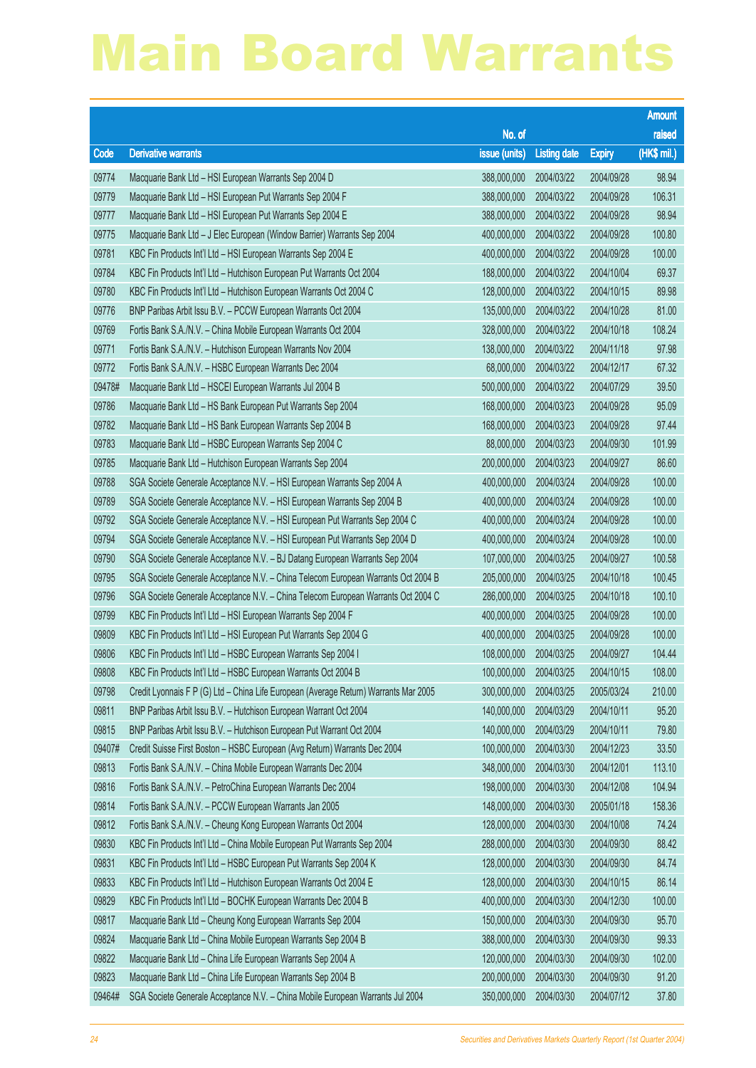# Main Board Warrants

| Code | Derivative warrants | No. of issue (units) | Listing date | Expiry | Amount raised (HK$ mil.) |
|---|---|---|---|---|---|
| 09774 | Macquarie Bank Ltd – HSI European Warrants Sep 2004 D | 388,000,000 | 2004/03/22 | 2004/09/28 | 98.94 |
| 09779 | Macquarie Bank Ltd – HSI European Put Warrants Sep 2004 F | 388,000,000 | 2004/03/22 | 2004/09/28 | 106.31 |
| 09777 | Macquarie Bank Ltd – HSI European Put Warrants Sep 2004 E | 388,000,000 | 2004/03/22 | 2004/09/28 | 98.94 |
| 09775 | Macquarie Bank Ltd – J Elec European (Window Barrier) Warrants Sep 2004 | 400,000,000 | 2004/03/22 | 2004/09/28 | 100.80 |
| 09781 | KBC Fin Products Int'l Ltd – HSI European Warrants Sep 2004 E | 400,000,000 | 2004/03/22 | 2004/09/28 | 100.00 |
| 09784 | KBC Fin Products Int'l Ltd – Hutchison European Put Warrants Oct 2004 | 188,000,000 | 2004/03/22 | 2004/10/04 | 69.37 |
| 09780 | KBC Fin Products Int'l Ltd – Hutchison European Warrants Oct 2004 C | 128,000,000 | 2004/03/22 | 2004/10/15 | 89.98 |
| 09776 | BNP Paribas Arbit Issu B.V. – PCCW European Warrants Oct 2004 | 135,000,000 | 2004/03/22 | 2004/10/28 | 81.00 |
| 09769 | Fortis Bank S.A./N.V. – China Mobile European Warrants Oct 2004 | 328,000,000 | 2004/03/22 | 2004/10/18 | 108.24 |
| 09771 | Fortis Bank S.A./N.V. – Hutchison European Warrants Nov 2004 | 138,000,000 | 2004/03/22 | 2004/11/18 | 97.98 |
| 09772 | Fortis Bank S.A./N.V. – HSBC European Warrants Dec 2004 | 68,000,000 | 2004/03/22 | 2004/12/17 | 67.32 |
| 09478# | Macquarie Bank Ltd – HSCEI European Warrants Jul 2004 B | 500,000,000 | 2004/03/22 | 2004/07/29 | 39.50 |
| 09786 | Macquarie Bank Ltd – HS Bank European Put Warrants Sep 2004 | 168,000,000 | 2004/03/23 | 2004/09/28 | 95.09 |
| 09782 | Macquarie Bank Ltd – HS Bank European Warrants Sep 2004 B | 168,000,000 | 2004/03/23 | 2004/09/28 | 97.44 |
| 09783 | Macquarie Bank Ltd – HSBC European Warrants Sep 2004 C | 88,000,000 | 2004/03/23 | 2004/09/30 | 101.99 |
| 09785 | Macquarie Bank Ltd – Hutchison European Warrants Sep 2004 | 200,000,000 | 2004/03/23 | 2004/09/27 | 86.60 |
| 09788 | SGA Societe Generale Acceptance N.V. – HSI European Warrants Sep 2004 A | 400,000,000 | 2004/03/24 | 2004/09/28 | 100.00 |
| 09789 | SGA Societe Generale Acceptance N.V. – HSI European Warrants Sep 2004 B | 400,000,000 | 2004/03/24 | 2004/09/28 | 100.00 |
| 09792 | SGA Societe Generale Acceptance N.V. – HSI European Put Warrants Sep 2004 C | 400,000,000 | 2004/03/24 | 2004/09/28 | 100.00 |
| 09794 | SGA Societe Generale Acceptance N.V. – HSI European Put Warrants Sep 2004 D | 400,000,000 | 2004/03/24 | 2004/09/28 | 100.00 |
| 09790 | SGA Societe Generale Acceptance N.V. – BJ Datang European Warrants Sep 2004 | 107,000,000 | 2004/03/25 | 2004/09/27 | 100.58 |
| 09795 | SGA Societe Generale Acceptance N.V. – China Telecom European Warrants Oct 2004 B | 205,000,000 | 2004/03/25 | 2004/10/18 | 100.45 |
| 09796 | SGA Societe Generale Acceptance N.V. – China Telecom European Warrants Oct 2004 C | 286,000,000 | 2004/03/25 | 2004/10/18 | 100.10 |
| 09799 | KBC Fin Products Int'l Ltd – HSI European Warrants Sep 2004 F | 400,000,000 | 2004/03/25 | 2004/09/28 | 100.00 |
| 09809 | KBC Fin Products Int'l Ltd – HSI European Put Warrants Sep 2004 G | 400,000,000 | 2004/03/25 | 2004/09/28 | 100.00 |
| 09806 | KBC Fin Products Int'l Ltd – HSBC European Warrants Sep 2004 I | 108,000,000 | 2004/03/25 | 2004/09/27 | 104.44 |
| 09808 | KBC Fin Products Int'l Ltd – HSBC European Warrants Oct 2004 B | 100,000,000 | 2004/03/25 | 2004/10/15 | 108.00 |
| 09798 | Credit Lyonnais F P (G) Ltd – China Life European (Average Return) Warrants Mar 2005 | 300,000,000 | 2004/03/25 | 2005/03/24 | 210.00 |
| 09811 | BNP Paribas Arbit Issu B.V. – Hutchison European Warrant Oct 2004 | 140,000,000 | 2004/03/29 | 2004/10/11 | 95.20 |
| 09815 | BNP Paribas Arbit Issu B.V. – Hutchison European Put Warrant Oct 2004 | 140,000,000 | 2004/03/29 | 2004/10/11 | 79.80 |
| 09407# | Credit Suisse First Boston – HSBC European (Avg Return) Warrants Dec 2004 | 100,000,000 | 2004/03/30 | 2004/12/23 | 33.50 |
| 09813 | Fortis Bank S.A./N.V. – China Mobile European Warrants Dec 2004 | 348,000,000 | 2004/03/30 | 2004/12/01 | 113.10 |
| 09816 | Fortis Bank S.A./N.V. – PetroChina European Warrants Dec 2004 | 198,000,000 | 2004/03/30 | 2004/12/08 | 104.94 |
| 09814 | Fortis Bank S.A./N.V. – PCCW European Warrants Jan 2005 | 148,000,000 | 2004/03/30 | 2005/01/18 | 158.36 |
| 09812 | Fortis Bank S.A./N.V. – Cheung Kong European Warrants Oct 2004 | 128,000,000 | 2004/03/30 | 2004/10/08 | 74.24 |
| 09830 | KBC Fin Products Int'l Ltd – China Mobile European Put Warrants Sep 2004 | 288,000,000 | 2004/03/30 | 2004/09/30 | 88.42 |
| 09831 | KBC Fin Products Int'l Ltd – HSBC European Put Warrants Sep 2004 K | 128,000,000 | 2004/03/30 | 2004/09/30 | 84.74 |
| 09833 | KBC Fin Products Int'l Ltd – Hutchison European Warrants Oct 2004 E | 128,000,000 | 2004/03/30 | 2004/10/15 | 86.14 |
| 09829 | KBC Fin Products Int'l Ltd – BOCHK European Warrants Dec 2004 B | 400,000,000 | 2004/03/30 | 2004/12/30 | 100.00 |
| 09817 | Macquarie Bank Ltd – Cheung Kong European Warrants Sep 2004 | 150,000,000 | 2004/03/30 | 2004/09/30 | 95.70 |
| 09824 | Macquarie Bank Ltd – China Mobile European Warrants Sep 2004 B | 388,000,000 | 2004/03/30 | 2004/09/30 | 99.33 |
| 09822 | Macquarie Bank Ltd – China Life European Warrants Sep 2004 A | 120,000,000 | 2004/03/30 | 2004/09/30 | 102.00 |
| 09823 | Macquarie Bank Ltd – China Life European Warrants Sep 2004 B | 200,000,000 | 2004/03/30 | 2004/09/30 | 91.20 |
| 09464# | SGA Societe Generale Acceptance N.V. – China Mobile European Warrants Jul 2004 | 350,000,000 | 2004/03/30 | 2004/07/12 | 37.80 |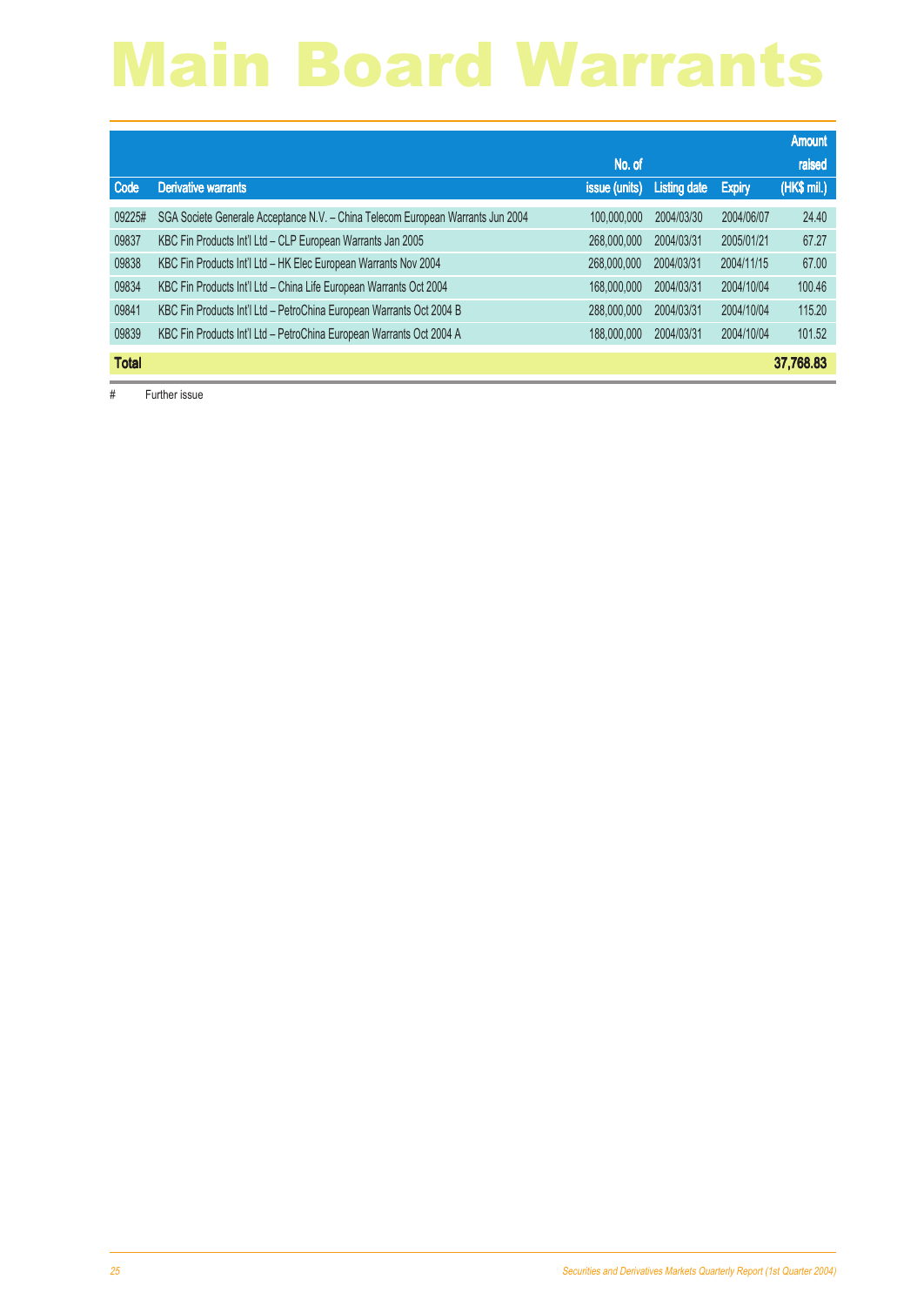# Main Board Warrants

| Code | Derivative warrants | No. of issue (units) | Listing date | Expiry | Amount raised (HK$ mil.) |
|---|---|---|---|---|---|
| 09225# | SGA Societe Generale Acceptance N.V. – China Telecom European Warrants Jun 2004 | 100,000,000 | 2004/03/30 | 2004/06/07 | 24.40 |
| 09837 | KBC Fin Products Int'l Ltd – CLP European Warrants Jan 2005 | 268,000,000 | 2004/03/31 | 2005/01/21 | 67.27 |
| 09838 | KBC Fin Products Int'l Ltd – HK Elec European Warrants Nov 2004 | 268,000,000 | 2004/03/31 | 2004/11/15 | 67.00 |
| 09834 | KBC Fin Products Int'l Ltd – China Life European Warrants Oct 2004 | 168,000,000 | 2004/03/31 | 2004/10/04 | 100.46 |
| 09841 | KBC Fin Products Int'l Ltd – PetroChina European Warrants Oct 2004 B | 288,000,000 | 2004/03/31 | 2004/10/04 | 115.20 |
| 09839 | KBC Fin Products Int'l Ltd – PetroChina European Warrants Oct 2004 A | 188,000,000 | 2004/03/31 | 2004/10/04 | 101.52 |
| **Total** | | | | | **37,768.83** |

# Further issue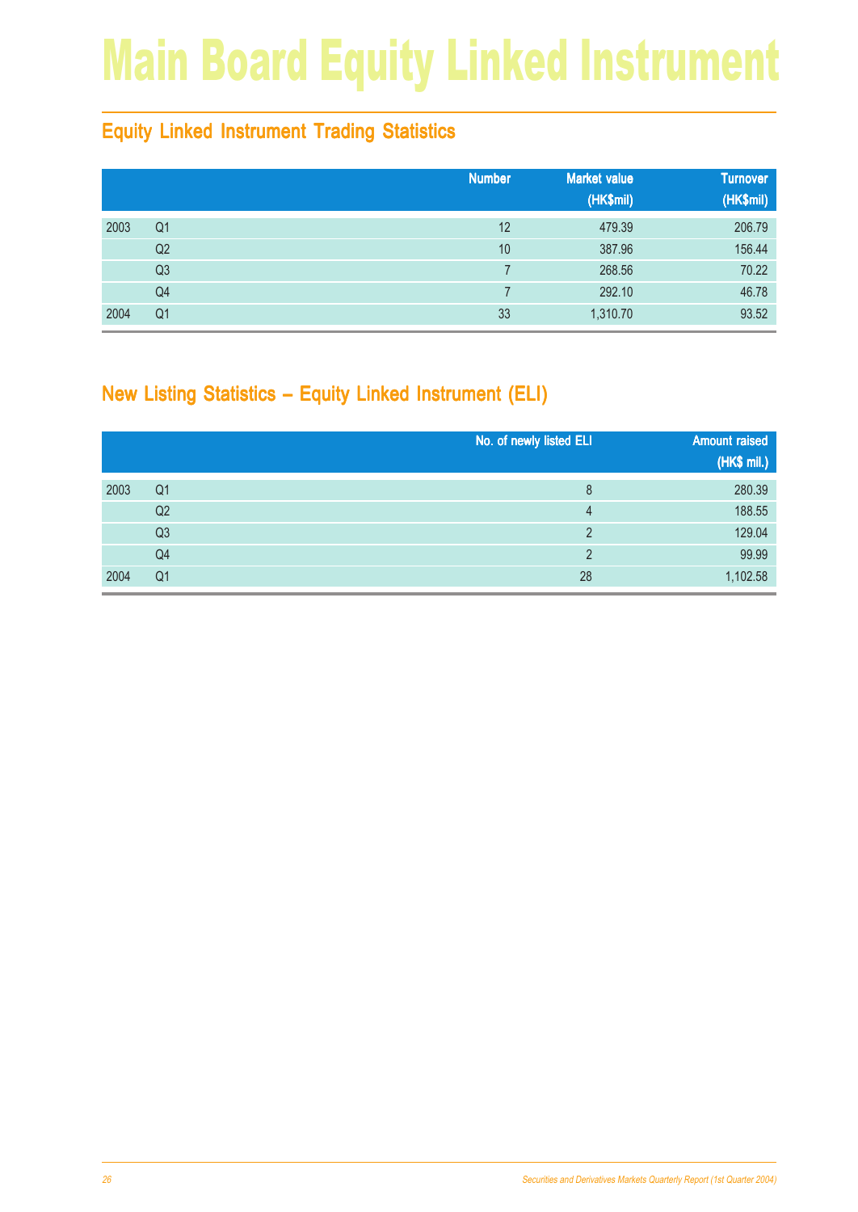# Main Board Equity Linked Instrument

## Equity Linked Instrument Trading Statistics

| | | Number | Market value (HK$mil) | Turnover (HK$mil) |
|---|---|---|---|---|
| 2003 | Q1 | 12 | 479.39 | 206.79 |
| | Q2 | 10 | 387.96 | 156.44 |
| | Q3 | 7 | 268.56 | 70.22 |
| | Q4 | 7 | 292.10 | 46.78 |
| 2004 | Q1 | 33 | 1,310.70 | 93.52 |

## New Listing Statistics – Equity Linked Instrument (ELI)

| | | No. of newly listed ELI | Amount raised (HK$ mil.) |
|---|---|---|---|
| 2003 | Q1 | 8 | 280.39 |
| | Q2 | 4 | 188.55 |
| | Q3 | 2 | 129.04 |
| | Q4 | 2 | 99.99 |
| 2004 | Q1 | 28 | 1,102.58 |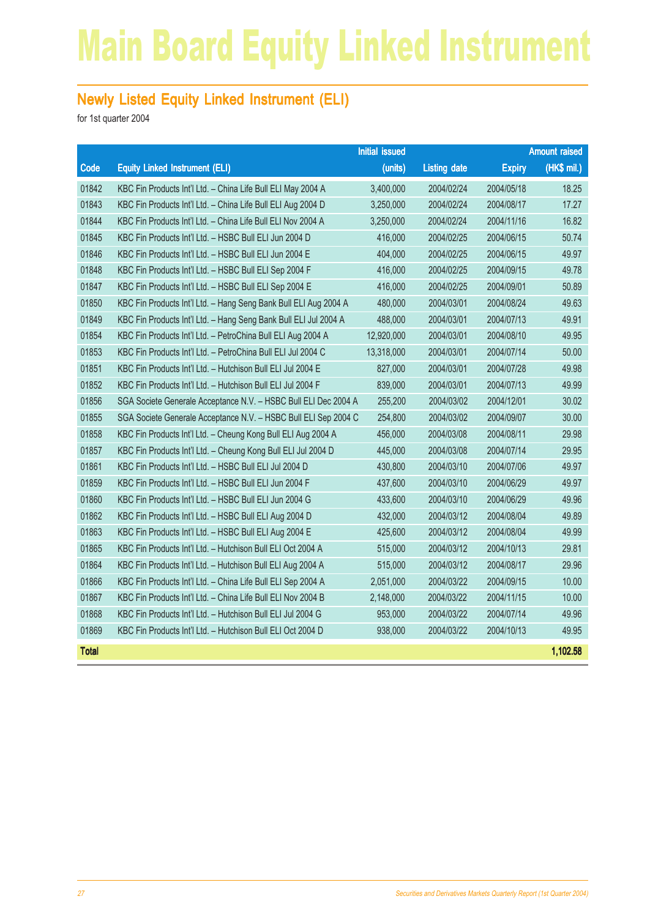# Main Board Equity Linked Instrument

## Newly Listed Equity Linked Instrument (ELI)

for 1st quarter 2004

| Code | Equity Linked Instrument (ELI) | Initial issued (units) | Listing date | Expiry | Amount raised (HK$ mil.) |
|---|---|---|---|---|---|
| 01842 | KBC Fin Products Int'l Ltd. – China Life Bull ELI May 2004 A | 3,400,000 | 2004/02/24 | 2004/05/18 | 18.25 |
| 01843 | KBC Fin Products Int'l Ltd. – China Life Bull ELI Aug 2004 D | 3,250,000 | 2004/02/24 | 2004/08/17 | 17.27 |
| 01844 | KBC Fin Products Int'l Ltd. – China Life Bull ELI Nov 2004 A | 3,250,000 | 2004/02/24 | 2004/11/16 | 16.82 |
| 01845 | KBC Fin Products Int'l Ltd. – HSBC Bull ELI Jun 2004 D | 416,000 | 2004/02/25 | 2004/06/15 | 50.74 |
| 01846 | KBC Fin Products Int'l Ltd. – HSBC Bull ELI Jun 2004 E | 404,000 | 2004/02/25 | 2004/06/15 | 49.97 |
| 01848 | KBC Fin Products Int'l Ltd. – HSBC Bull ELI Sep 2004 F | 416,000 | 2004/02/25 | 2004/09/15 | 49.78 |
| 01847 | KBC Fin Products Int'l Ltd. – HSBC Bull ELI Sep 2004 E | 416,000 | 2004/02/25 | 2004/09/01 | 50.89 |
| 01850 | KBC Fin Products Int'l Ltd. – Hang Seng Bank Bull ELI Aug 2004 A | 480,000 | 2004/03/01 | 2004/08/24 | 49.63 |
| 01849 | KBC Fin Products Int'l Ltd. – Hang Seng Bank Bull ELI Jul 2004 A | 488,000 | 2004/03/01 | 2004/07/13 | 49.91 |
| 01854 | KBC Fin Products Int'l Ltd. – PetroChina Bull ELI Aug 2004 A | 12,920,000 | 2004/03/01 | 2004/08/10 | 49.95 |
| 01853 | KBC Fin Products Int'l Ltd. – PetroChina Bull ELI Jul 2004 C | 13,318,000 | 2004/03/01 | 2004/07/14 | 50.00 |
| 01851 | KBC Fin Products Int'l Ltd. – Hutchison Bull ELI Jul 2004 E | 827,000 | 2004/03/01 | 2004/07/28 | 49.98 |
| 01852 | KBC Fin Products Int'l Ltd. – Hutchison Bull ELI Jul 2004 F | 839,000 | 2004/03/01 | 2004/07/13 | 49.99 |
| 01856 | SGA Societe Generale Acceptance N.V. – HSBC Bull ELI Dec 2004 A | 255,200 | 2004/03/02 | 2004/12/01 | 30.02 |
| 01855 | SGA Societe Generale Acceptance N.V. – HSBC Bull ELI Sep 2004 C | 254,800 | 2004/03/02 | 2004/09/07 | 30.00 |
| 01858 | KBC Fin Products Int'l Ltd. – Cheung Kong Bull ELI Aug 2004 A | 456,000 | 2004/03/08 | 2004/08/11 | 29.98 |
| 01857 | KBC Fin Products Int'l Ltd. – Cheung Kong Bull ELI Jul 2004 D | 445,000 | 2004/03/08 | 2004/07/14 | 29.95 |
| 01861 | KBC Fin Products Int'l Ltd. – HSBC Bull ELI Jul 2004 D | 430,800 | 2004/03/10 | 2004/07/06 | 49.97 |
| 01859 | KBC Fin Products Int'l Ltd. – HSBC Bull ELI Jun 2004 F | 437,600 | 2004/03/10 | 2004/06/29 | 49.97 |
| 01860 | KBC Fin Products Int'l Ltd. – HSBC Bull ELI Jun 2004 G | 433,600 | 2004/03/10 | 2004/06/29 | 49.96 |
| 01862 | KBC Fin Products Int'l Ltd. – HSBC Bull ELI Aug 2004 D | 432,000 | 2004/03/12 | 2004/08/04 | 49.89 |
| 01863 | KBC Fin Products Int'l Ltd. – HSBC Bull ELI Aug 2004 E | 425,600 | 2004/03/12 | 2004/08/04 | 49.99 |
| 01865 | KBC Fin Products Int'l Ltd. – Hutchison Bull ELI Oct 2004 A | 515,000 | 2004/03/12 | 2004/10/13 | 29.81 |
| 01864 | KBC Fin Products Int'l Ltd. – Hutchison Bull ELI Aug 2004 A | 515,000 | 2004/03/12 | 2004/08/17 | 29.96 |
| 01866 | KBC Fin Products Int'l Ltd. – China Life Bull ELI Sep 2004 A | 2,051,000 | 2004/03/22 | 2004/09/15 | 10.00 |
| 01867 | KBC Fin Products Int'l Ltd. – China Life Bull ELI Nov 2004 B | 2,148,000 | 2004/03/22 | 2004/11/15 | 10.00 |
| 01868 | KBC Fin Products Int'l Ltd. – Hutchison Bull ELI Jul 2004 G | 953,000 | 2004/03/22 | 2004/07/14 | 49.96 |
| 01869 | KBC Fin Products Int'l Ltd. – Hutchison Bull ELI Oct 2004 D | 938,000 | 2004/03/22 | 2004/10/13 | 49.95 |
| **Total** | | | | | **1,102.58** |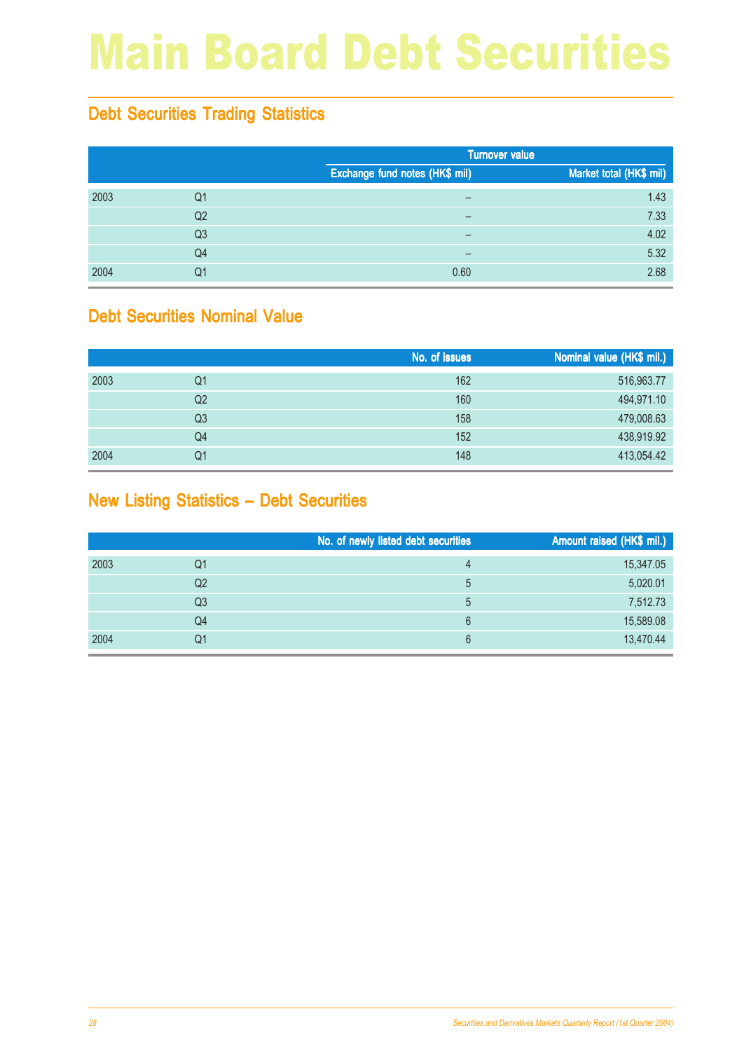# Main Board Debt Securities

## Debt Securities Trading Statistics

| | | Turnover value | |
|---|---|---|---|
| | | Exchange fund notes (HK$ mil) | Market total (HK$ mil) |
| 2003 | Q1 | – | 1.43 |
| | Q2 | – | 7.33 |
| | Q3 | – | 4.02 |
| | Q4 | – | 5.32 |
| 2004 | Q1 | 0.60 | 2.68 |

## Debt Securities Nominal Value

| | | No. of issues | Nominal value (HK$ mil.) |
|---|---|---|---|
| 2003 | Q1 | 162 | 516,963.77 |
| | Q2 | 160 | 494,971.10 |
| | Q3 | 158 | 479,008.63 |
| | Q4 | 152 | 438,919.92 |
| 2004 | Q1 | 148 | 413,054.42 |

## New Listing Statistics – Debt Securities

| | | No. of newly listed debt securities | Amount raised (HK$ mil.) |
|---|---|---|---|
| 2003 | Q1 | 4 | 15,347.05 |
| | Q2 | 5 | 5,020.01 |
| | Q3 | 5 | 7,512.73 |
| | Q4 | 6 | 15,589.08 |
| 2004 | Q1 | 6 | 13,470.44 |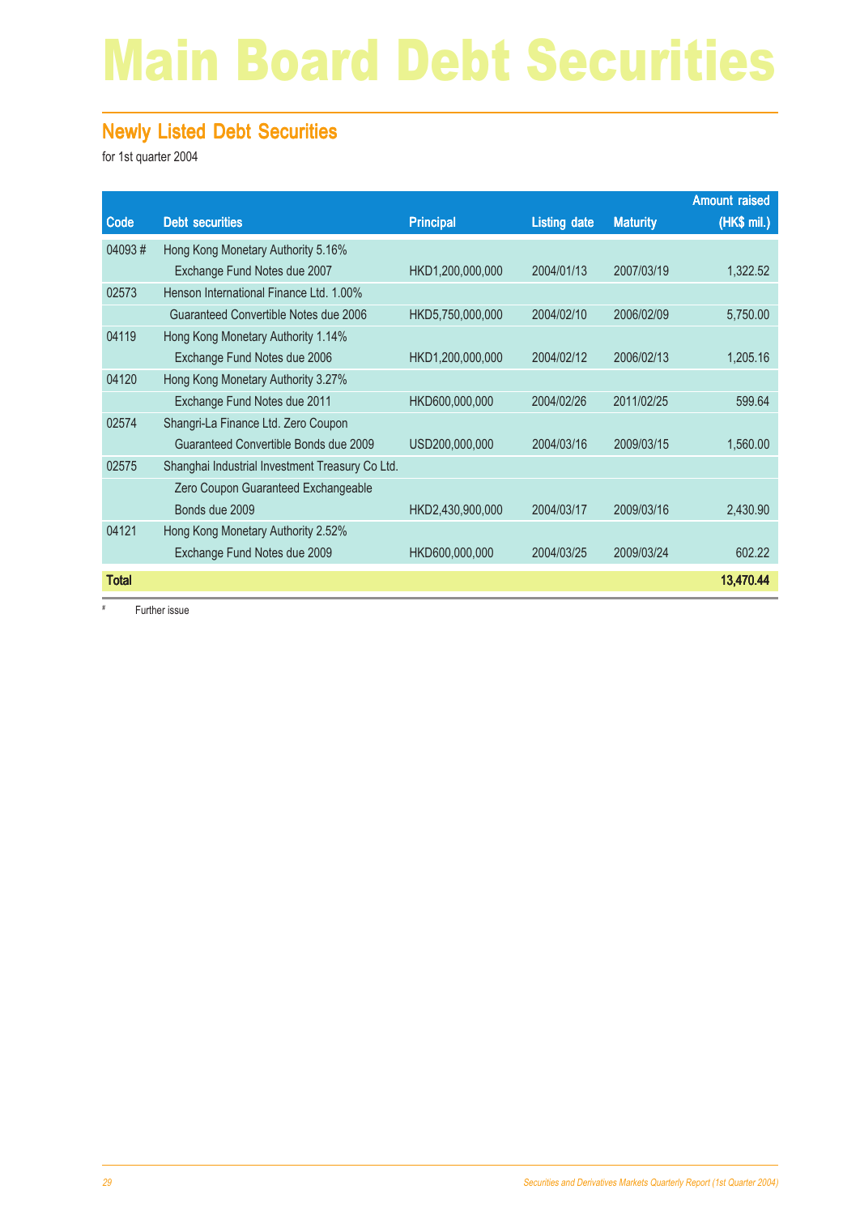# Main Board Debt Securities

## Newly Listed Debt Securities

for 1st quarter 2004

| Code | Debt securities | Principal | Listing date | Maturity | Amount raised (HK$ mil.) |
|---|---|---|---|---|---|
| 04093 # | Hong Kong Monetary Authority 5.16% Exchange Fund Notes due 2007 | HKD1,200,000,000 | 2004/01/13 | 2007/03/19 | 1,322.52 |
| 02573 | Henson International Finance Ltd. 1.00% Guaranteed Convertible Notes due 2006 | HKD5,750,000,000 | 2004/02/10 | 2006/02/09 | 5,750.00 |
| 04119 | Hong Kong Monetary Authority 1.14% Exchange Fund Notes due 2006 | HKD1,200,000,000 | 2004/02/12 | 2006/02/13 | 1,205.16 |
| 04120 | Hong Kong Monetary Authority 3.27% Exchange Fund Notes due 2011 | HKD600,000,000 | 2004/02/26 | 2011/02/25 | 599.64 |
| 02574 | Shangri-La Finance Ltd. Zero Coupon Guaranteed Convertible Bonds due 2009 | USD200,000,000 | 2004/03/16 | 2009/03/15 | 1,560.00 |
| 02575 | Shanghai Industrial Investment Treasury Co Ltd. Zero Coupon Guaranteed Exchangeable Bonds due 2009 | HKD2,430,900,000 | 2004/03/17 | 2009/03/16 | 2,430.90 |
| 04121 | Hong Kong Monetary Authority 2.52% Exchange Fund Notes due 2009 | HKD600,000,000 | 2004/03/25 | 2009/03/24 | 602.22 |
| **Total** | | | | | **13,470.44** |

# Further issue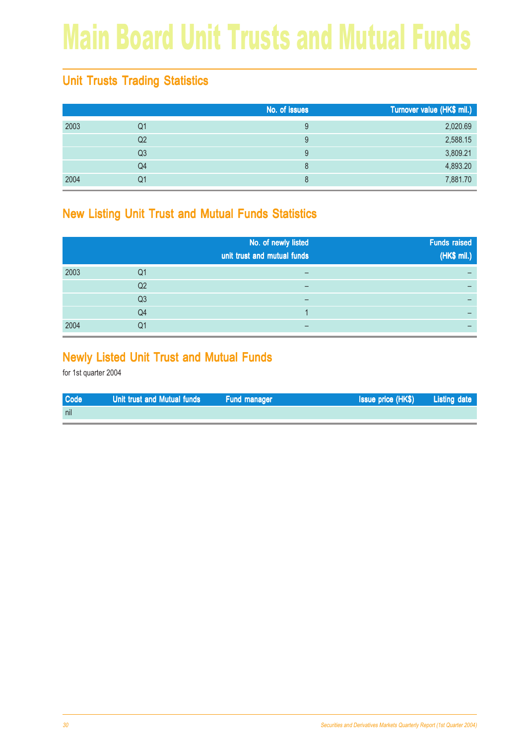# Main Board Unit Trusts and Mutual Funds

## Unit Trusts Trading Statistics

| | | No. of issues | Turnover value (HK$ mil.) |
|---|---|---|---|
| 2003 | Q1 | 9 | 2,020.69 |
| | Q2 | 9 | 2,588.15 |
| | Q3 | 9 | 3,809.21 |
| | Q4 | 8 | 4,893.20 |
| 2004 | Q1 | 8 | 7,881.70 |

## New Listing Unit Trust and Mutual Funds Statistics

| | | No. of newly listed unit trust and mutual funds | Funds raised (HK$ mil.) |
|---|---|---|---|
| 2003 | Q1 | – | – |
| | Q2 | – | – |
| | Q3 | – | – |
| | Q4 | 1 | – |
| 2004 | Q1 | – | – |

## Newly Listed Unit Trust and Mutual Funds

for 1st quarter 2004

| Code | Unit trust and Mutual funds | Fund manager | Issue price (HK$) | Listing date |
|---|---|---|---|---|
| nil | | | | |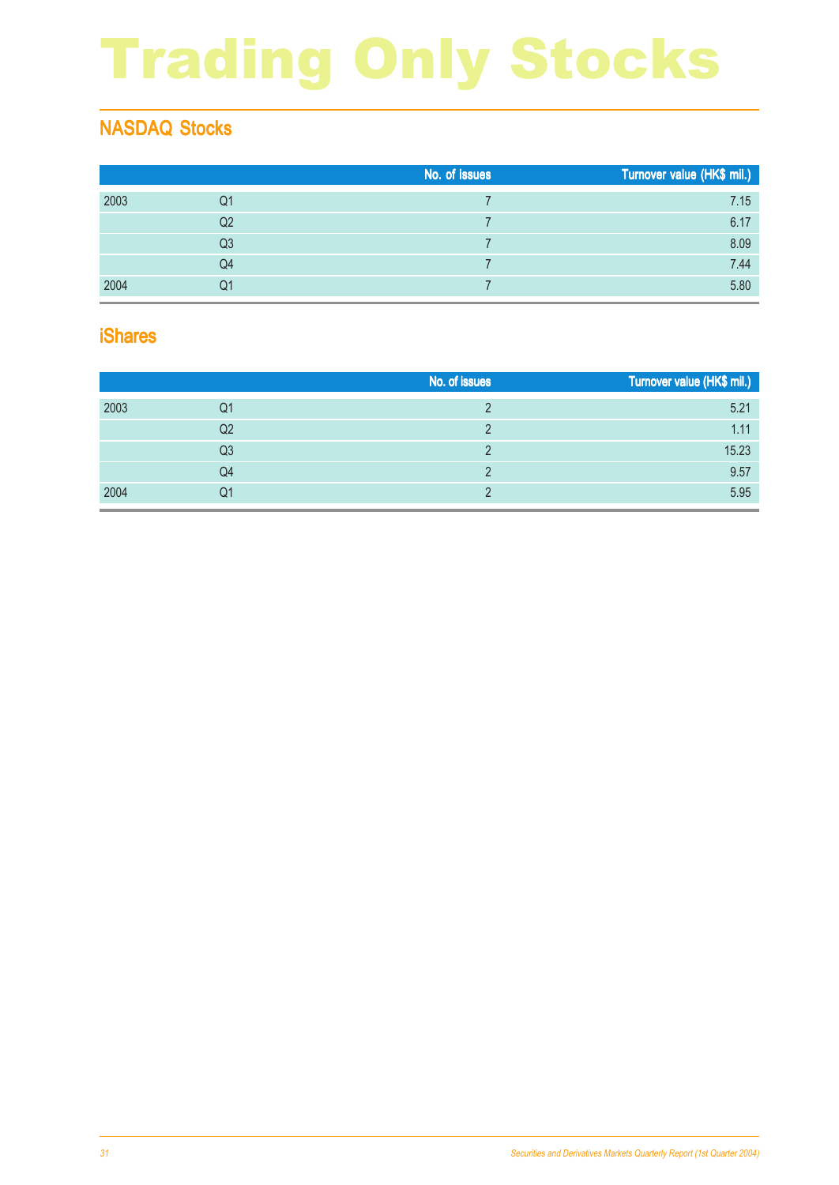# Trading Only Stocks

## NASDAQ Stocks

| | | No. of issues | Turnover value (HK$ mil.) |
|---|---|---|---|
| 2003 | Q1 | 7 | 7.15 |
| | Q2 | 7 | 6.17 |
| | Q3 | 7 | 8.09 |
| | Q4 | 7 | 7.44 |
| 2004 | Q1 | 7 | 5.80 |

## iShares

| | | No. of issues | Turnover value (HK$ mil.) |
|---|---|---|---|
| 2003 | Q1 | 2 | 5.21 |
| | Q2 | 2 | 1.11 |
| | Q3 | 2 | 15.23 |
| | Q4 | 2 | 9.57 |
| 2004 | Q1 | 2 | 5.95 |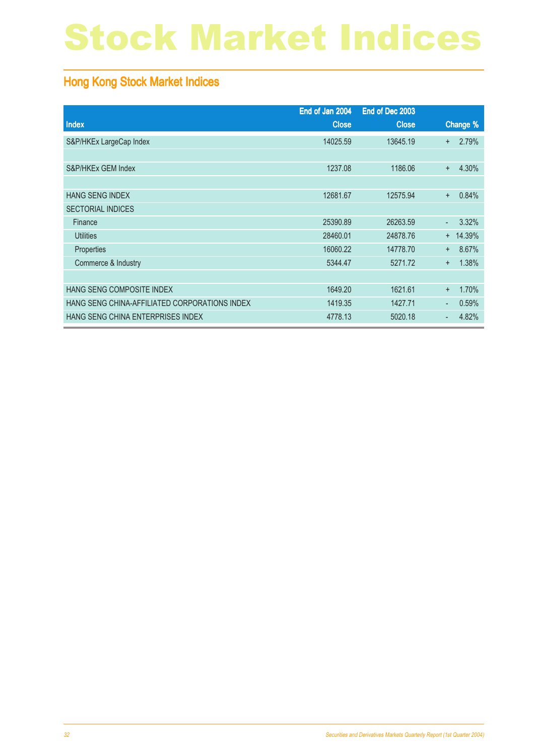# Stock Market Indices

## Hong Kong Stock Market Indices

| Index | End of Jan 2004 Close | End of Dec 2003 Close | Change % |
|---|---|---|---|
| S&P/HKEx LargeCap Index | 14025.59 | 13645.19 | + 2.79% |
| | | | |
| S&P/HKEx GEM Index | 1237.08 | 1186.06 | + 4.30% |
| | | | |
| HANG SENG INDEX | 12681.67 | 12575.94 | + 0.84% |
| SECTORIAL INDICES | | | |
| Finance | 25390.89 | 26263.59 | - 3.32% |
| Utilities | 28460.01 | 24878.76 | + 14.39% |
| Properties | 16060.22 | 14778.70 | + 8.67% |
| Commerce & Industry | 5344.47 | 5271.72 | + 1.38% |
| | | | |
| HANG SENG COMPOSITE INDEX | 1649.20 | 1621.61 | + 1.70% |
| HANG SENG CHINA-AFFILIATED CORPORATIONS INDEX | 1419.35 | 1427.71 | - 0.59% |
| HANG SENG CHINA ENTERPRISES INDEX | 4778.13 | 5020.18 | - 4.82% |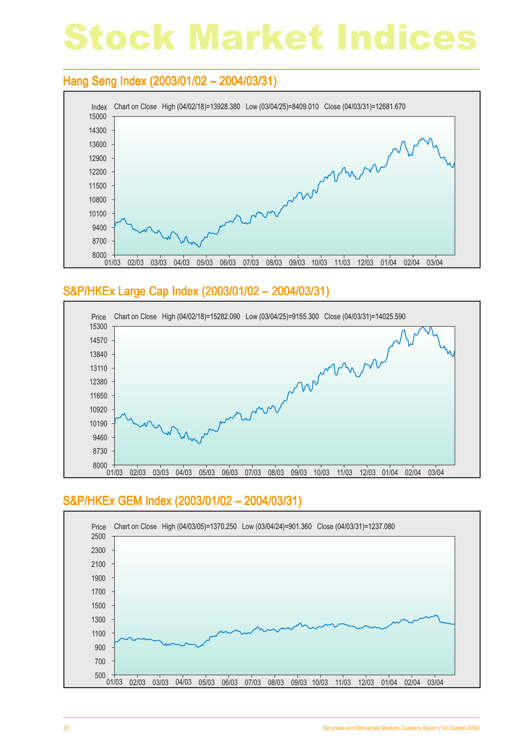# Stock Market Indices

## Hang Seng Index (2003/01/02 – 2004/03/31)

Index Chart on Close High (04/02/18)=13928.380 Low (03/04/25)=8409.010 Close (04/03/31)=12681.670

## S&P/HKEx Large Cap Index (2003/01/02 – 2004/03/31)

Price Chart on Close High (04/02/18)=15282.090 Low (03/04/25)=9155.300 Close (04/03/31)=14025.590

## S&P/HKEx GEM Index (2003/01/02 – 2004/03/31)

Price Chart on Close High (04/03/05)=1370.250 Low (03/04/24)=901.360 Close (04/03/31)=1237.080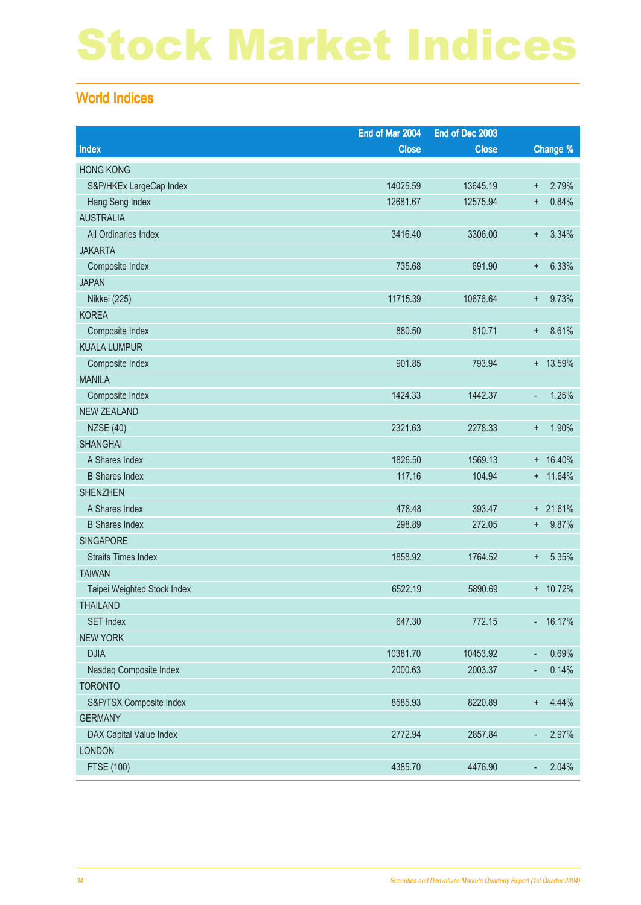# Stock Market Indices

## World Indices

| Index | End of Mar 2004 Close | End of Dec 2003 Close | Change % |
|---|---|---|---|
| HONG KONG | | | |
| S&P/HKEx LargeCap Index | 14025.59 | 13645.19 | + 2.79% |
| Hang Seng Index | 12681.67 | 12575.94 | + 0.84% |
| AUSTRALIA | | | |
| All Ordinaries Index | 3416.40 | 3306.00 | + 3.34% |
| JAKARTA | | | |
| Composite Index | 735.68 | 691.90 | + 6.33% |
| JAPAN | | | |
| Nikkei (225) | 11715.39 | 10676.64 | + 9.73% |
| KOREA | | | |
| Composite Index | 880.50 | 810.71 | + 8.61% |
| KUALA LUMPUR | | | |
| Composite Index | 901.85 | 793.94 | + 13.59% |
| MANILA | | | |
| Composite Index | 1424.33 | 1442.37 | - 1.25% |
| NEW ZEALAND | | | |
| NZSE (40) | 2321.63 | 2278.33 | + 1.90% |
| SHANGHAI | | | |
| A Shares Index | 1826.50 | 1569.13 | + 16.40% |
| B Shares Index | 117.16 | 104.94 | + 11.64% |
| SHENZHEN | | | |
| A Shares Index | 478.48 | 393.47 | + 21.61% |
| B Shares Index | 298.89 | 272.05 | + 9.87% |
| SINGAPORE | | | |
| Straits Times Index | 1858.92 | 1764.52 | + 5.35% |
| TAIWAN | | | |
| Taipei Weighted Stock Index | 6522.19 | 5890.69 | + 10.72% |
| THAILAND | | | |
| SET Index | 647.30 | 772.15 | - 16.17% |
| NEW YORK | | | |
| DJIA | 10381.70 | 10453.92 | - 0.69% |
| Nasdaq Composite Index | 2000.63 | 2003.37 | - 0.14% |
| TORONTO | | | |
| S&P/TSX Composite Index | 8585.93 | 8220.89 | + 4.44% |
| GERMANY | | | |
| DAX Capital Value Index | 2772.94 | 2857.84 | - 2.97% |
| LONDON | | | |
| FTSE (100) | 4385.70 | 4476.90 | - 2.04% |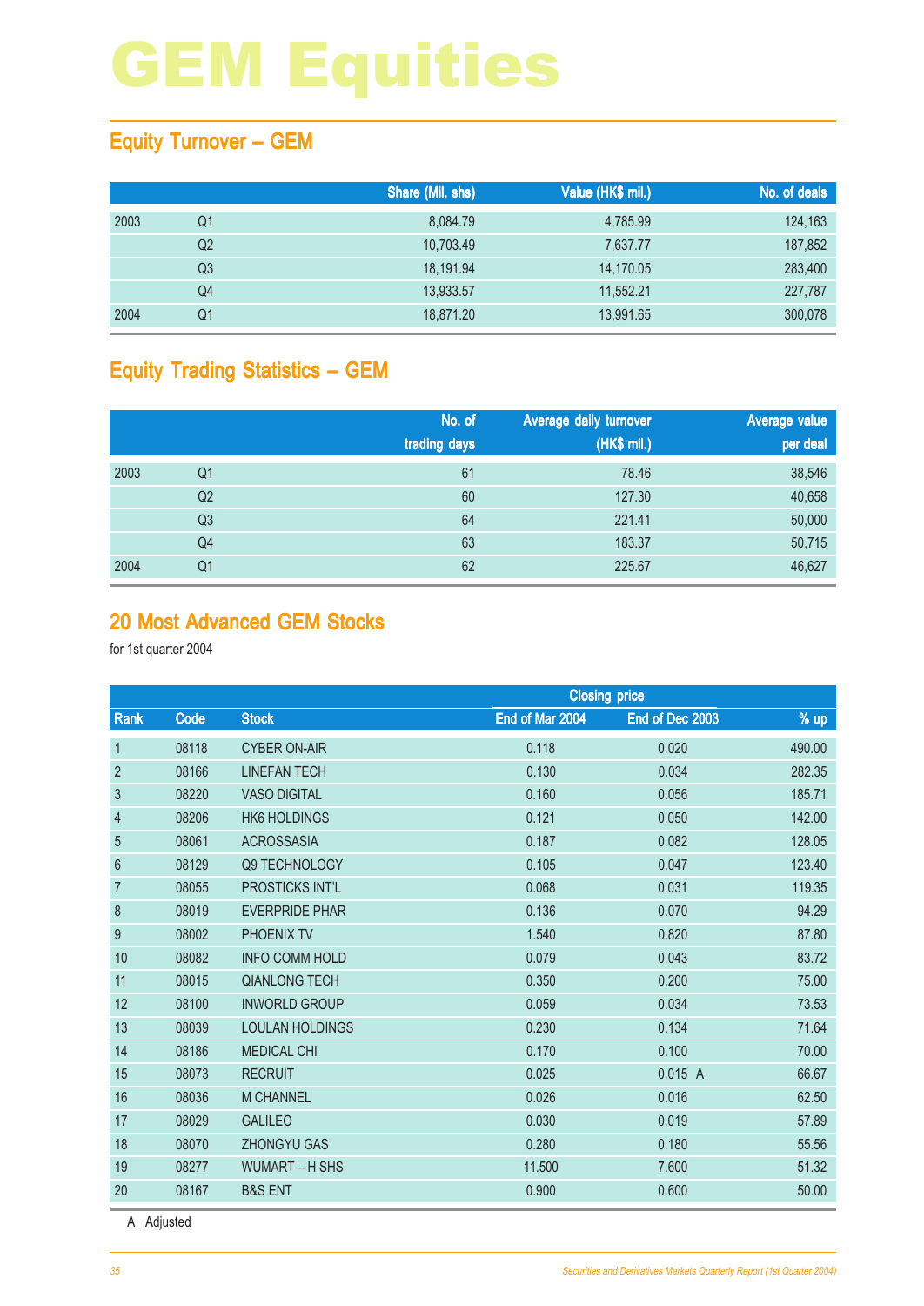# GEM Equities

## Equity Turnover – GEM

| | | Share (Mil. shs) | Value (HK$ mil.) | No. of deals |
|---|---|---|---|---|
| 2003 | Q1 | 8,084.79 | 4,785.99 | 124,163 |
| | Q2 | 10,703.49 | 7,637.77 | 187,852 |
| | Q3 | 18,191.94 | 14,170.05 | 283,400 |
| | Q4 | 13,933.57 | 11,552.21 | 227,787 |
| 2004 | Q1 | 18,871.20 | 13,991.65 | 300,078 |

## Equity Trading Statistics – GEM

| | | No. of trading days | Average daily turnover (HK$ mil.) | Average value per deal |
|---|---|---|---|---|
| 2003 | Q1 | 61 | 78.46 | 38,546 |
| | Q2 | 60 | 127.30 | 40,658 |
| | Q3 | 64 | 221.41 | 50,000 |
| | Q4 | 63 | 183.37 | 50,715 |
| 2004 | Q1 | 62 | 225.67 | 46,627 |

## 20 Most Advanced GEM Stocks

for 1st quarter 2004

| | | | Closing price | | |
|---|---|---|---|---|---|
| Rank | Code | Stock | End of Mar 2004 | End of Dec 2003 | % up |
| 1 | 08118 | CYBER ON-AIR | 0.118 | 0.020 | 490.00 |
| 2 | 08166 | LINEFAN TECH | 0.130 | 0.034 | 282.35 |
| 3 | 08220 | VASO DIGITAL | 0.160 | 0.056 | 185.71 |
| 4 | 08206 | HK6 HOLDINGS | 0.121 | 0.050 | 142.00 |
| 5 | 08061 | ACROSSASIA | 0.187 | 0.082 | 128.05 |
| 6 | 08129 | Q9 TECHNOLOGY | 0.105 | 0.047 | 123.40 |
| 7 | 08055 | PROSTICKS INT'L | 0.068 | 0.031 | 119.35 |
| 8 | 08019 | EVERPRIDE PHAR | 0.136 | 0.070 | 94.29 |
| 9 | 08002 | PHOENIX TV | 1.540 | 0.820 | 87.80 |
| 10 | 08082 | INFO COMM HOLD | 0.079 | 0.043 | 83.72 |
| 11 | 08015 | QIANLONG TECH | 0.350 | 0.200 | 75.00 |
| 12 | 08100 | INWORLD GROUP | 0.059 | 0.034 | 73.53 |
| 13 | 08039 | LOULAN HOLDINGS | 0.230 | 0.134 | 71.64 |
| 14 | 08186 | MEDICAL CHI | 0.170 | 0.100 | 70.00 |
| 15 | 08073 | RECRUIT | 0.025 | 0.015 A | 66.67 |
| 16 | 08036 | M CHANNEL | 0.026 | 0.016 | 62.50 |
| 17 | 08029 | GALILEO | 0.030 | 0.019 | 57.89 |
| 18 | 08070 | ZHONGYU GAS | 0.280 | 0.180 | 55.56 |
| 19 | 08277 | WUMART – H SHS | 11.500 | 7.600 | 51.32 |
| 20 | 08167 | B&S ENT | 0.900 | 0.600 | 50.00 |

A Adjusted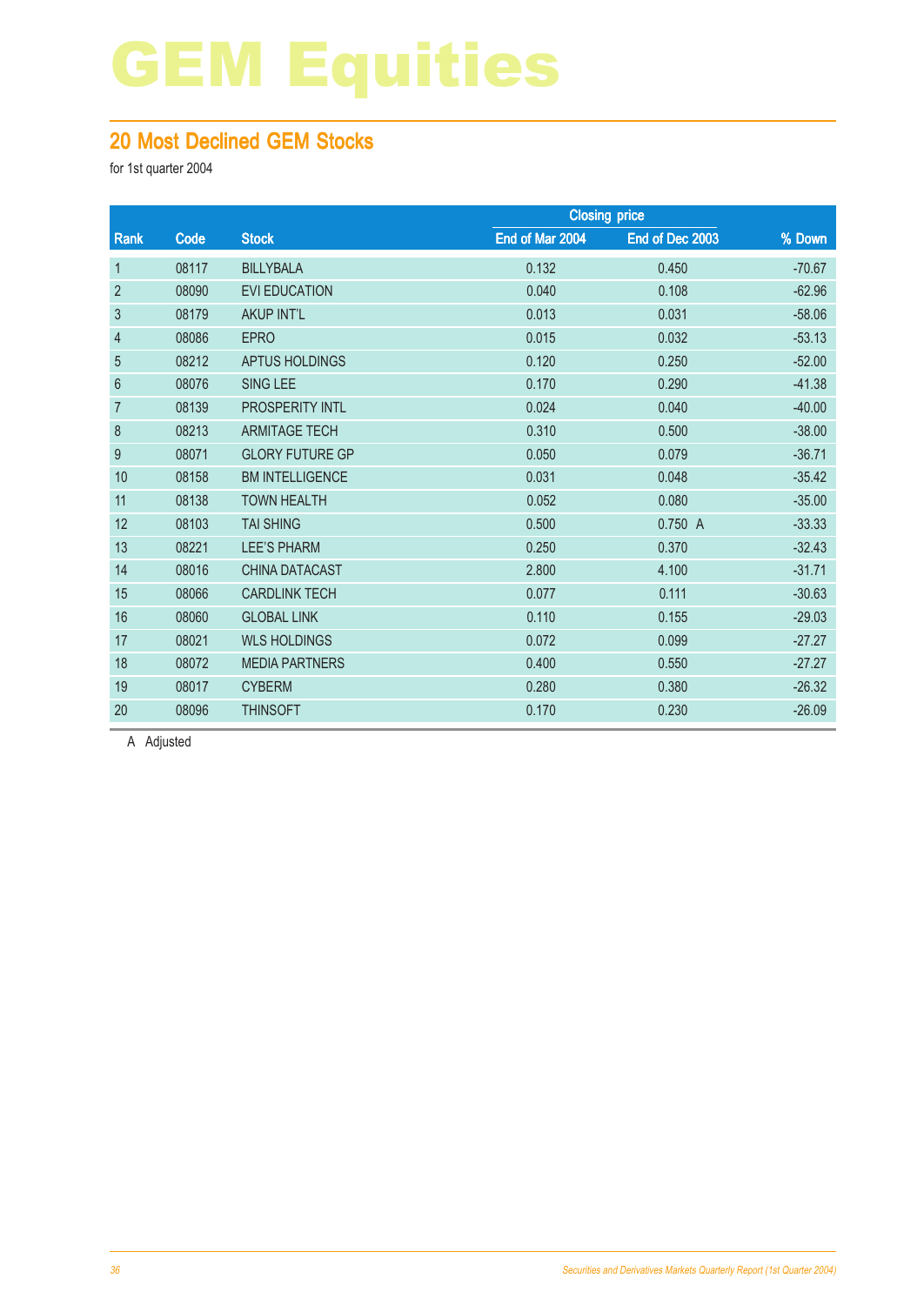# GEM Equities

## 20 Most Declined GEM Stocks

for 1st quarter 2004

| Rank | Code | Stock | Closing price | | % Down |
|---|---|---|---|---|---|
| | | | End of Mar 2004 | End of Dec 2003 | |
| 1 | 08117 | BILLYBALA | 0.132 | 0.450 | -70.67 |
| 2 | 08090 | EVI EDUCATION | 0.040 | 0.108 | -62.96 |
| 3 | 08179 | AKUP INT'L | 0.013 | 0.031 | -58.06 |
| 4 | 08086 | EPRO | 0.015 | 0.032 | -53.13 |
| 5 | 08212 | APTUS HOLDINGS | 0.120 | 0.250 | -52.00 |
| 6 | 08076 | SING LEE | 0.170 | 0.290 | -41.38 |
| 7 | 08139 | PROSPERITY INTL | 0.024 | 0.040 | -40.00 |
| 8 | 08213 | ARMITAGE TECH | 0.310 | 0.500 | -38.00 |
| 9 | 08071 | GLORY FUTURE GP | 0.050 | 0.079 | -36.71 |
| 10 | 08158 | BM INTELLIGENCE | 0.031 | 0.048 | -35.42 |
| 11 | 08138 | TOWN HEALTH | 0.052 | 0.080 | -35.00 |
| 12 | 08103 | TAI SHING | 0.500 | 0.750 A | -33.33 |
| 13 | 08221 | LEE'S PHARM | 0.250 | 0.370 | -32.43 |
| 14 | 08016 | CHINA DATACAST | 2.800 | 4.100 | -31.71 |
| 15 | 08066 | CARDLINK TECH | 0.077 | 0.111 | -30.63 |
| 16 | 08060 | GLOBAL LINK | 0.110 | 0.155 | -29.03 |
| 17 | 08021 | WLS HOLDINGS | 0.072 | 0.099 | -27.27 |
| 18 | 08072 | MEDIA PARTNERS | 0.400 | 0.550 | -27.27 |
| 19 | 08017 | CYBERM | 0.280 | 0.380 | -26.32 |
| 20 | 08096 | THINSOFT | 0.170 | 0.230 | -26.09 |

A Adjusted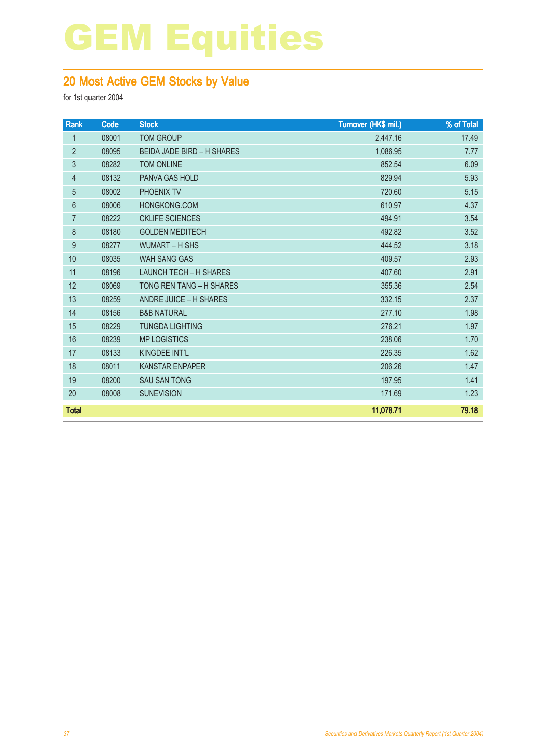# GEM Equities

## 20 Most Active GEM Stocks by Value

for 1st quarter 2004

| Rank | Code | Stock | Turnover (HK$ mil.) | % of Total |
|---|---|---|---|---|
| 1 | 08001 | TOM GROUP | 2,447.16 | 17.49 |
| 2 | 08095 | BEIDA JADE BIRD – H SHARES | 1,086.95 | 7.77 |
| 3 | 08282 | TOM ONLINE | 852.54 | 6.09 |
| 4 | 08132 | PANVA GAS HOLD | 829.94 | 5.93 |
| 5 | 08002 | PHOENIX TV | 720.60 | 5.15 |
| 6 | 08006 | HONGKONG.COM | 610.97 | 4.37 |
| 7 | 08222 | CKLIFE SCIENCES | 494.91 | 3.54 |
| 8 | 08180 | GOLDEN MEDITECH | 492.82 | 3.52 |
| 9 | 08277 | WUMART – H SHS | 444.52 | 3.18 |
| 10 | 08035 | WAH SANG GAS | 409.57 | 2.93 |
| 11 | 08196 | LAUNCH TECH – H SHARES | 407.60 | 2.91 |
| 12 | 08069 | TONG REN TANG – H SHARES | 355.36 | 2.54 |
| 13 | 08259 | ANDRE JUICE – H SHARES | 332.15 | 2.37 |
| 14 | 08156 | B&B NATURAL | 277.10 | 1.98 |
| 15 | 08229 | TUNGDA LIGHTING | 276.21 | 1.97 |
| 16 | 08239 | MP LOGISTICS | 238.06 | 1.70 |
| 17 | 08133 | KINGDEE INT'L | 226.35 | 1.62 |
| 18 | 08011 | KANSTAR ENPAPER | 206.26 | 1.47 |
| 19 | 08200 | SAU SAN TONG | 197.95 | 1.41 |
| 20 | 08008 | SUNEVISION | 171.69 | 1.23 |
| **Total** | | | **11,078.71** | **79.18** |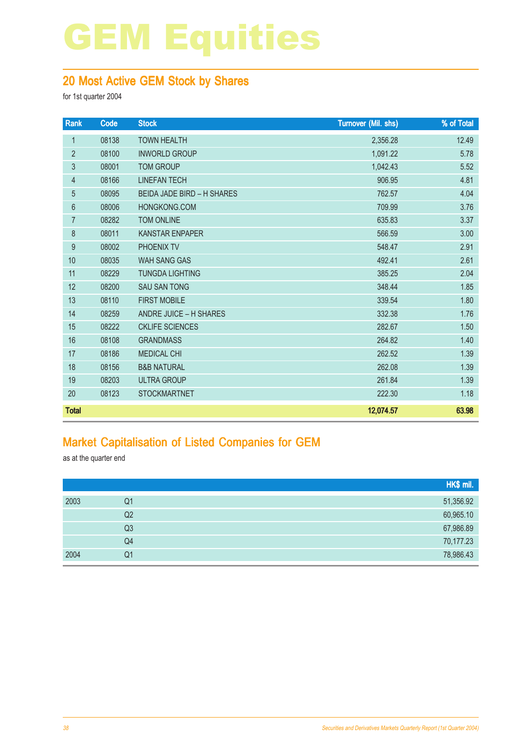# GEM Equities

## 20 Most Active GEM Stock by Shares

for 1st quarter 2004

| Rank | Code | Stock | Turnover (Mil. shs) | % of Total |
|---|---|---|---|---|
| 1 | 08138 | TOWN HEALTH | 2,356.28 | 12.49 |
| 2 | 08100 | INWORLD GROUP | 1,091.22 | 5.78 |
| 3 | 08001 | TOM GROUP | 1,042.43 | 5.52 |
| 4 | 08166 | LINEFAN TECH | 906.95 | 4.81 |
| 5 | 08095 | BEIDA JADE BIRD – H SHARES | 762.57 | 4.04 |
| 6 | 08006 | HONGKONG.COM | 709.99 | 3.76 |
| 7 | 08282 | TOM ONLINE | 635.83 | 3.37 |
| 8 | 08011 | KANSTAR ENPAPER | 566.59 | 3.00 |
| 9 | 08002 | PHOENIX TV | 548.47 | 2.91 |
| 10 | 08035 | WAH SANG GAS | 492.41 | 2.61 |
| 11 | 08229 | TUNGDA LIGHTING | 385.25 | 2.04 |
| 12 | 08200 | SAU SAN TONG | 348.44 | 1.85 |
| 13 | 08110 | FIRST MOBILE | 339.54 | 1.80 |
| 14 | 08259 | ANDRE JUICE – H SHARES | 332.38 | 1.76 |
| 15 | 08222 | CKLIFE SCIENCES | 282.67 | 1.50 |
| 16 | 08108 | GRANDMASS | 264.82 | 1.40 |
| 17 | 08186 | MEDICAL CHI | 262.52 | 1.39 |
| 18 | 08156 | B&B NATURAL | 262.08 | 1.39 |
| 19 | 08203 | ULTRA GROUP | 261.84 | 1.39 |
| 20 | 08123 | STOCKMARTNET | 222.30 | 1.18 |
| **Total** | | | **12,074.57** | **63.98** |

## Market Capitalisation of Listed Companies for GEM

as at the quarter end

| | | HK$ mil. |
|---|---|---|
| 2003 | Q1 | 51,356.92 |
| | Q2 | 60,965.10 |
| | Q3 | 67,986.89 |
| | Q4 | 70,177.23 |
| 2004 | Q1 | 78,986.43 |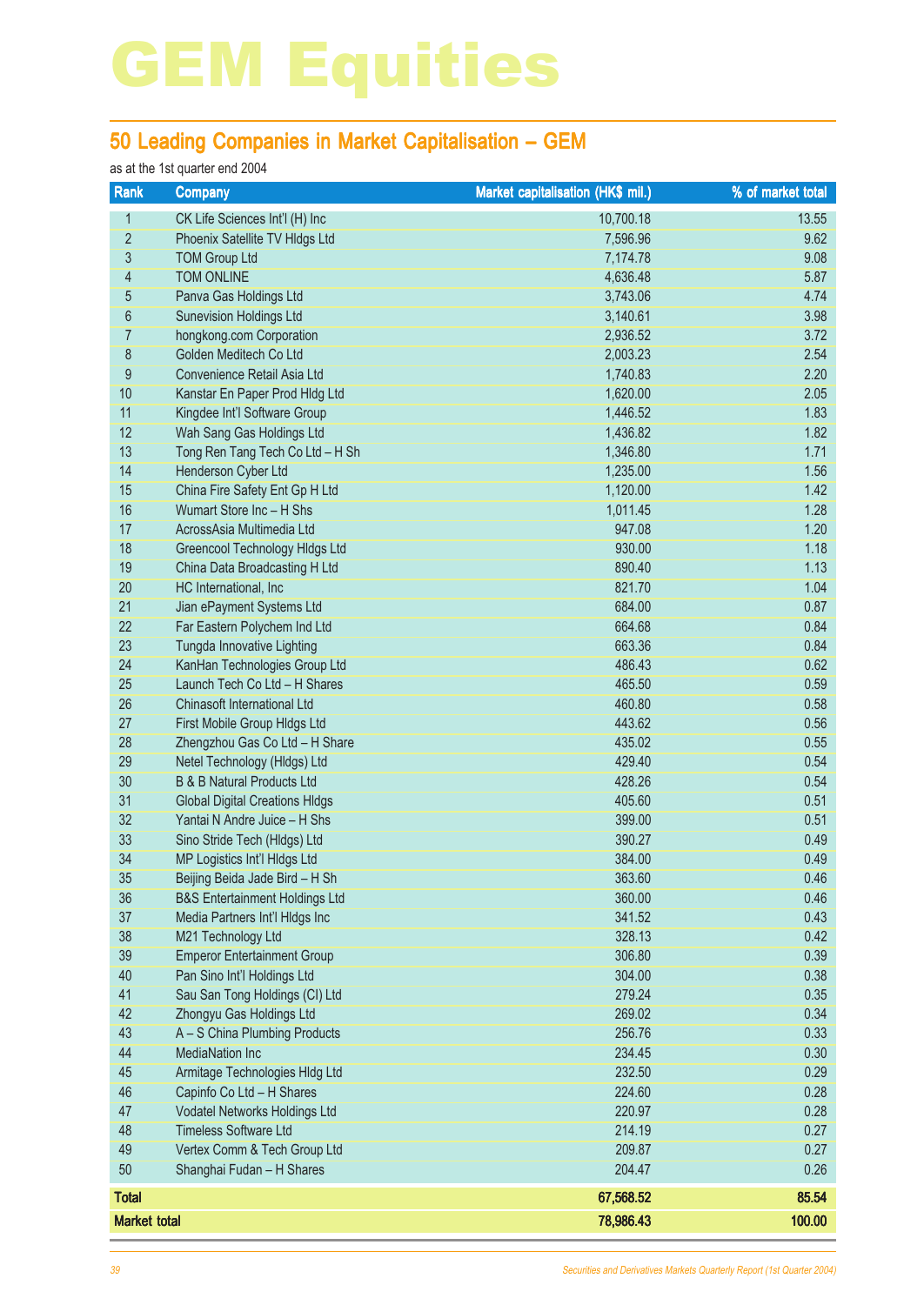# GEM Equities

## 50 Leading Companies in Market Capitalisation – GEM

as at the 1st quarter end 2004

| Rank | Company | Market capitalisation (HK$ mil.) | % of market total |
|---|---|---|---|
| 1 | CK Life Sciences Int'l (H) Inc | 10,700.18 | 13.55 |
| 2 | Phoenix Satellite TV Hldgs Ltd | 7,596.96 | 9.62 |
| 3 | TOM Group Ltd | 7,174.78 | 9.08 |
| 4 | TOM ONLINE | 4,636.48 | 5.87 |
| 5 | Panva Gas Holdings Ltd | 3,743.06 | 4.74 |
| 6 | Sunevision Holdings Ltd | 3,140.61 | 3.98 |
| 7 | hongkong.com Corporation | 2,936.52 | 3.72 |
| 8 | Golden Meditech Co Ltd | 2,003.23 | 2.54 |
| 9 | Convenience Retail Asia Ltd | 1,740.83 | 2.20 |
| 10 | Kanstar En Paper Prod Hldg Ltd | 1,620.00 | 2.05 |
| 11 | Kingdee Int'l Software Group | 1,446.52 | 1.83 |
| 12 | Wah Sang Gas Holdings Ltd | 1,436.82 | 1.82 |
| 13 | Tong Ren Tang Tech Co Ltd – H Sh | 1,346.80 | 1.71 |
| 14 | Henderson Cyber Ltd | 1,235.00 | 1.56 |
| 15 | China Fire Safety Ent Gp H Ltd | 1,120.00 | 1.42 |
| 16 | Wumart Store Inc – H Shs | 1,011.45 | 1.28 |
| 17 | AcrossAsia Multimedia Ltd | 947.08 | 1.20 |
| 18 | Greencool Technology Hldgs Ltd | 930.00 | 1.18 |
| 19 | China Data Broadcasting H Ltd | 890.40 | 1.13 |
| 20 | HC International, Inc | 821.70 | 1.04 |
| 21 | Jian ePayment Systems Ltd | 684.00 | 0.87 |
| 22 | Far Eastern Polychem Ind Ltd | 664.68 | 0.84 |
| 23 | Tungda Innovative Lighting | 663.36 | 0.84 |
| 24 | KanHan Technologies Group Ltd | 486.43 | 0.62 |
| 25 | Launch Tech Co Ltd – H Shares | 465.50 | 0.59 |
| 26 | Chinasoft International Ltd | 460.80 | 0.58 |
| 27 | First Mobile Group Hldgs Ltd | 443.62 | 0.56 |
| 28 | Zhengzhou Gas Co Ltd – H Share | 435.02 | 0.55 |
| 29 | Netel Technology (Hldgs) Ltd | 429.40 | 0.54 |
| 30 | B & B Natural Products Ltd | 428.26 | 0.54 |
| 31 | Global Digital Creations Hldgs | 405.60 | 0.51 |
| 32 | Yantai N Andre Juice – H Shs | 399.00 | 0.51 |
| 33 | Sino Stride Tech (Hldgs) Ltd | 390.27 | 0.49 |
| 34 | MP Logistics Int'l Hldgs Ltd | 384.00 | 0.49 |
| 35 | Beijing Beida Jade Bird – H Sh | 363.60 | 0.46 |
| 36 | B&S Entertainment Holdings Ltd | 360.00 | 0.46 |
| 37 | Media Partners Int'l Hldgs Inc | 341.52 | 0.43 |
| 38 | M21 Technology Ltd | 328.13 | 0.42 |
| 39 | Emperor Entertainment Group | 306.80 | 0.39 |
| 40 | Pan Sino Int'l Holdings Ltd | 304.00 | 0.38 |
| 41 | Sau San Tong Holdings (CI) Ltd | 279.24 | 0.35 |
| 42 | Zhongyu Gas Holdings Ltd | 269.02 | 0.34 |
| 43 | A – S China Plumbing Products | 256.76 | 0.33 |
| 44 | MediaNation Inc | 234.45 | 0.30 |
| 45 | Armitage Technologies Hldg Ltd | 232.50 | 0.29 |
| 46 | Capinfo Co Ltd – H Shares | 224.60 | 0.28 |
| 47 | Vodatel Networks Holdings Ltd | 220.97 | 0.28 |
| 48 | Timeless Software Ltd | 214.19 | 0.27 |
| 49 | Vertex Comm & Tech Group Ltd | 209.87 | 0.27 |
| 50 | Shanghai Fudan – H Shares | 204.47 | 0.26 |
| **Total** | | **67,568.52** | **85.54** |
| **Market total** | | **78,986.43** | **100.00** |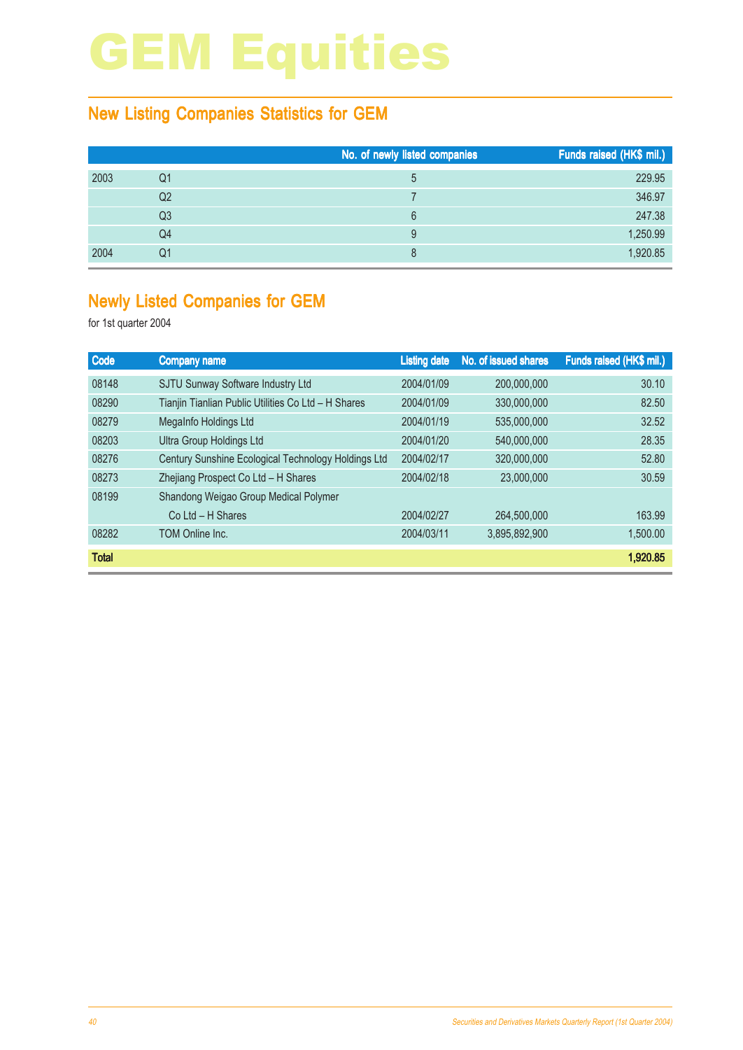# GEM Equities

## New Listing Companies Statistics for GEM

| | | No. of newly listed companies | Funds raised (HK$ mil.) |
|---|---|---|---|
| 2003 | Q1 | 5 | 229.95 |
| | Q2 | 7 | 346.97 |
| | Q3 | 6 | 247.38 |
| | Q4 | 9 | 1,250.99 |
| 2004 | Q1 | 8 | 1,920.85 |

## Newly Listed Companies for GEM

for 1st quarter 2004

| Code | Company name | Listing date | No. of issued shares | Funds raised (HK$ mil.) |
|---|---|---|---|---|
| 08148 | SJTU Sunway Software Industry Ltd | 2004/01/09 | 200,000,000 | 30.10 |
| 08290 | Tianjin Tianlian Public Utilities Co Ltd – H Shares | 2004/01/09 | 330,000,000 | 82.50 |
| 08279 | MegaInfo Holdings Ltd | 2004/01/19 | 535,000,000 | 32.52 |
| 08203 | Ultra Group Holdings Ltd | 2004/01/20 | 540,000,000 | 28.35 |
| 08276 | Century Sunshine Ecological Technology Holdings Ltd | 2004/02/17 | 320,000,000 | 52.80 |
| 08273 | Zhejiang Prospect Co Ltd – H Shares | 2004/02/18 | 23,000,000 | 30.59 |
| 08199 | Shandong Weigao Group Medical Polymer Co Ltd – H Shares | 2004/02/27 | 264,500,000 | 163.99 |
| 08282 | TOM Online Inc. | 2004/03/11 | 3,895,892,900 | 1,500.00 |
| **Total** | | | | **1,920.85** |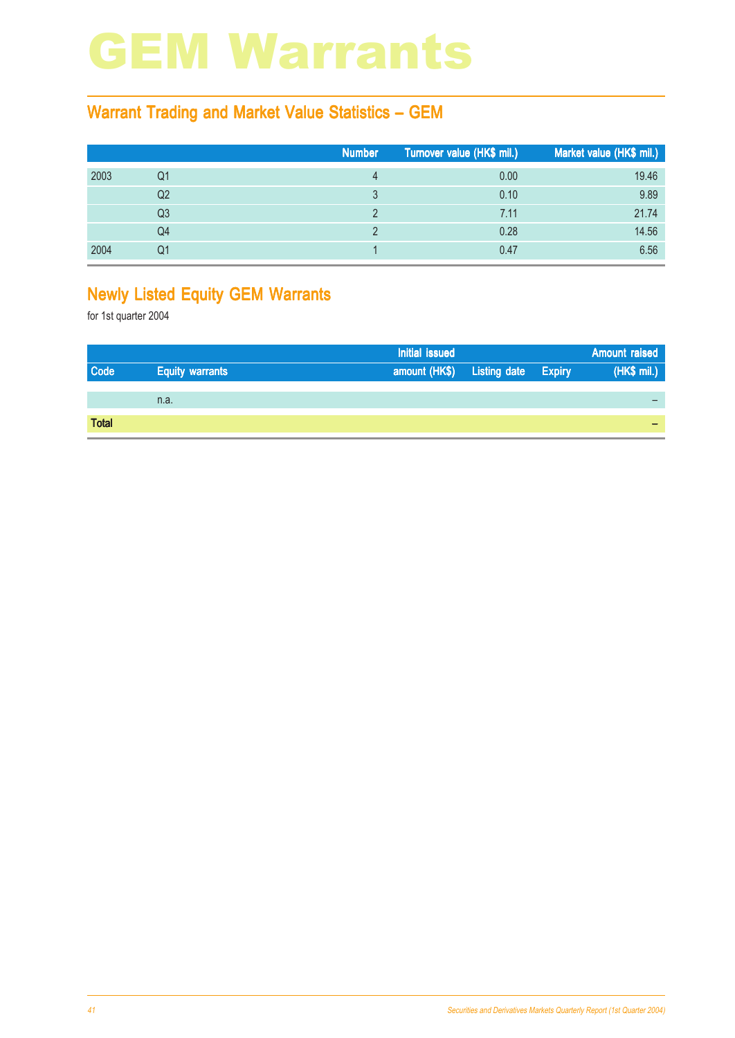# GEM Warrants

## Warrant Trading and Market Value Statistics – GEM

| | | Number | Turnover value (HK$ mil.) | Market value (HK$ mil.) |
|---|---|---|---|---|
| 2003 | Q1 | 4 | 0.00 | 19.46 |
| | Q2 | 3 | 0.10 | 9.89 |
| | Q3 | 2 | 7.11 | 21.74 |
| | Q4 | 2 | 0.28 | 14.56 |
| 2004 | Q1 | 1 | 0.47 | 6.56 |

## Newly Listed Equity GEM Warrants

for 1st quarter 2004

| | | Initial issued | | | Amount raised |
|---|---|---|---|---|---|
| Code | Equity warrants | amount (HK$) | Listing date | Expiry | (HK$ mil.) |
| | n.a. | | | | – |
| **Total** | | | | | – |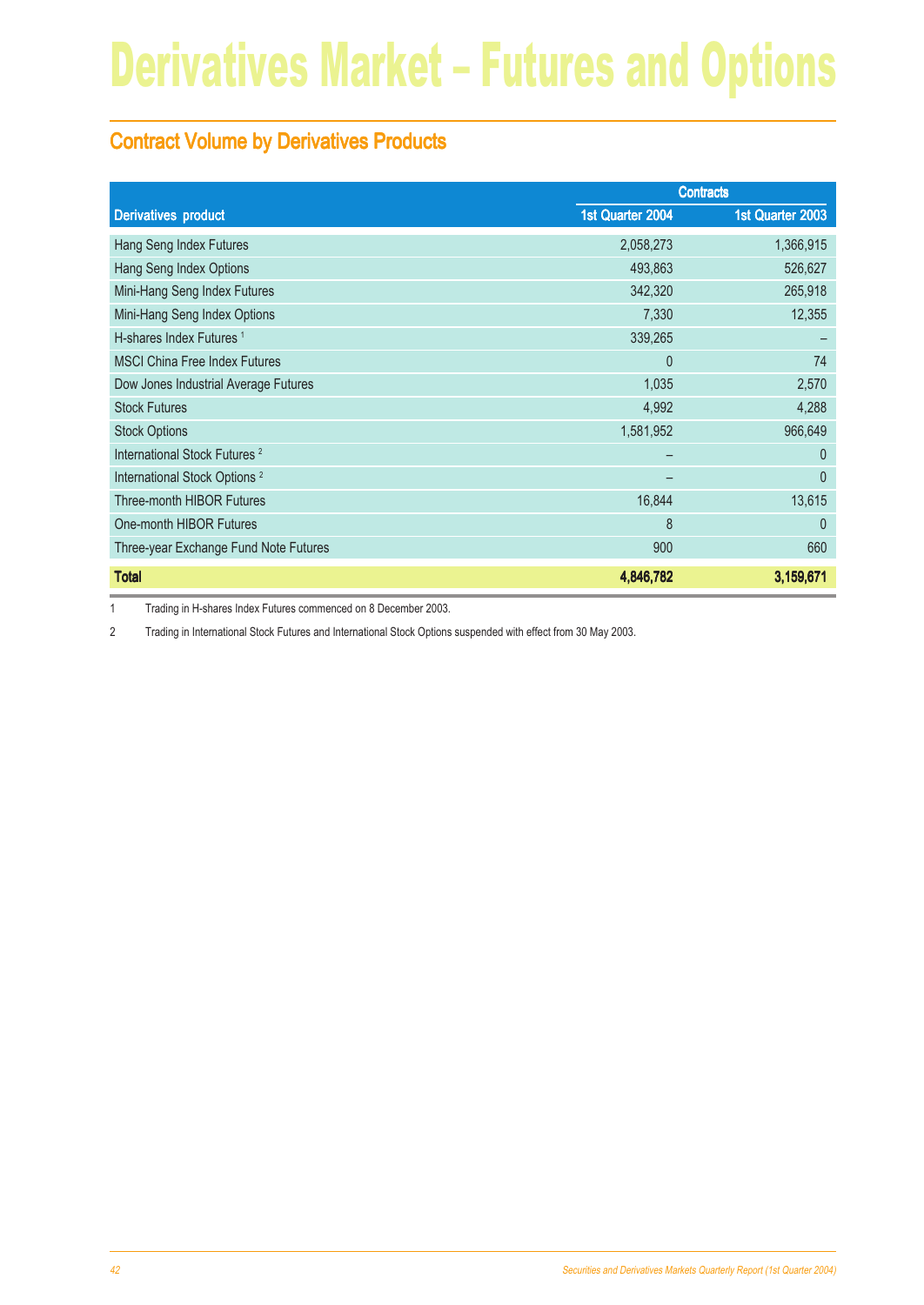# Derivatives Market – Futures and Options

## Contract Volume by Derivatives Products

| Derivatives product | Contracts | |
|---|---|---|
| | 1st Quarter 2004 | 1st Quarter 2003 |
| Hang Seng Index Futures | 2,058,273 | 1,366,915 |
| Hang Seng Index Options | 493,863 | 526,627 |
| Mini-Hang Seng Index Futures | 342,320 | 265,918 |
| Mini-Hang Seng Index Options | 7,330 | 12,355 |
| H-shares Index Futures [1] | 339,265 | – |
| MSCI China Free Index Futures | 0 | 74 |
| Dow Jones Industrial Average Futures | 1,035 | 2,570 |
| Stock Futures | 4,992 | 4,288 |
| Stock Options | 1,581,952 | 966,649 |
| International Stock Futures [2] | – | 0 |
| International Stock Options [2] | – | 0 |
| Three-month HIBOR Futures | 16,844 | 13,615 |
| One-month HIBOR Futures | 8 | 0 |
| Three-year Exchange Fund Note Futures | 900 | 660 |
| **Total** | **4,846,782** | **3,159,671** |

1 Trading in H-shares Index Futures commenced on 8 December 2003.

2 Trading in International Stock Futures and International Stock Options suspended with effect from 30 May 2003.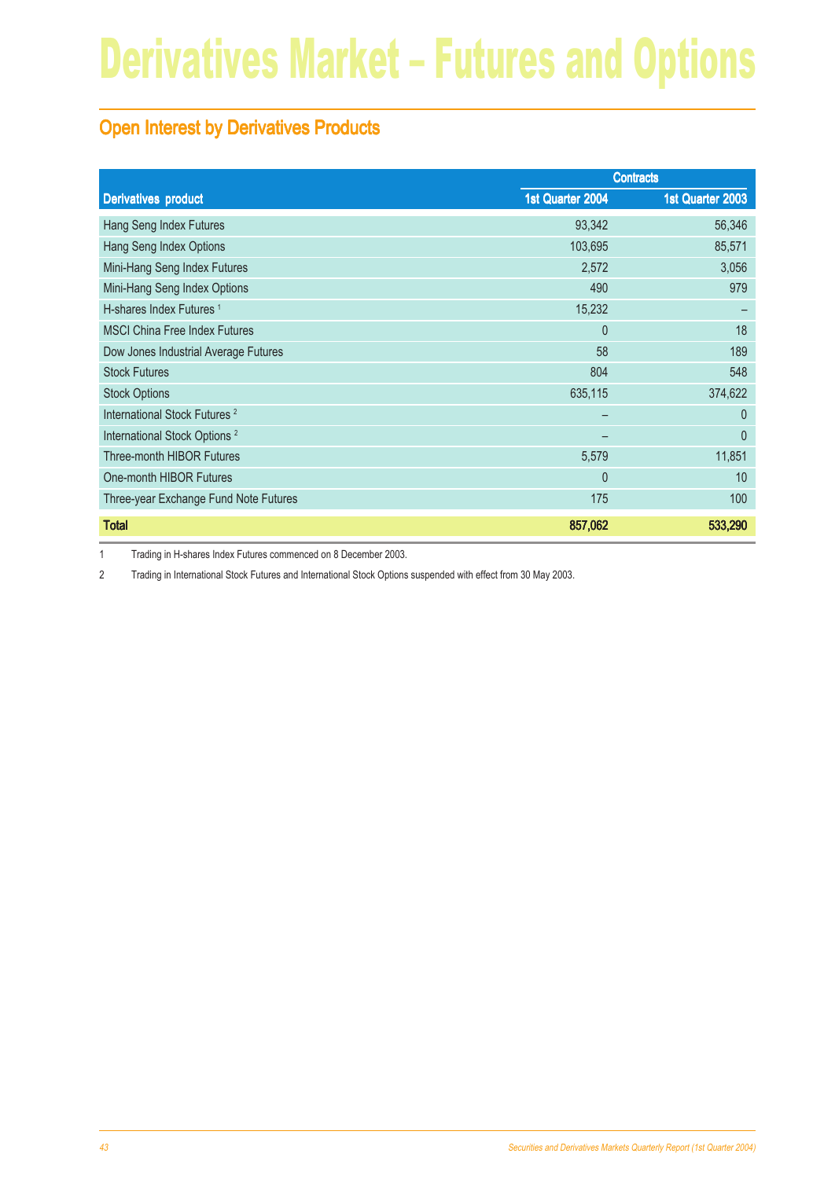# Derivatives Market – Futures and Options

## Open Interest by Derivatives Products

| Derivatives product | Contracts | |
|---|---|---|
| | 1st Quarter 2004 | 1st Quarter 2003 |
| Hang Seng Index Futures | 93,342 | 56,346 |
| Hang Seng Index Options | 103,695 | 85,571 |
| Mini-Hang Seng Index Futures | 2,572 | 3,056 |
| Mini-Hang Seng Index Options | 490 | 979 |
| H-shares Index Futures [1] | 15,232 | – |
| MSCI China Free Index Futures | 0 | 18 |
| Dow Jones Industrial Average Futures | 58 | 189 |
| Stock Futures | 804 | 548 |
| Stock Options | 635,115 | 374,622 |
| International Stock Futures [2] | – | 0 |
| International Stock Options [2] | – | 0 |
| Three-month HIBOR Futures | 5,579 | 11,851 |
| One-month HIBOR Futures | 0 | 10 |
| Three-year Exchange Fund Note Futures | 175 | 100 |
| **Total** | **857,062** | **533,290** |

1 Trading in H-shares Index Futures commenced on 8 December 2003.

2 Trading in International Stock Futures and International Stock Options suspended with effect from 30 May 2003.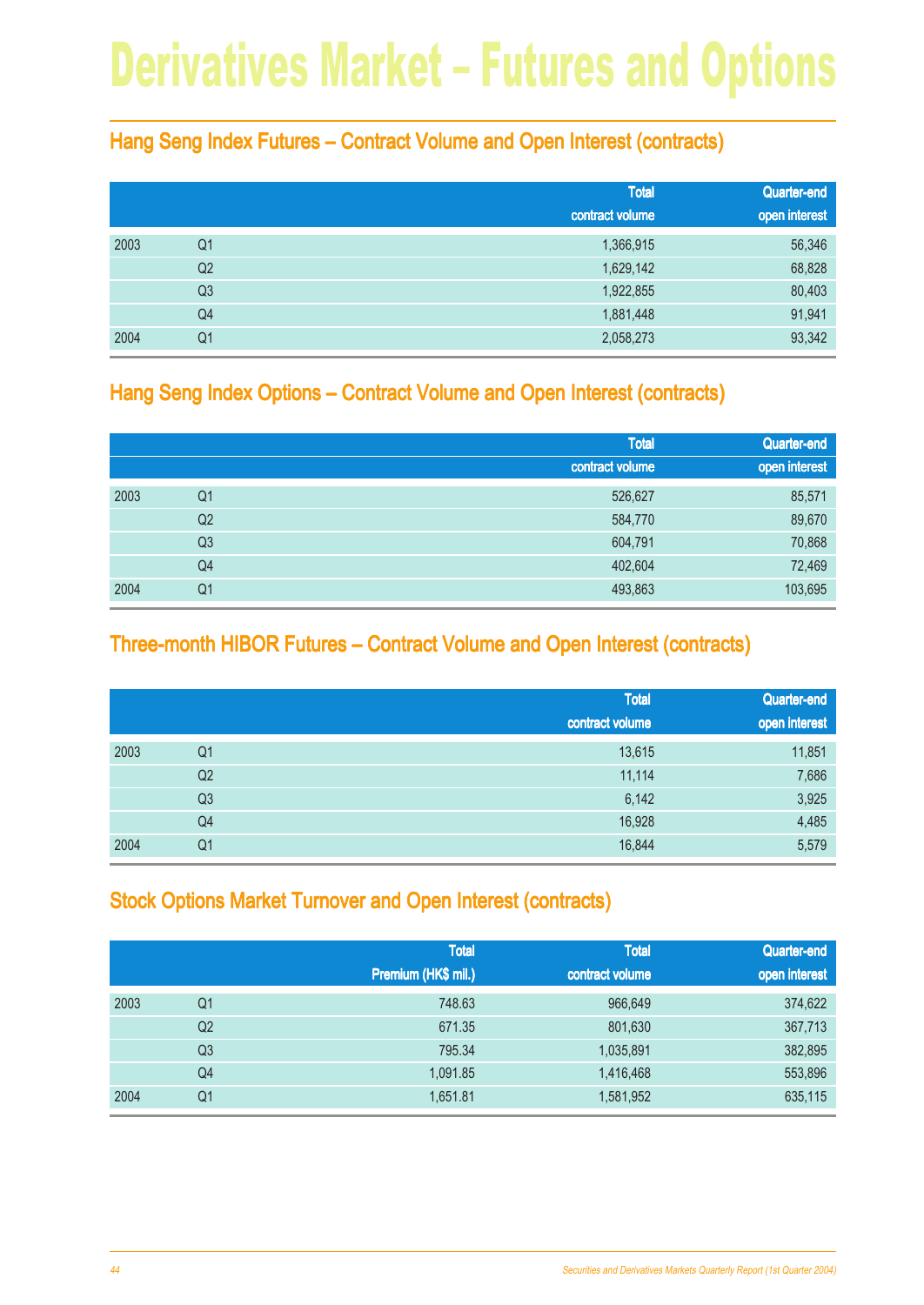# Derivatives Market – Futures and Options

## Hang Seng Index Futures – Contract Volume and Open Interest (contracts)

| | | Total contract volume | Quarter-end open interest |
|---|---|---|---|
| 2003 | Q1 | 1,366,915 | 56,346 |
| | Q2 | 1,629,142 | 68,828 |
| | Q3 | 1,922,855 | 80,403 |
| | Q4 | 1,881,448 | 91,941 |
| 2004 | Q1 | 2,058,273 | 93,342 |

## Hang Seng Index Options – Contract Volume and Open Interest (contracts)

| | | Total contract volume | Quarter-end open interest |
|---|---|---|---|
| 2003 | Q1 | 526,627 | 85,571 |
| | Q2 | 584,770 | 89,670 |
| | Q3 | 604,791 | 70,868 |
| | Q4 | 402,604 | 72,469 |
| 2004 | Q1 | 493,863 | 103,695 |

## Three-month HIBOR Futures – Contract Volume and Open Interest (contracts)

| | | Total contract volume | Quarter-end open interest |
|---|---|---|---|
| 2003 | Q1 | 13,615 | 11,851 |
| | Q2 | 11,114 | 7,686 |
| | Q3 | 6,142 | 3,925 |
| | Q4 | 16,928 | 4,485 |
| 2004 | Q1 | 16,844 | 5,579 |

## Stock Options Market Turnover and Open Interest (contracts)

| | | Total Premium (HK$ mil.) | Total contract volume | Quarter-end open interest |
|---|---|---|---|---|
| 2003 | Q1 | 748.63 | 966,649 | 374,622 |
| | Q2 | 671.35 | 801,630 | 367,713 |
| | Q3 | 795.34 | 1,035,891 | 382,895 |
| | Q4 | 1,091.85 | 1,416,468 | 553,896 |
| 2004 | Q1 | 1,651.81 | 1,581,952 | 635,115 |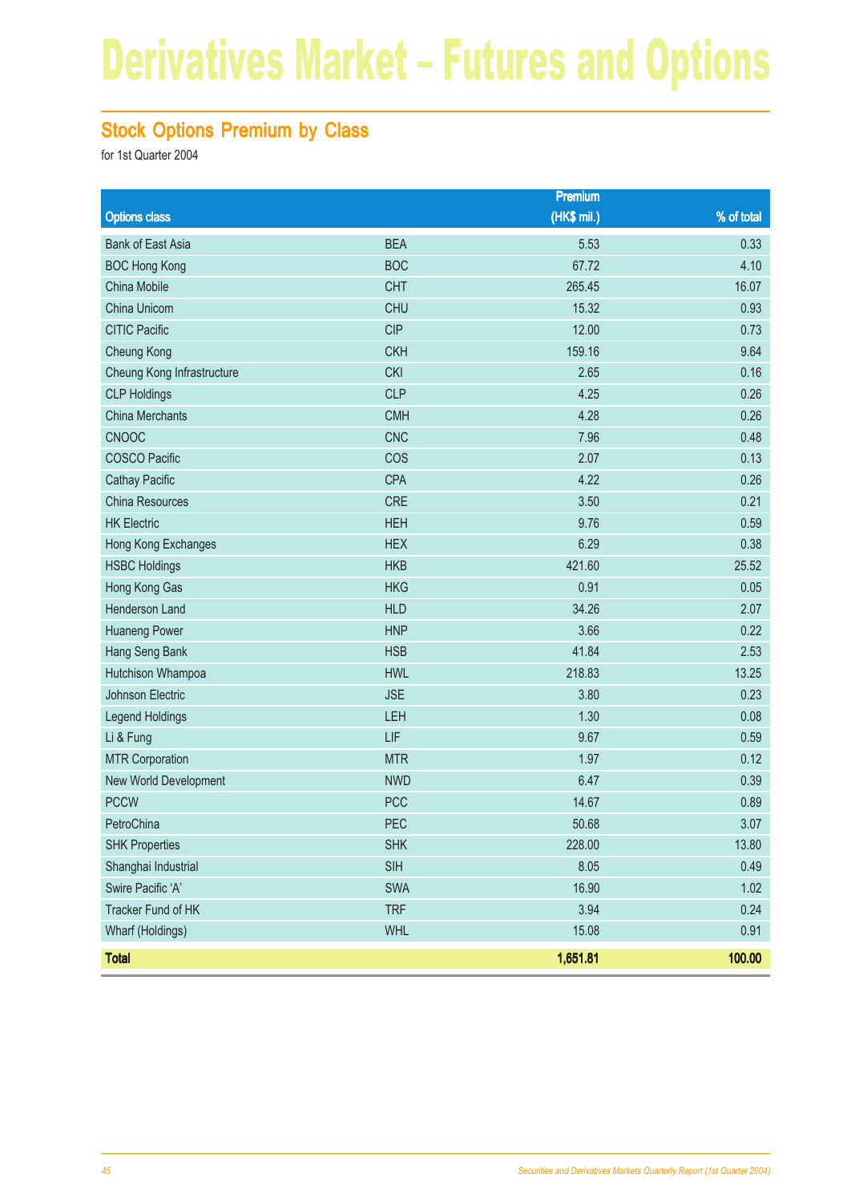# Derivatives Market – Futures and Options

## Stock Options Premium by Class

for 1st Quarter 2004

| Options class | | Premium (HK$ mil.) | % of total |
|---|---|---|---|
| Bank of East Asia | BEA | 5.53 | 0.33 |
| BOC Hong Kong | BOC | 67.72 | 4.10 |
| China Mobile | CHT | 265.45 | 16.07 |
| China Unicom | CHU | 15.32 | 0.93 |
| CITIC Pacific | CIP | 12.00 | 0.73 |
| Cheung Kong | CKH | 159.16 | 9.64 |
| Cheung Kong Infrastructure | CKI | 2.65 | 0.16 |
| CLP Holdings | CLP | 4.25 | 0.26 |
| China Merchants | CMH | 4.28 | 0.26 |
| CNOOC | CNC | 7.96 | 0.48 |
| COSCO Pacific | COS | 2.07 | 0.13 |
| Cathay Pacific | CPA | 4.22 | 0.26 |
| China Resources | CRE | 3.50 | 0.21 |
| HK Electric | HEH | 9.76 | 0.59 |
| Hong Kong Exchanges | HEX | 6.29 | 0.38 |
| HSBC Holdings | HKB | 421.60 | 25.52 |
| Hong Kong Gas | HKG | 0.91 | 0.05 |
| Henderson Land | HLD | 34.26 | 2.07 |
| Huaneng Power | HNP | 3.66 | 0.22 |
| Hang Seng Bank | HSB | 41.84 | 2.53 |
| Hutchison Whampoa | HWL | 218.83 | 13.25 |
| Johnson Electric | JSE | 3.80 | 0.23 |
| Legend Holdings | LEH | 1.30 | 0.08 |
| Li & Fung | LIF | 9.67 | 0.59 |
| MTR Corporation | MTR | 1.97 | 0.12 |
| New World Development | NWD | 6.47 | 0.39 |
| PCCW | PCC | 14.67 | 0.89 |
| PetroChina | PEC | 50.68 | 3.07 |
| SHK Properties | SHK | 228.00 | 13.80 |
| Shanghai Industrial | SIH | 8.05 | 0.49 |
| Swire Pacific 'A' | SWA | 16.90 | 1.02 |
| Tracker Fund of HK | TRF | 3.94 | 0.24 |
| Wharf (Holdings) | WHL | 15.08 | 0.91 |
| **Total** | | **1,651.81** | **100.00** |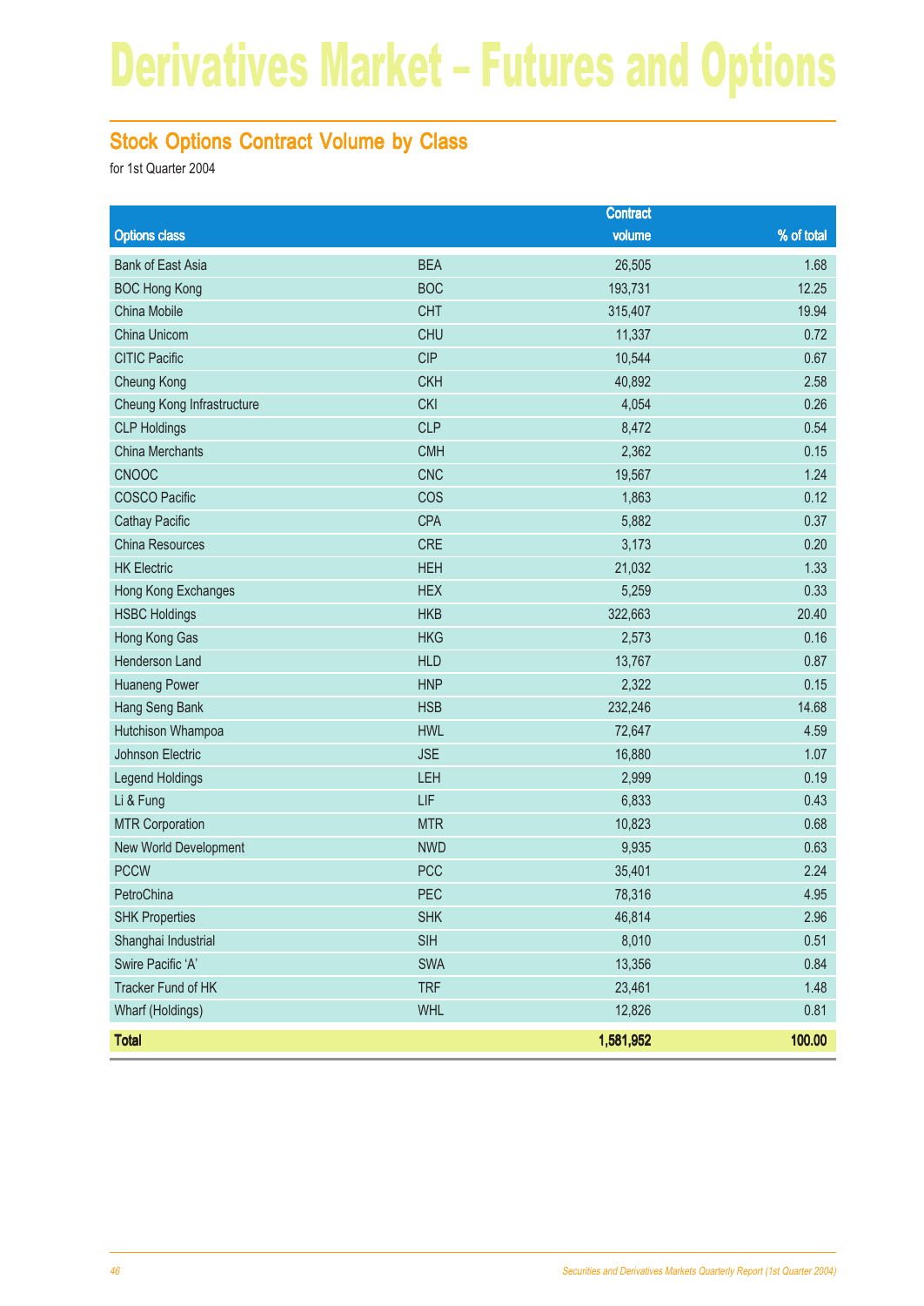# Derivatives Market – Futures and Options

## Stock Options Contract Volume by Class

for 1st Quarter 2004

| Options class | | Contract volume | % of total |
|---|---|---|---|
| Bank of East Asia | BEA | 26,505 | 1.68 |
| BOC Hong Kong | BOC | 193,731 | 12.25 |
| China Mobile | CHT | 315,407 | 19.94 |
| China Unicom | CHU | 11,337 | 0.72 |
| CITIC Pacific | CIP | 10,544 | 0.67 |
| Cheung Kong | CKH | 40,892 | 2.58 |
| Cheung Kong Infrastructure | CKI | 4,054 | 0.26 |
| CLP Holdings | CLP | 8,472 | 0.54 |
| China Merchants | CMH | 2,362 | 0.15 |
| CNOOC | CNC | 19,567 | 1.24 |
| COSCO Pacific | COS | 1,863 | 0.12 |
| Cathay Pacific | CPA | 5,882 | 0.37 |
| China Resources | CRE | 3,173 | 0.20 |
| HK Electric | HEH | 21,032 | 1.33 |
| Hong Kong Exchanges | HEX | 5,259 | 0.33 |
| HSBC Holdings | HKB | 322,663 | 20.40 |
| Hong Kong Gas | HKG | 2,573 | 0.16 |
| Henderson Land | HLD | 13,767 | 0.87 |
| Huaneng Power | HNP | 2,322 | 0.15 |
| Hang Seng Bank | HSB | 232,246 | 14.68 |
| Hutchison Whampoa | HWL | 72,647 | 4.59 |
| Johnson Electric | JSE | 16,880 | 1.07 |
| Legend Holdings | LEH | 2,999 | 0.19 |
| Li & Fung | LIF | 6,833 | 0.43 |
| MTR Corporation | MTR | 10,823 | 0.68 |
| New World Development | NWD | 9,935 | 0.63 |
| PCCW | PCC | 35,401 | 2.24 |
| PetroChina | PEC | 78,316 | 4.95 |
| SHK Properties | SHK | 46,814 | 2.96 |
| Shanghai Industrial | SIH | 8,010 | 0.51 |
| Swire Pacific 'A' | SWA | 13,356 | 0.84 |
| Tracker Fund of HK | TRF | 23,461 | 1.48 |
| Wharf (Holdings) | WHL | 12,826 | 0.81 |
| **Total** | | **1,581,952** | **100.00** |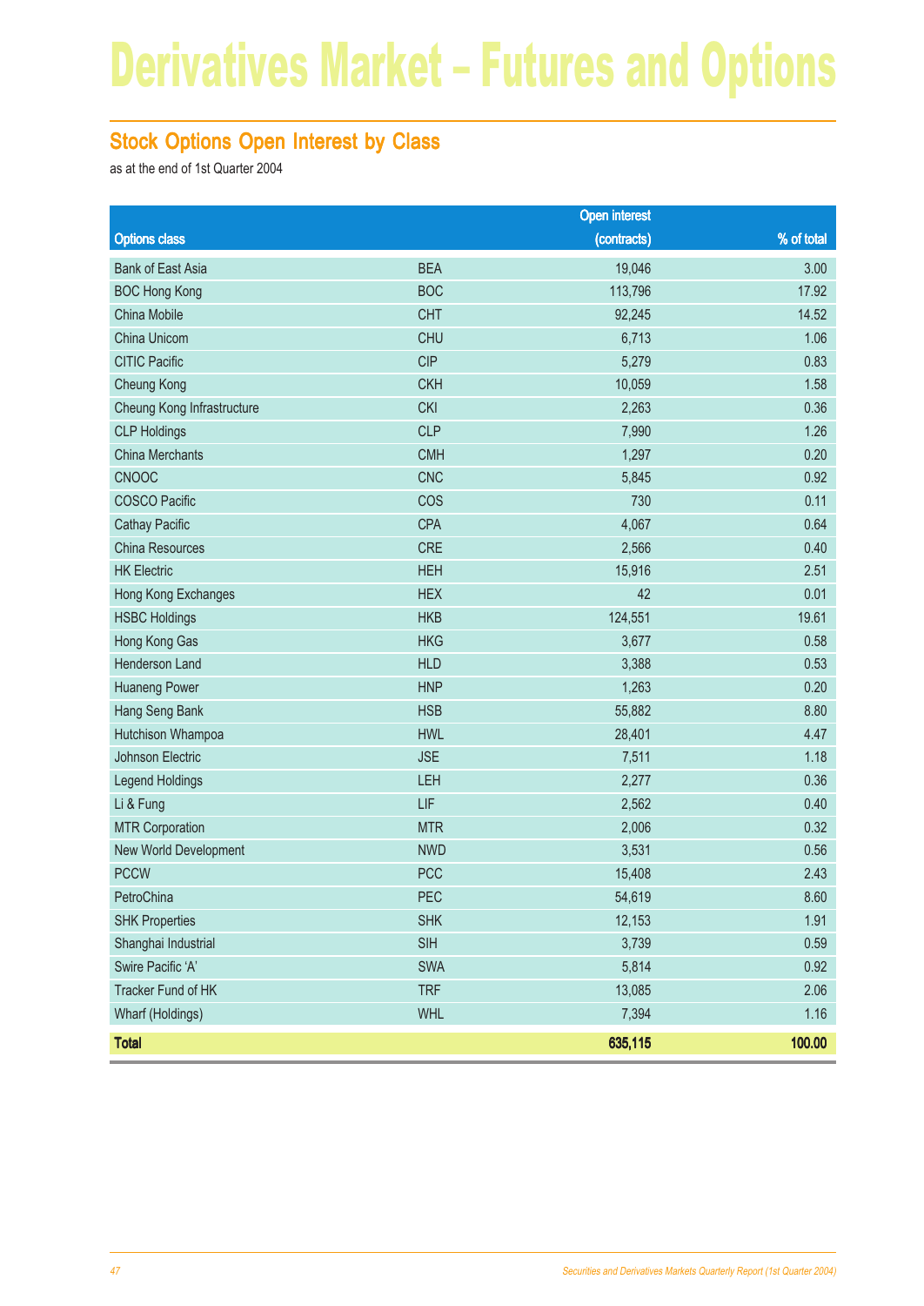# Derivatives Market – Futures and Options

## Stock Options Open Interest by Class

as at the end of 1st Quarter 2004

| Options class | | Open interest (contracts) | % of total |
|---|---|---|---|
| Bank of East Asia | BEA | 19,046 | 3.00 |
| BOC Hong Kong | BOC | 113,796 | 17.92 |
| China Mobile | CHT | 92,245 | 14.52 |
| China Unicom | CHU | 6,713 | 1.06 |
| CITIC Pacific | CIP | 5,279 | 0.83 |
| Cheung Kong | CKH | 10,059 | 1.58 |
| Cheung Kong Infrastructure | CKI | 2,263 | 0.36 |
| CLP Holdings | CLP | 7,990 | 1.26 |
| China Merchants | CMH | 1,297 | 0.20 |
| CNOOC | CNC | 5,845 | 0.92 |
| COSCO Pacific | COS | 730 | 0.11 |
| Cathay Pacific | CPA | 4,067 | 0.64 |
| China Resources | CRE | 2,566 | 0.40 |
| HK Electric | HEH | 15,916 | 2.51 |
| Hong Kong Exchanges | HEX | 42 | 0.01 |
| HSBC Holdings | HKB | 124,551 | 19.61 |
| Hong Kong Gas | HKG | 3,677 | 0.58 |
| Henderson Land | HLD | 3,388 | 0.53 |
| Huaneng Power | HNP | 1,263 | 0.20 |
| Hang Seng Bank | HSB | 55,882 | 8.80 |
| Hutchison Whampoa | HWL | 28,401 | 4.47 |
| Johnson Electric | JSE | 7,511 | 1.18 |
| Legend Holdings | LEH | 2,277 | 0.36 |
| Li & Fung | LIF | 2,562 | 0.40 |
| MTR Corporation | MTR | 2,006 | 0.32 |
| New World Development | NWD | 3,531 | 0.56 |
| PCCW | PCC | 15,408 | 2.43 |
| PetroChina | PEC | 54,619 | 8.60 |
| SHK Properties | SHK | 12,153 | 1.91 |
| Shanghai Industrial | SIH | 3,739 | 0.59 |
| Swire Pacific 'A' | SWA | 5,814 | 0.92 |
| Tracker Fund of HK | TRF | 13,085 | 2.06 |
| Wharf (Holdings) | WHL | 7,394 | 1.16 |
| **Total** | | **635,115** | **100.00** |